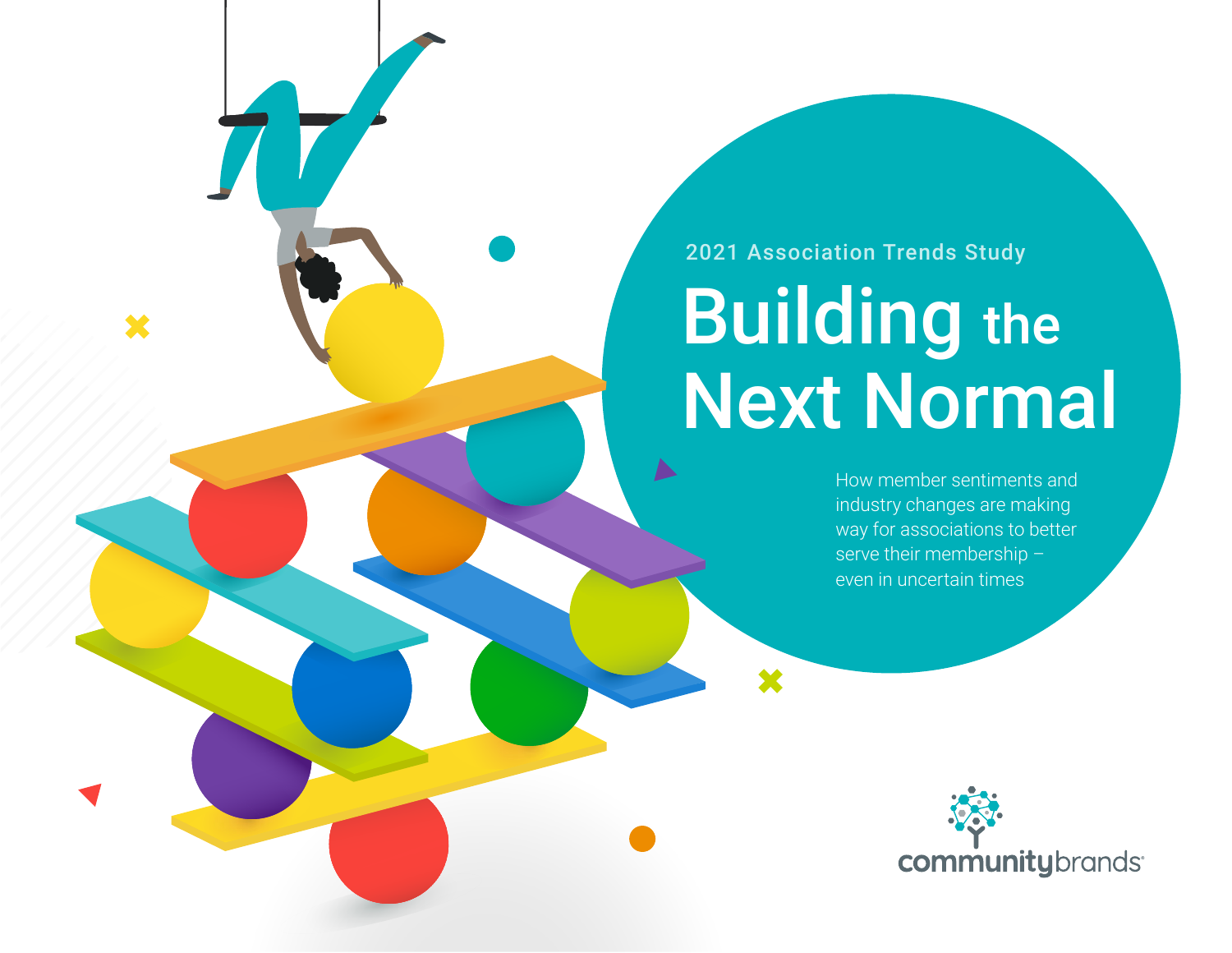2021 Association Trends Study

# Building the Next Normal

How member sentiments and industry changes are making way for associations to better serve their membership – even in uncertain times

communitybrands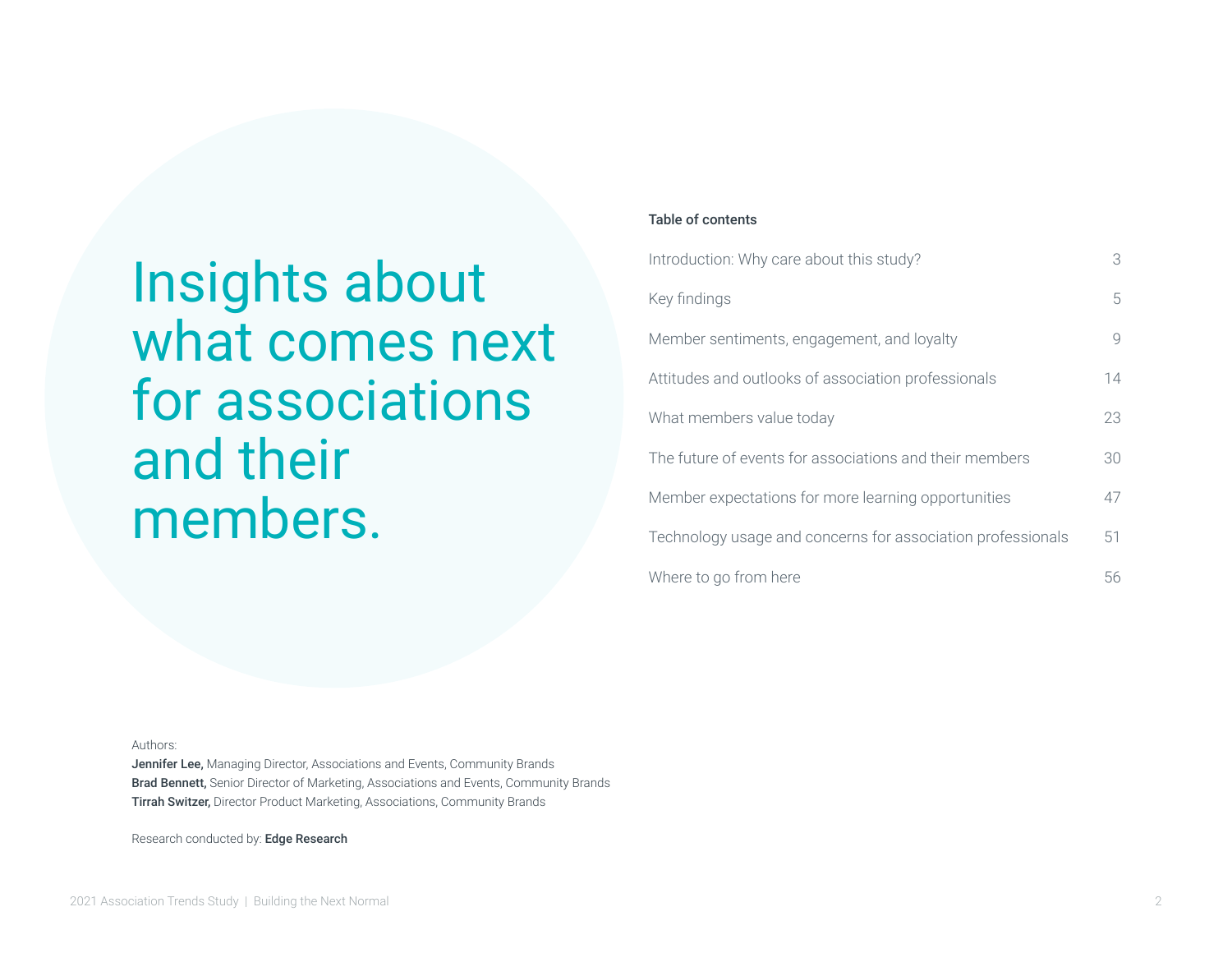# Insights about what comes next for associations and their members.

**Table of contents**

| | |
|---|---|
| Introduction: Why care about this study? | 3 |
| Key findings | 5 |
| Member sentiments, engagement, and loyalty | 9 |
| Attitudes and outlooks of association professionals | 14 |
| What members value today | 23 |
| The future of events for associations and their members | 30 |
| Member expectations for more learning opportunities | 47 |
| Technology usage and concerns for association professionals | 51 |
| Where to go from here | 56 |

Authors:
**Jennifer Lee,** Managing Director, Associations and Events, Community Brands
**Brad Bennett,** Senior Director of Marketing, Associations and Events, Community Brands
**Tirrah Switzer,** Director Product Marketing, Associations, Community Brands

Research conducted by: **Edge Research**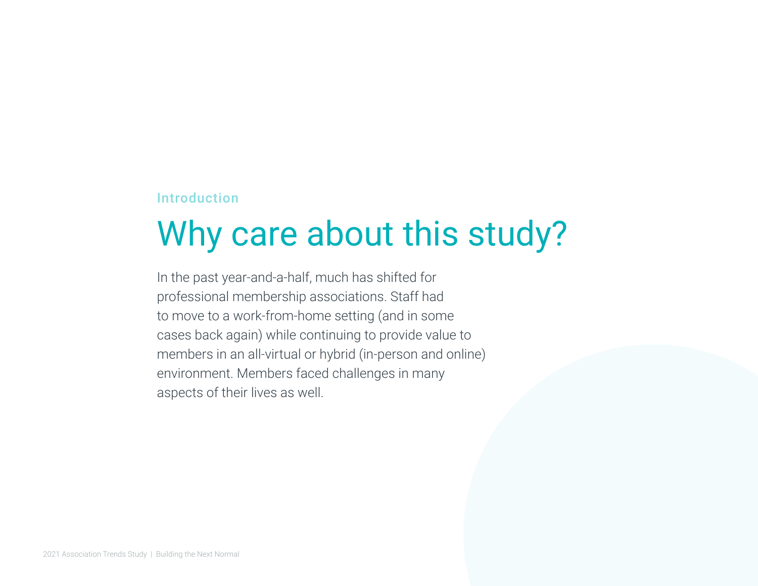Introduction

# Why care about this study?

In the past year-and-a-half, much has shifted for professional membership associations. Staff had to move to a work-from-home setting (and in some cases back again) while continuing to provide value to members in an all-virtual or hybrid (in-person and online) environment. Members faced challenges in many aspects of their lives as well.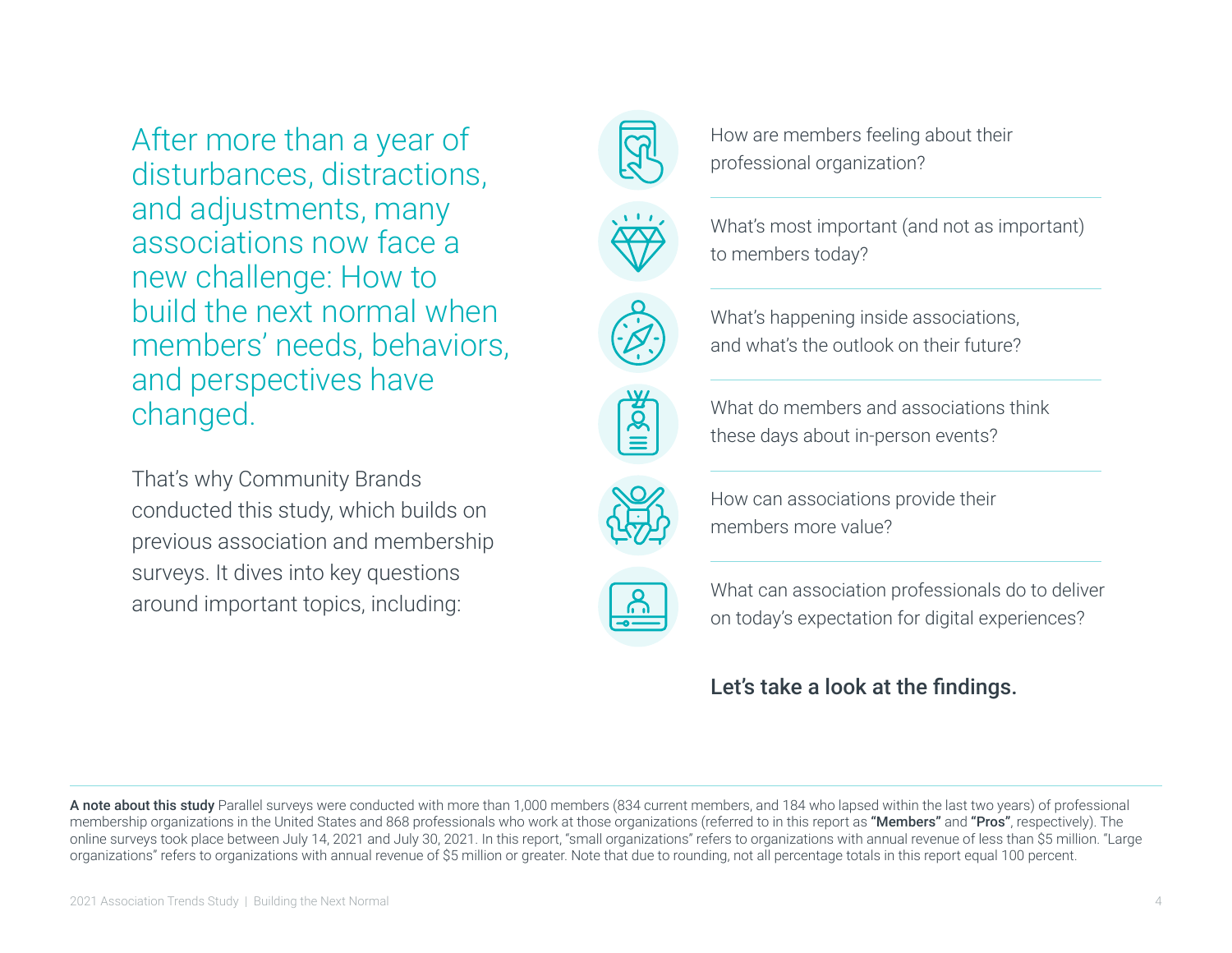After more than a year of disturbances, distractions, and adjustments, many associations now face a new challenge: How to build the next normal when members' needs, behaviors, and perspectives have changed.

That's why Community Brands conducted this study, which builds on previous association and membership surveys. It dives into key questions around important topics, including:

- How are members feeling about their professional organization?
- What's most important (and not as important) to members today?
- What's happening inside associations, and what's the outlook on their future?
- What do members and associations think these days about in-person events?
- How can associations provide their members more value?
- What can association professionals do to deliver on today's expectation for digital experiences?

**Let's take a look at the findings.**

**A note about this study** Parallel surveys were conducted with more than 1,000 members (834 current members, and 184 who lapsed within the last two years) of professional membership organizations in the United States and 868 professionals who work at those organizations (referred to in this report as **"Members"** and **"Pros"**, respectively). The online surveys took place between July 14, 2021 and July 30, 2021. In this report, "small organizations" refers to organizations with annual revenue of less than $5 million. "Large organizations" refers to organizations with annual revenue of $5 million or greater. Note that due to rounding, not all percentage totals in this report equal 100 percent.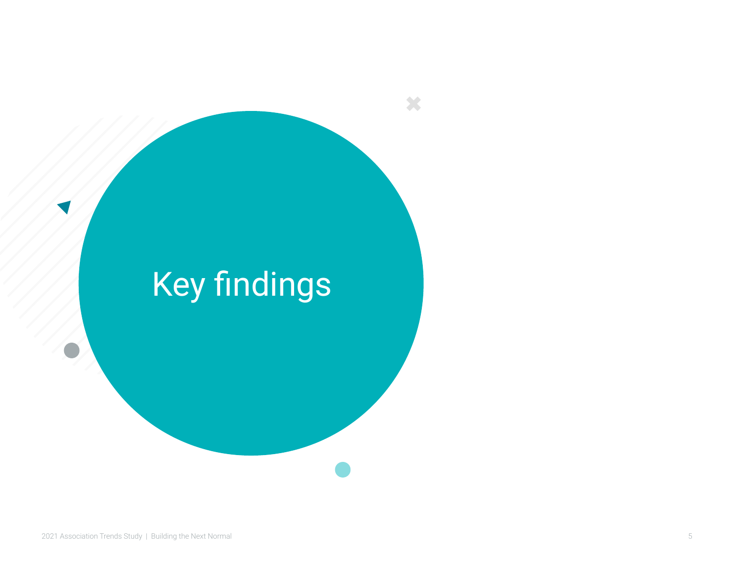# Key findings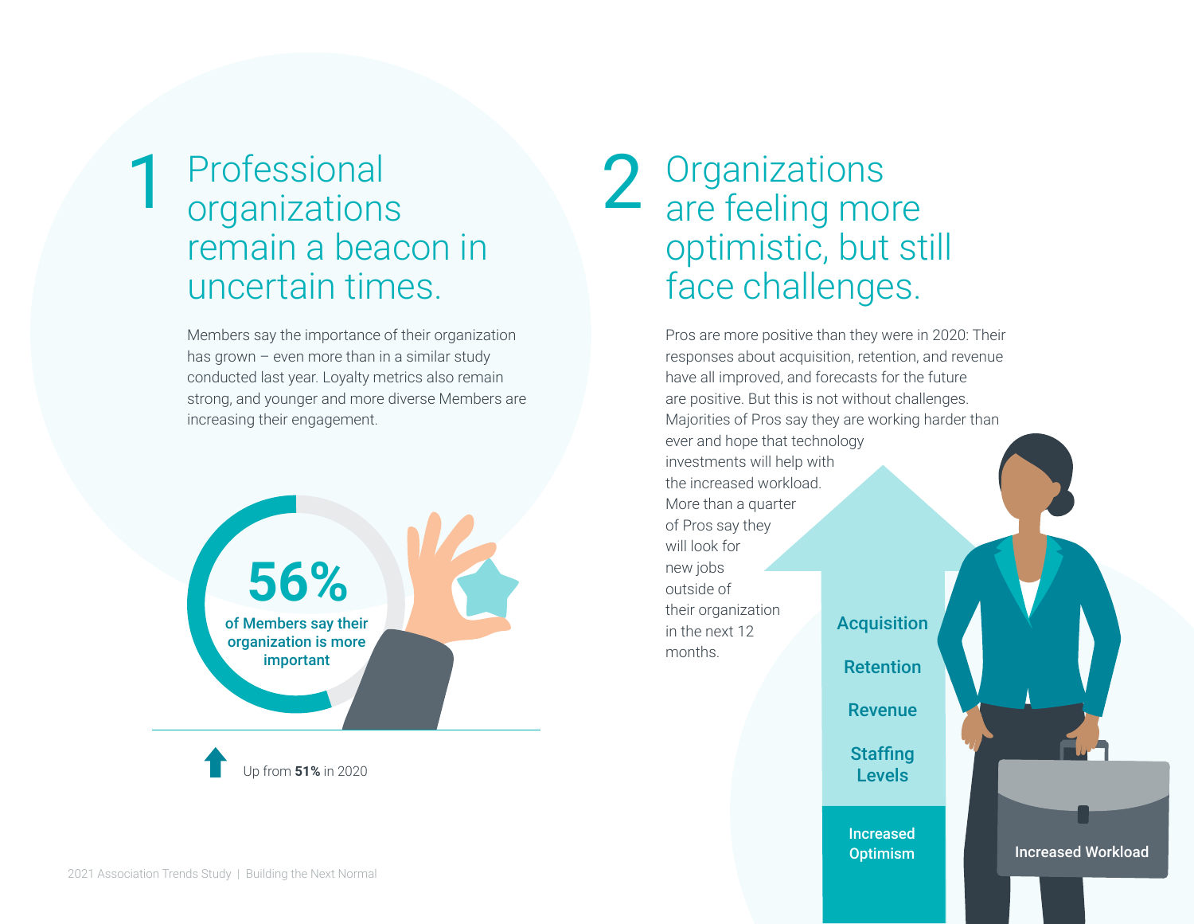## 1 Professional organizations remain a beacon in uncertain times.

Members say the importance of their organization has grown – even more than in a similar study conducted last year. Loyalty metrics also remain strong, and younger and more diverse Members are increasing their engagement.

**56%** of Members say their organization is more important

Up from **51%** in 2020

## 2 Organizations are feeling more optimistic, but still face challenges.

Pros are more positive than they were in 2020: Their responses about acquisition, retention, and revenue have all improved, and forecasts for the future are positive. But this is not without challenges. Majorities of Pros say they are working harder than ever and hope that technology investments will help with the increased workload. More than a quarter of Pros say they will look for new jobs outside of their organization in the next 12 months.

Acquisition

Retention

Revenue

Staffing Levels

Increased Optimism

Increased Workload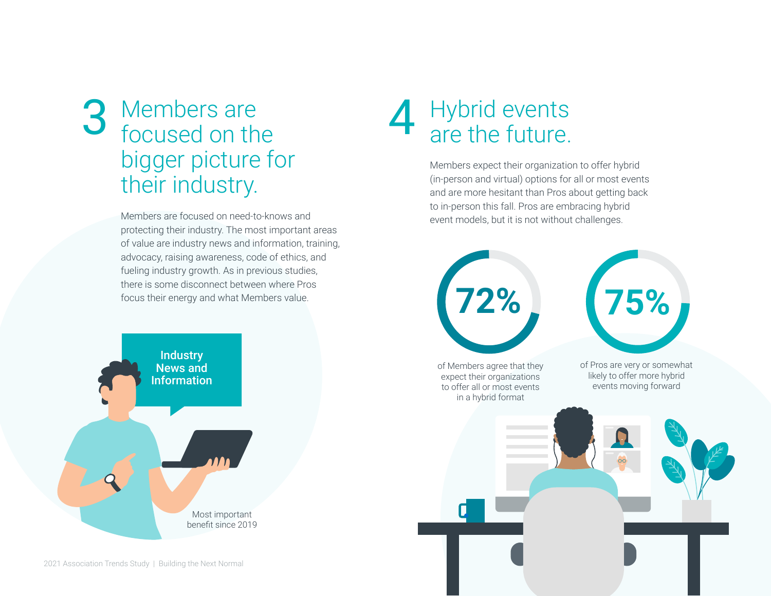## 3 Members are focused on the bigger picture for their industry.

Members are focused on need-to-knows and protecting their industry. The most important areas of value are industry news and information, training, advocacy, raising awareness, code of ethics, and fueling industry growth. As in previous studies, there is some disconnect between where Pros focus their energy and what Members value.

**Industry News and Information**

Most important benefit since 2019

## 4 Hybrid events are the future.

Members expect their organization to offer hybrid (in-person and virtual) options for all or most events and are more hesitant than Pros about getting back to in-person this fall. Pros are embracing hybrid event models, but it is not without challenges.

**72%** of Members agree that they expect their organizations to offer all or most events in a hybrid format

**75%** of Pros are very or somewhat likely to offer more hybrid events moving forward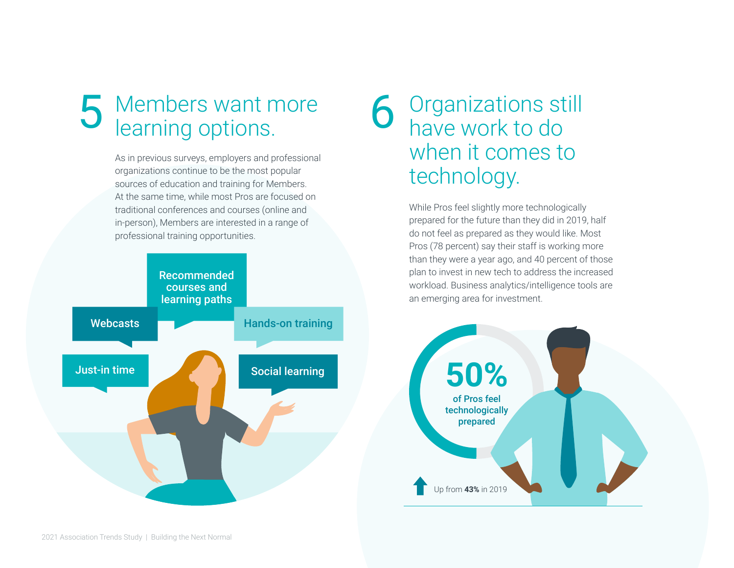## 5 Members want more learning options.

As in previous surveys, employers and professional organizations continue to be the most popular sources of education and training for Members. At the same time, while most Pros are focused on traditional conferences and courses (online and in-person), Members are interested in a range of professional training opportunities.

- Recommended courses and learning paths
- Webcasts
- Hands-on training
- Just-in time
- Social learning

## 6 Organizations still have work to do when it comes to technology.

While Pros feel slightly more technologically prepared for the future than they did in 2019, half do not feel as prepared as they would like. Most Pros (78 percent) say their staff is working more than they were a year ago, and 40 percent of those plan to invest in new tech to address the increased workload. Business analytics/intelligence tools are an emerging area for investment.

**50%** of Pros feel technologically prepared

Up from **43%** in 2019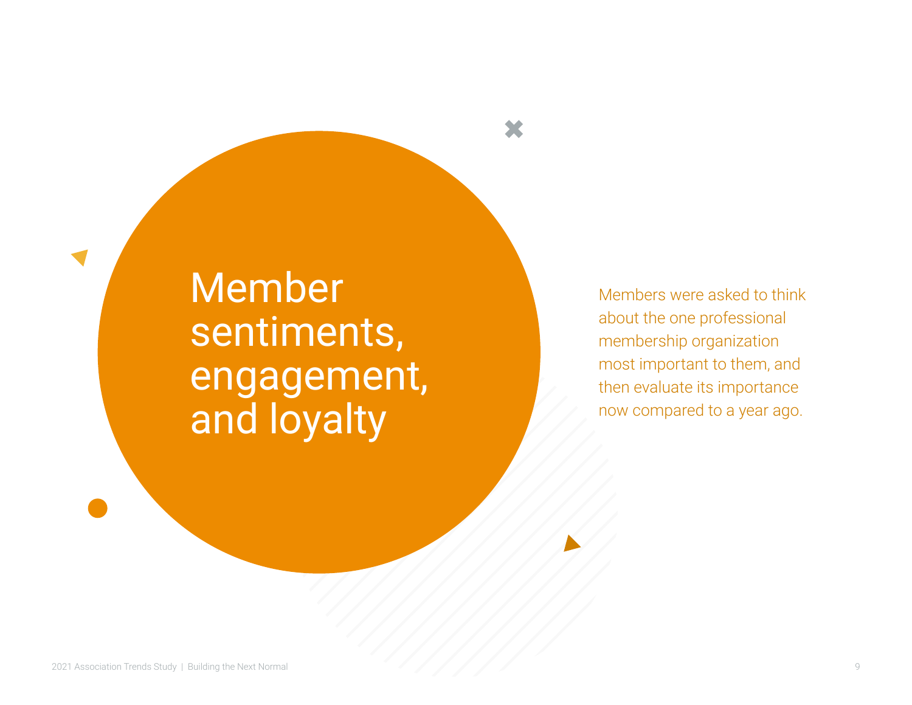# Member sentiments, engagement, and loyalty

Members were asked to think about the one professional membership organization most important to them, and then evaluate its importance now compared to a year ago.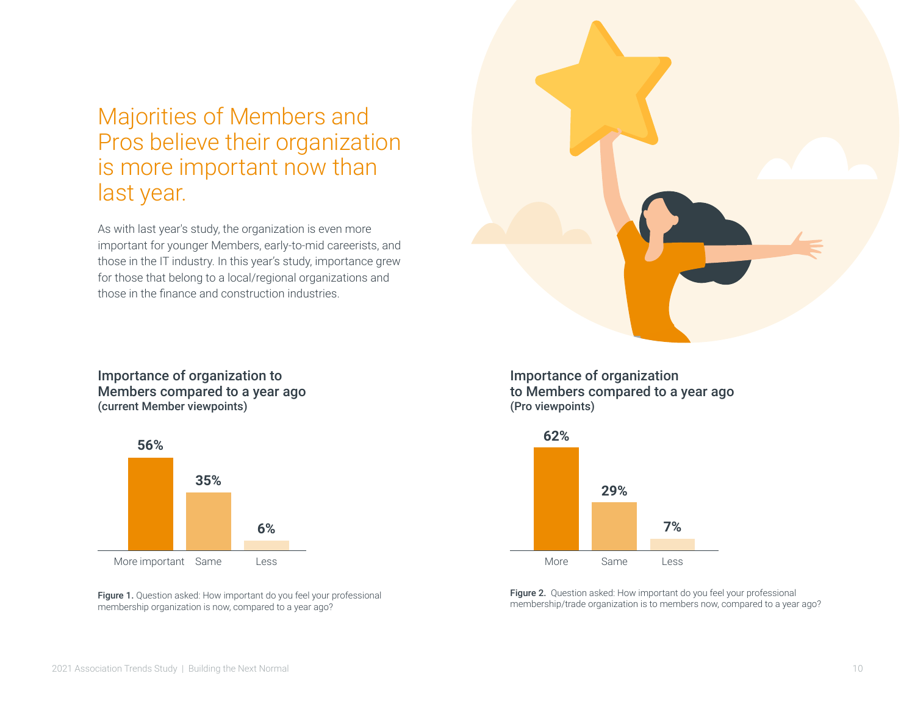# Majorities of Members and Pros believe their organization is more important now than last year.

As with last year's study, the organization is even more important for younger Members, early-to-mid careerists, and those in the IT industry. In this year's study, importance grew for those that belong to a local/regional organizations and those in the finance and construction industries.

### Importance of organization to Members compared to a year ago (current Member viewpoints)

| More important | Same | Less |
|---|---|---|
| 56% | 35% | 6% |

**Figure 1.** Question asked: How important do you feel your professional membership organization is now, compared to a year ago?

### Importance of organization to Members compared to a year ago (Pro viewpoints)

| More | Same | Less |
|---|---|---|
| 62% | 29% | 7% |

**Figure 2.** Question asked: How important do you feel your professional membership/trade organization is to members now, compared to a year ago?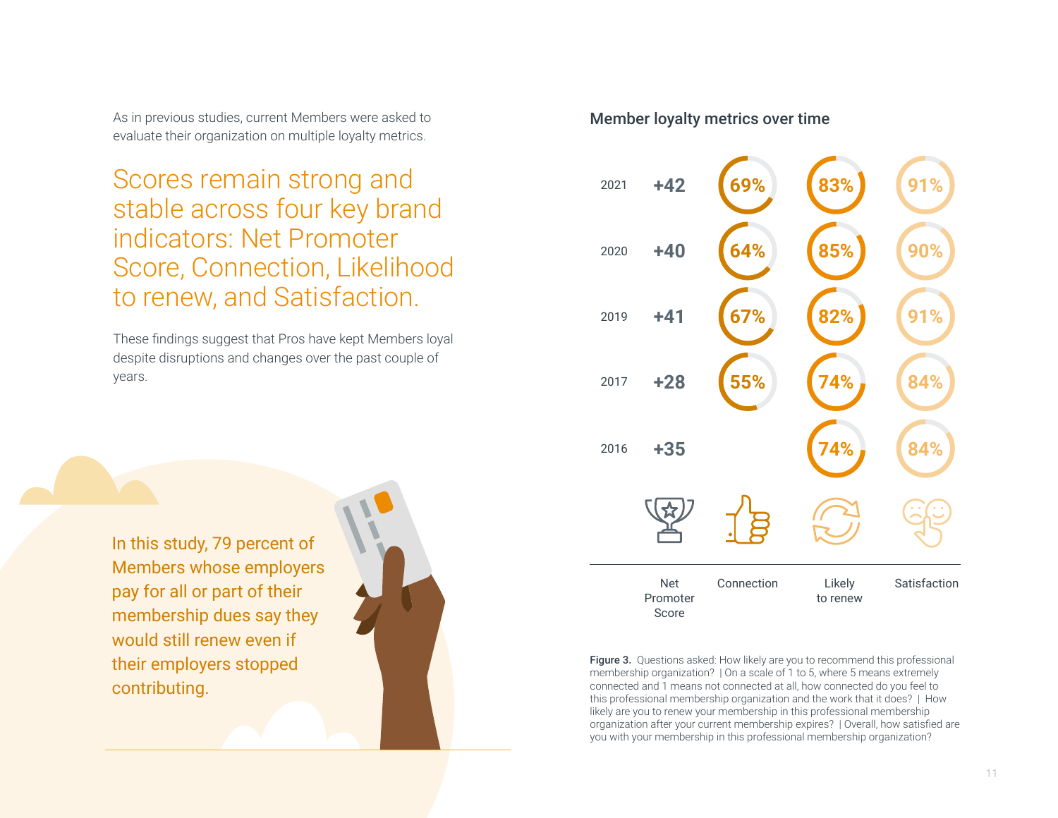As in previous studies, current Members were asked to evaluate their organization on multiple loyalty metrics.

## Scores remain strong and stable across four key brand indicators: Net Promoter Score, Connection, Likelihood to renew, and Satisfaction.

These findings suggest that Pros have kept Members loyal despite disruptions and changes over the past couple of years.

In this study, 79 percent of Members whose employers pay for all or part of their membership dues say they would still renew even if their employers stopped contributing.

### Member loyalty metrics over time

| Year | Net Promoter Score | Connection | Likely to renew | Satisfaction |
|---|---|---|---|---|
| 2021 | +42 | 69% | 83% | 91% |
| 2020 | +40 | 64% | 85% | 90% |
| 2019 | +41 | 67% | 82% | 91% |
| 2017 | +28 | 55% | 74% | 84% |
| 2016 | +35 | | 74% | 84% |

**Figure 3.** Questions asked: How likely are you to recommend this professional membership organization? | On a scale of 1 to 5, where 5 means extremely connected and 1 means not connected at all, how connected do you feel to this professional membership organization and the work that it does? | How likely are you to renew your membership in this professional membership organization after your current membership expires? | Overall, how satisfied are you with your membership in this professional membership organization?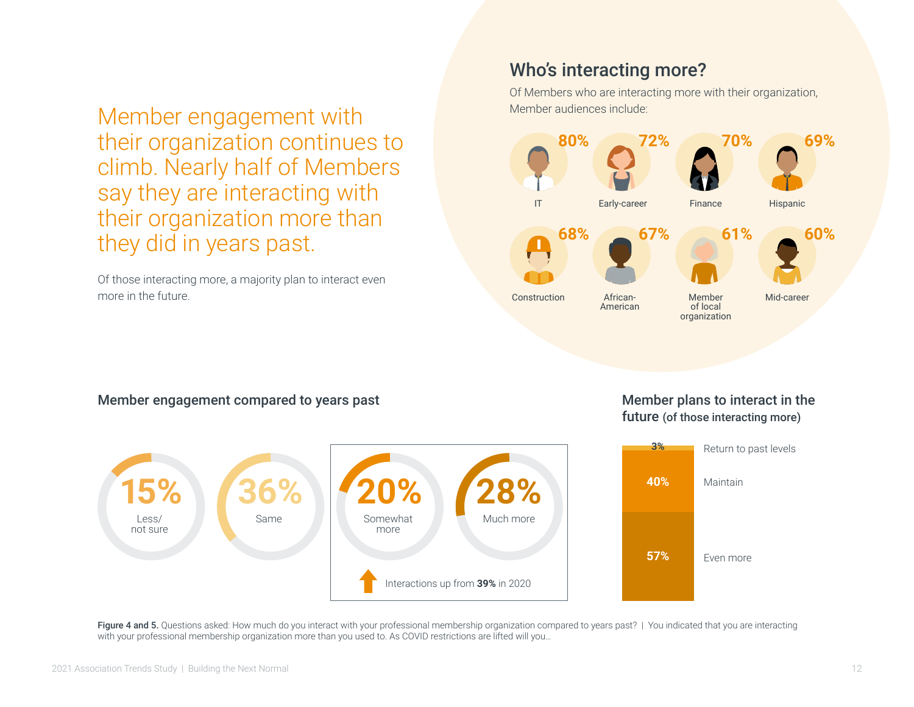Member engagement with their organization continues to climb. Nearly half of Members say they are interacting with their organization more than they did in years past.

Of those interacting more, a majority plan to interact even more in the future.

## Who's interacting more?

Of Members who are interacting more with their organization, Member audiences include:

| Audience | % |
|---|---|
| IT | 80% |
| Early-career | 72% |
| Finance | 70% |
| Hispanic | 69% |
| Construction | 68% |
| African-American | 67% |
| Member of local organization | 61% |
| Mid-career | 60% |

### Member engagement compared to years past

| Response | % |
|---|---|
| Less/not sure | 15% |
| Same | 36% |
| Somewhat more | 20% |
| Much more | 28% |

Interactions up from **39%** in 2020

### Member plans to interact in the future (of those interacting more)

| Plan | % |
|---|---|
| Return to past levels | 3% |
| Maintain | 40% |
| Even more | 57% |

**Figure 4 and 5.** Questions asked: How much do you interact with your professional membership organization compared to years past? | You indicated that you are interacting with your professional membership organization more than you used to. As COVID restrictions are lifted will you...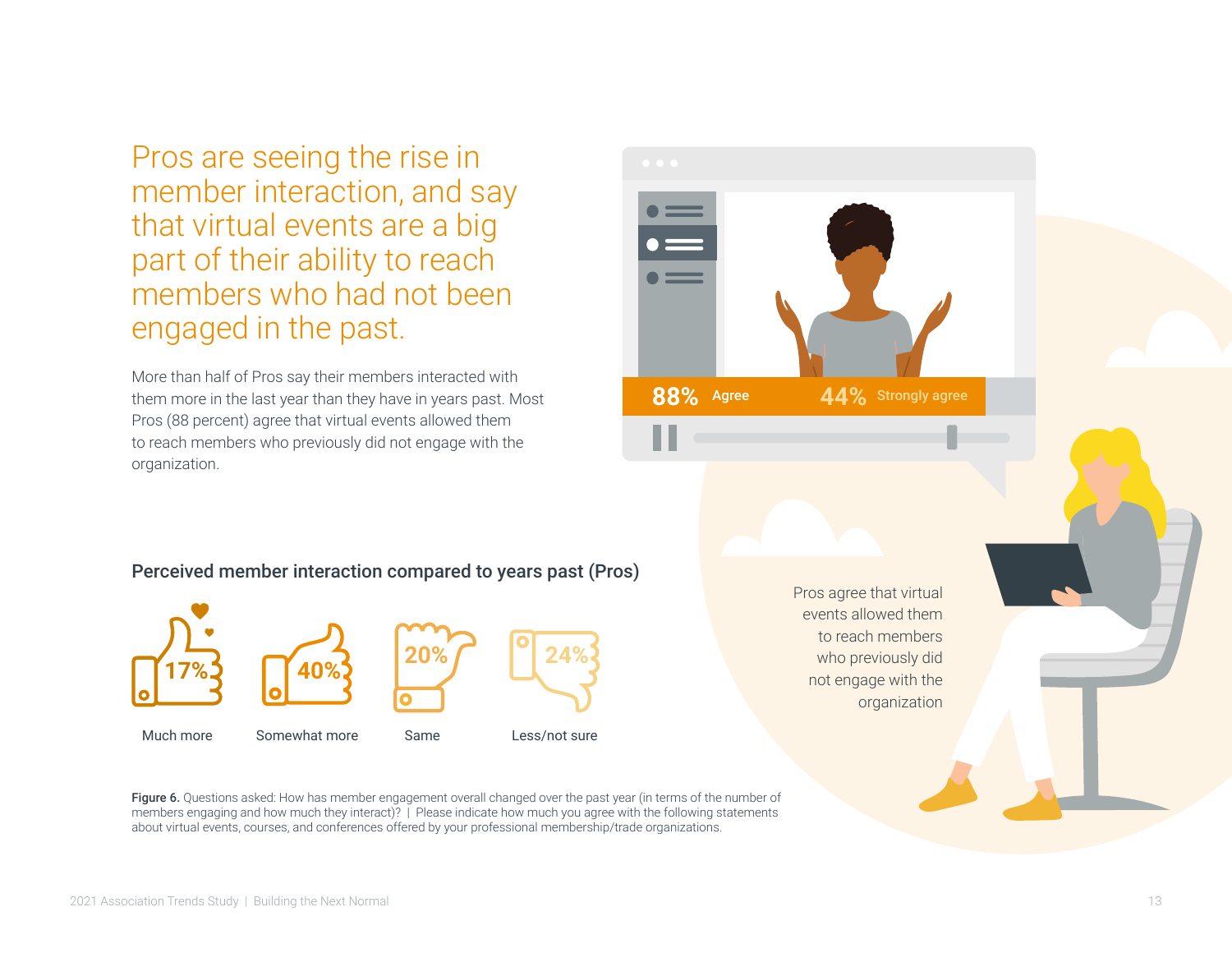## Pros are seeing the rise in member interaction, and say that virtual events are a big part of their ability to reach members who had not been engaged in the past.

More than half of Pros say their members interacted with them more in the last year than they have in years past. Most Pros (88 percent) agree that virtual events allowed them to reach members who previously did not engage with the organization.

88% Agree | 44% Strongly agree

Pros agree that virtual events allowed them to reach members who previously did not engage with the organization

### Perceived member interaction compared to years past (Pros)

| Much more | Somewhat more | Same | Less/not sure |
|---|---|---|---|
| 17% | 40% | 20% | 24% |

**Figure 6.** Questions asked: How has member engagement overall changed over the past year (in terms of the number of members engaging and how much they interact)? | Please indicate how much you agree with the following statements about virtual events, courses, and conferences offered by your professional membership/trade organizations.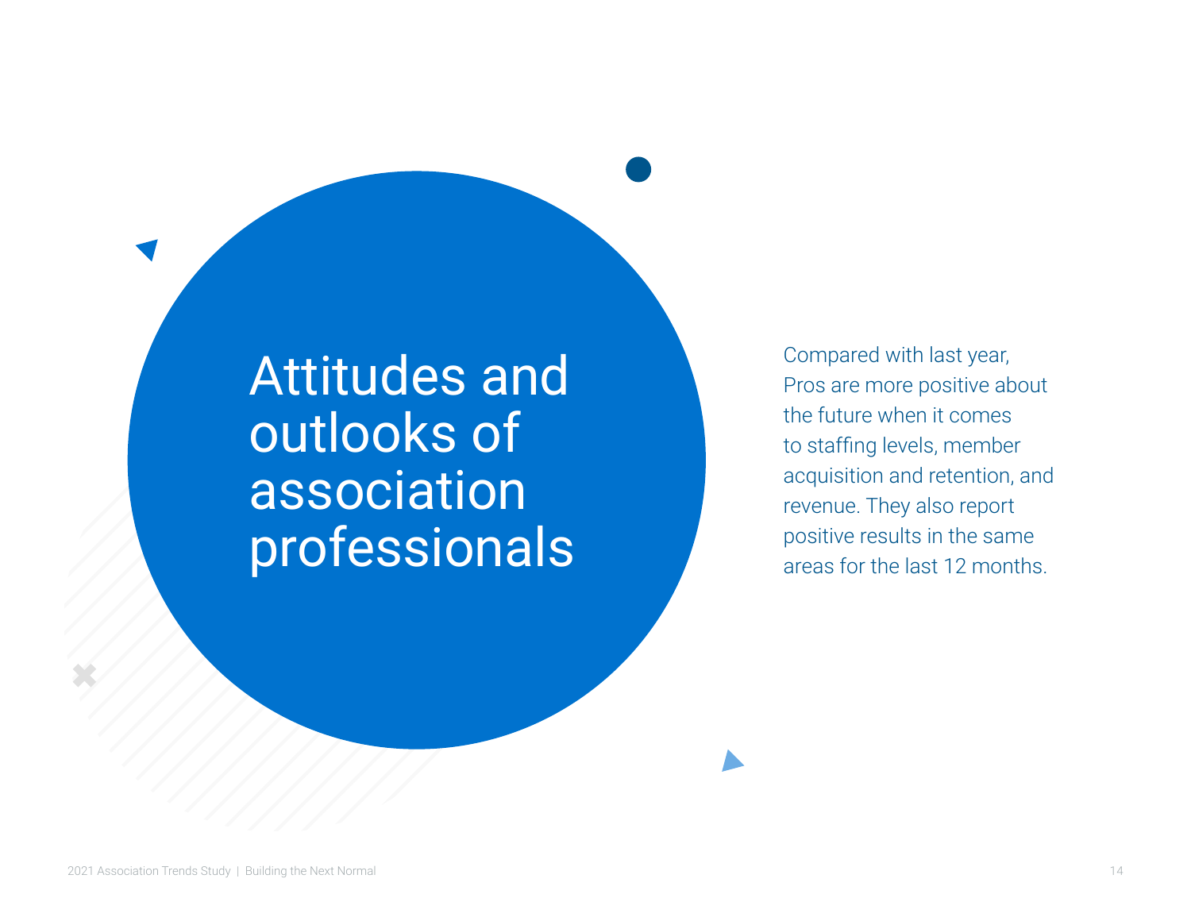# Attitudes and outlooks of association professionals

Compared with last year, Pros are more positive about the future when it comes to staffing levels, member acquisition and retention, and revenue. They also report positive results in the same areas for the last 12 months.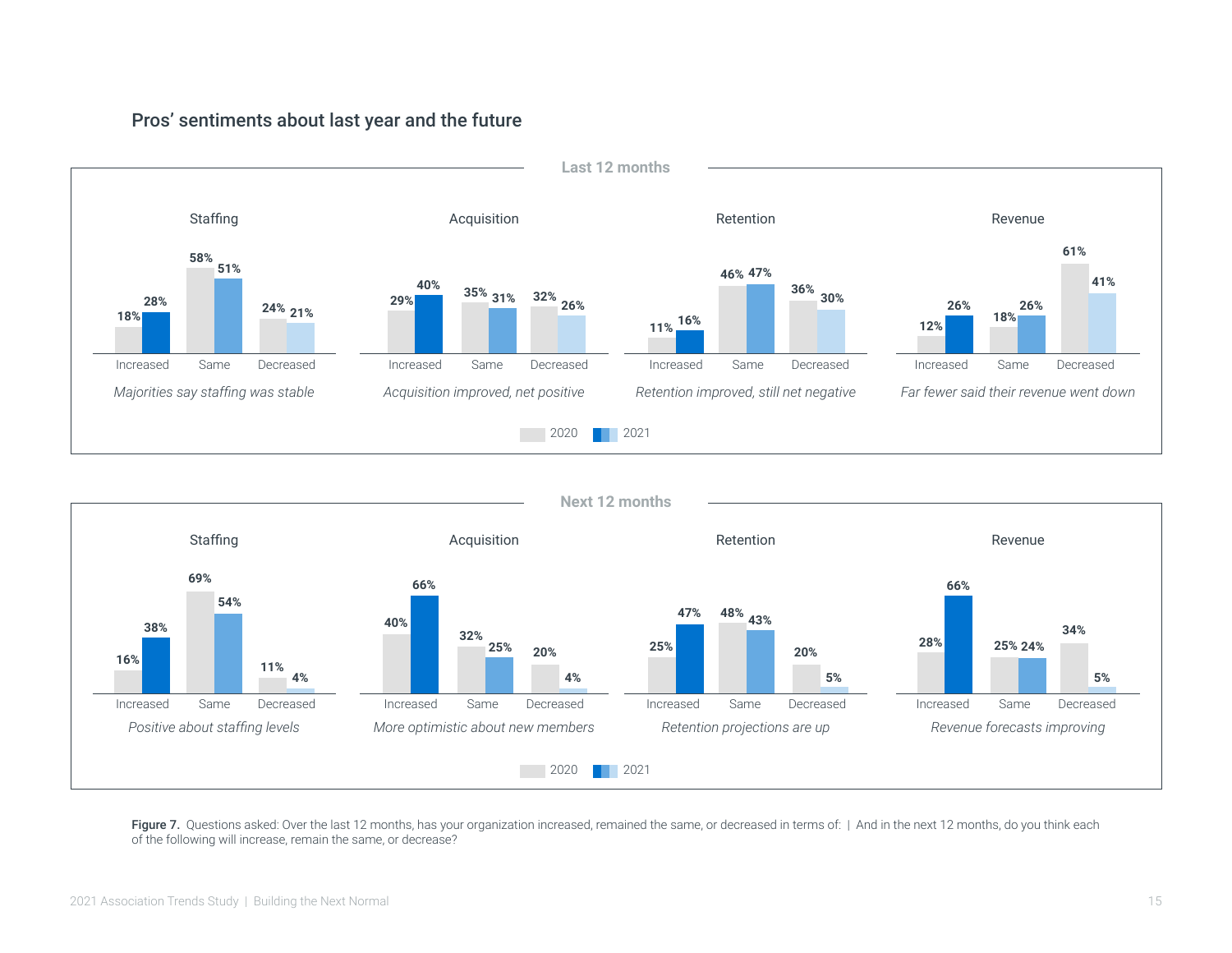## Pros' sentiments about last year and the future

### Last 12 months

**Staffing**

| | 2020 | 2021 |
|---|---|---|
| Increased | 18% | 28% |
| Same | 58% | 51% |
| Decreased | 24% | 21% |

*Majorities say staffing was stable*

**Acquisition**

| | 2020 | 2021 |
|---|---|---|
| Increased | 29% | 40% |
| Same | 35% | 31% |
| Decreased | 32% | 26% |

*Acquisition improved, net positive*

**Retention**

| | 2020 | 2021 |
|---|---|---|
| Increased | 11% | 16% |
| Same | 46% | 47% |
| Decreased | 36% | 30% |

*Retention improved, still net negative*

**Revenue**

| | 2020 | 2021 |
|---|---|---|
| Increased | 12% | 26% |
| Same | 18% | 26% |
| Decreased | 61% | 41% |

*Far fewer said their revenue went down*

### Next 12 months

**Staffing**

| | 2020 | 2021 |
|---|---|---|
| Increased | 16% | 38% |
| Same | 69% | 54% |
| Decreased | 11% | 4% |

*Positive about staffing levels*

**Acquisition**

| | 2020 | 2021 |
|---|---|---|
| Increased | 40% | 66% |
| Same | 32% | 25% |
| Decreased | 20% | 4% |

*More optimistic about new members*

**Retention**

| | 2020 | 2021 |
|---|---|---|
| Increased | 25% | 47% |
| Same | 48% | 43% |
| Decreased | 20% | 5% |

*Retention projections are up*

**Revenue**

| | 2020 | 2021 |
|---|---|---|
| Increased | 28% | 66% |
| Same | 25% | 24% |
| Decreased | 34% | 5% |

*Revenue forecasts improving*

**Figure 7.** Questions asked: Over the last 12 months, has your organization increased, remained the same, or decreased in terms of: | And in the next 12 months, do you think each of the following will increase, remain the same, or decrease?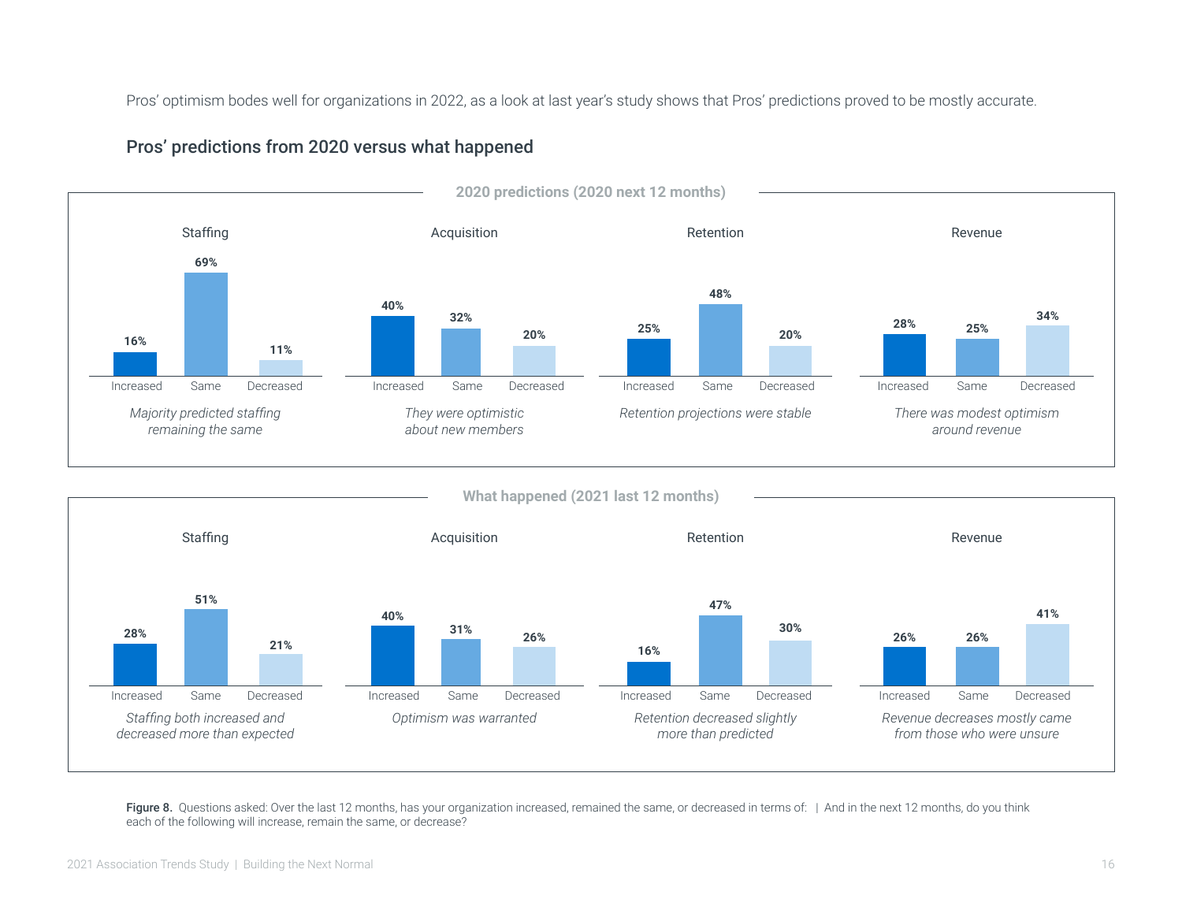Pros' optimism bodes well for organizations in 2022, as a look at last year's study shows that Pros' predictions proved to be mostly accurate.

## Pros' predictions from 2020 versus what happened

### 2020 predictions (2020 next 12 months)

| | Increased | Same | Decreased |
|---|---|---|---|
| Staffing | 16% | 69% | 11% |
| Acquisition | 40% | 32% | 20% |
| Retention | 25% | 48% | 20% |
| Revenue | 28% | 25% | 34% |

- Staffing: *Majority predicted staffing remaining the same*
- Acquisition: *They were optimistic about new members*
- Retention: *Retention projections were stable*
- Revenue: *There was modest optimism around revenue*

### What happened (2021 last 12 months)

| | Increased | Same | Decreased |
|---|---|---|---|
| Staffing | 28% | 51% | 21% |
| Acquisition | 40% | 31% | 26% |
| Retention | 16% | 47% | 30% |
| Revenue | 26% | 26% | 41% |

- Staffing: *Staffing both increased and decreased more than expected*
- Acquisition: *Optimism was warranted*
- Retention: *Retention decreased slightly more than predicted*
- Revenue: *Revenue decreases mostly came from those who were unsure*

**Figure 8.** Questions asked: Over the last 12 months, has your organization increased, remained the same, or decreased in terms of: | And in the next 12 months, do you think each of the following will increase, remain the same, or decrease?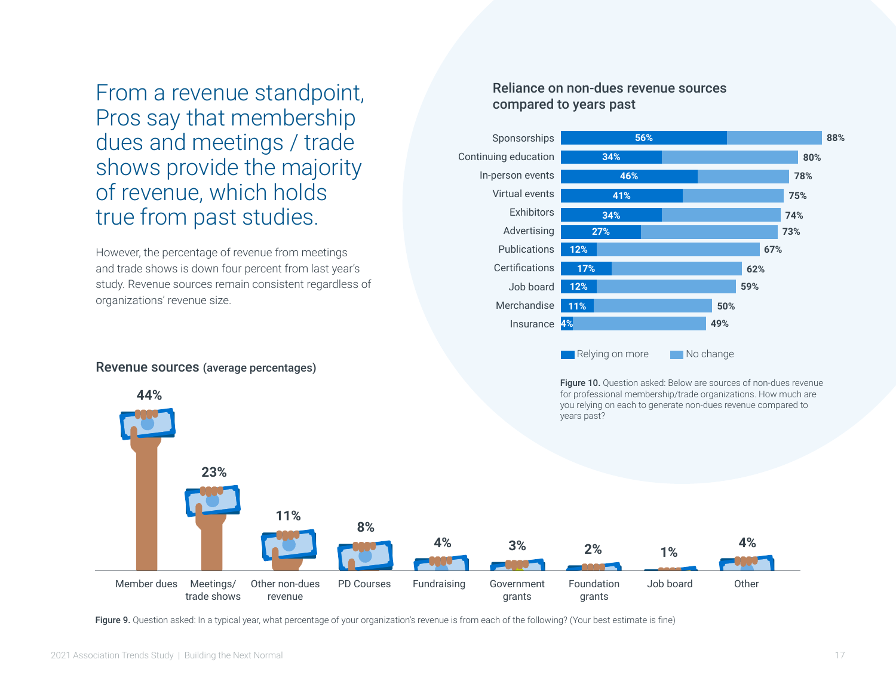# From a revenue standpoint, Pros say that membership dues and meetings / trade shows provide the majority of revenue, which holds true from past studies.

However, the percentage of revenue from meetings and trade shows is down four percent from last year's study. Revenue sources remain consistent regardless of organizations' revenue size.

## Reliance on non-dues revenue sources compared to years past

| Source | Relying on more | No change |
|---|---|---|
| Sponsorships | 56% | 88% |
| Continuing education | 34% | 80% |
| In-person events | 46% | 78% |
| Virtual events | 41% | 75% |
| Exhibitors | 34% | 74% |
| Advertising | 27% | 73% |
| Publications | 12% | 67% |
| Certifications | 17% | 62% |
| Job board | 12% | 59% |
| Merchandise | 11% | 50% |
| Insurance | 4% | 49% |

**Figure 10.** Question asked: Below are sources of non-dues revenue for professional membership/trade organizations. How much are you relying on each to generate non-dues revenue compared to years past?

## Revenue sources (average percentages)

| Member dues | Meetings/ trade shows | Other non-dues revenue | PD Courses | Fundraising | Government grants | Foundation grants | Job board | Other |
|---|---|---|---|---|---|---|---|---|
| 44% | 23% | 11% | 8% | 4% | 3% | 2% | 1% | 4% |

**Figure 9.** Question asked: In a typical year, what percentage of your organization's revenue is from each of the following? (Your best estimate is fine)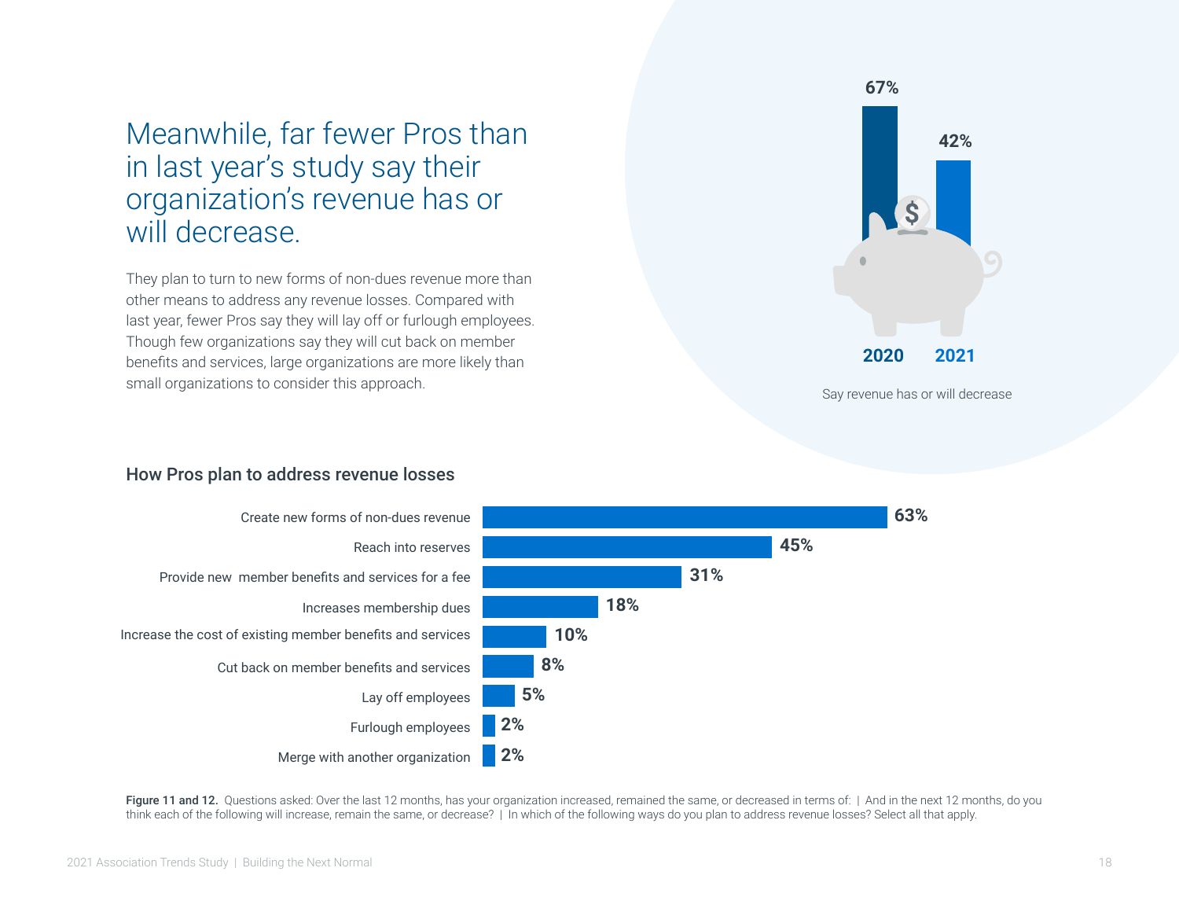# Meanwhile, far fewer Pros than in last year's study say their organization's revenue has or will decrease.

They plan to turn to new forms of non-dues revenue more than other means to address any revenue losses. Compared with last year, fewer Pros say they will lay off or furlough employees. Though few organizations say they will cut back on member benefits and services, large organizations are more likely than small organizations to consider this approach.

| Year | Say revenue has or will decrease |
|---|---|
| 2020 | 67% |
| 2021 | 42% |

Say revenue has or will decrease

## How Pros plan to address revenue losses

| Approach | Percent |
|---|---|
| Create new forms of non-dues revenue | 63% |
| Reach into reserves | 45% |
| Provide new member benefits and services for a fee | 31% |
| Increases membership dues | 18% |
| Increase the cost of existing member benefits and services | 10% |
| Cut back on member benefits and services | 8% |
| Lay off employees | 5% |
| Furlough employees | 2% |
| Merge with another organization | 2% |

**Figure 11 and 12.** Questions asked: Over the last 12 months, has your organization increased, remained the same, or decreased in terms of: | And in the next 12 months, do you think each of the following will increase, remain the same, or decrease? | In which of the following ways do you plan to address revenue losses? Select all that apply.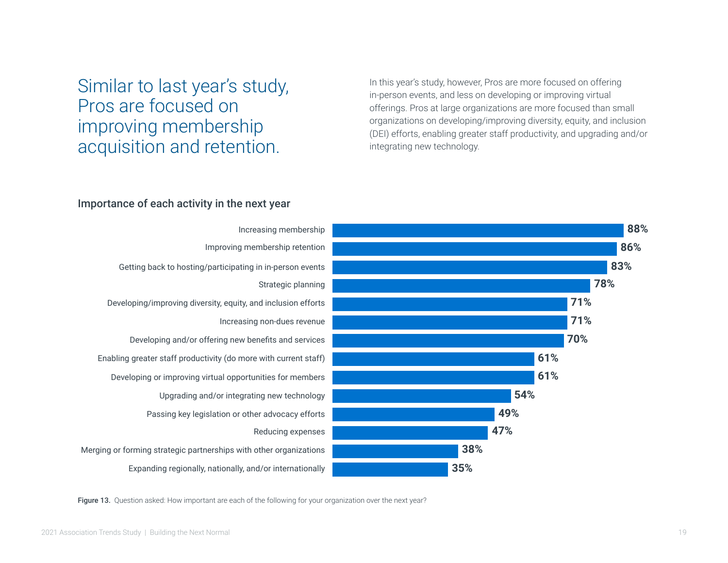# Similar to last year's study, Pros are focused on improving membership acquisition and retention.

In this year's study, however, Pros are more focused on offering in-person events, and less on developing or improving virtual offerings. Pros at large organizations are more focused than small organizations on developing/improving diversity, equity, and inclusion (DEI) efforts, enabling greater staff productivity, and upgrading and/or integrating new technology.

### Importance of each activity in the next year

| Activity | Percentage |
|---|---|
| Increasing membership | 88% |
| Improving membership retention | 86% |
| Getting back to hosting/participating in in-person events | 83% |
| Strategic planning | 78% |
| Developing/improving diversity, equity, and inclusion efforts | 71% |
| Increasing non-dues revenue | 71% |
| Developing and/or offering new benefits and services | 70% |
| Enabling greater staff productivity (do more with current staff) | 61% |
| Developing or improving virtual opportunities for members | 61% |
| Upgrading and/or integrating new technology | 54% |
| Passing key legislation or other advocacy efforts | 49% |
| Reducing expenses | 47% |
| Merging or forming strategic partnerships with other organizations | 38% |
| Expanding regionally, nationally, and/or internationally | 35% |

**Figure 13.** Question asked: How important are each of the following for your organization over the next year?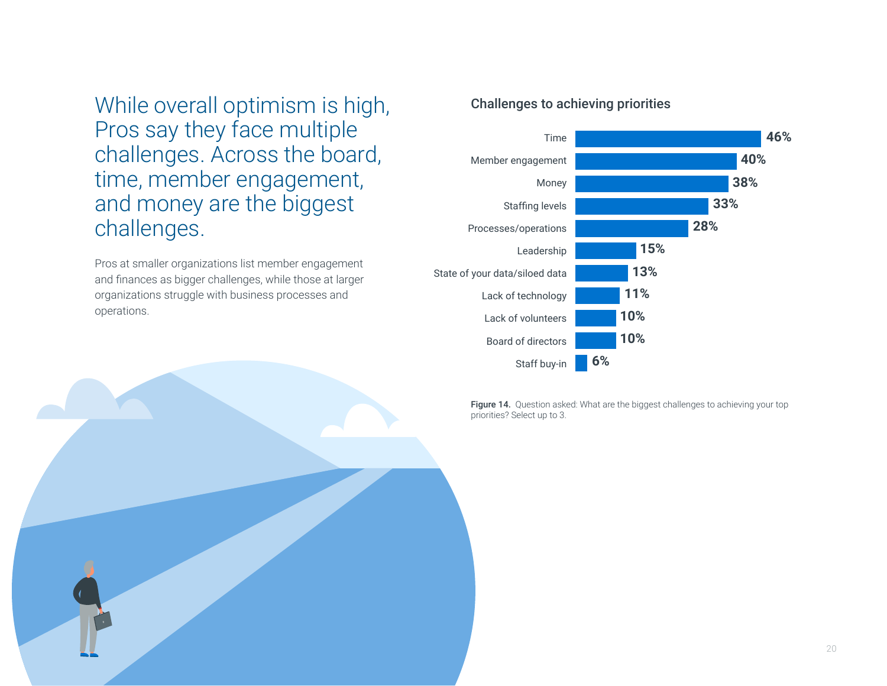## While overall optimism is high, Pros say they face multiple challenges. Across the board, time, member engagement, and money are the biggest challenges.

Pros at smaller organizations list member engagement and finances as bigger challenges, while those at larger organizations struggle with business processes and operations.

### Challenges to achieving priorities

| Challenge | Percentage |
|---|---|
| Time | 46% |
| Member engagement | 40% |
| Money | 38% |
| Staffing levels | 33% |
| Processes/operations | 28% |
| Leadership | 15% |
| State of your data/siloed data | 13% |
| Lack of technology | 11% |
| Lack of volunteers | 10% |
| Board of directors | 10% |
| Staff buy-in | 6% |

**Figure 14.** Question asked: What are the biggest challenges to achieving your top priorities? Select up to 3.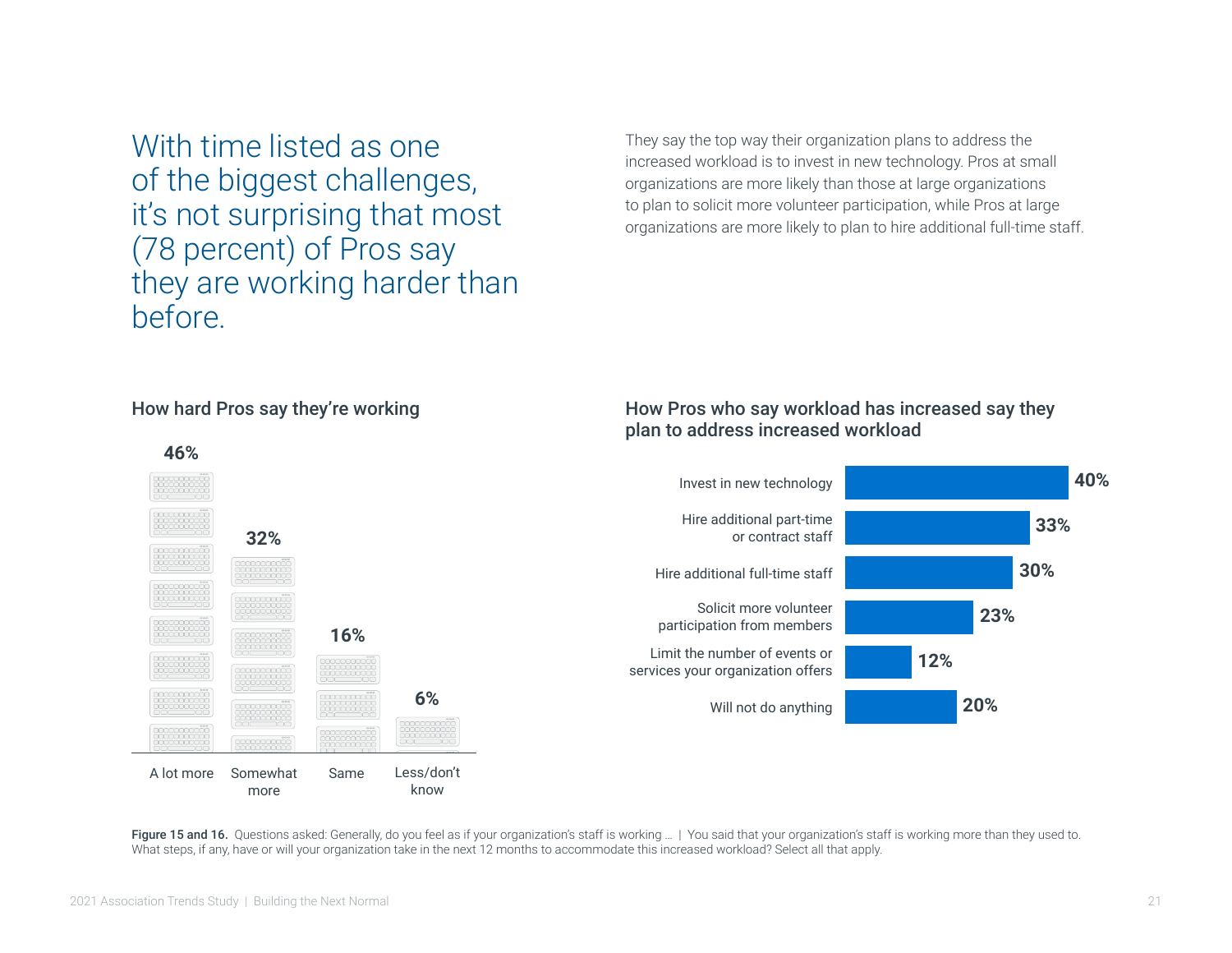## With time listed as one of the biggest challenges, it's not surprising that most (78 percent) of Pros say they are working harder than before.

They say the top way their organization plans to address the increased workload is to invest in new technology. Pros at small organizations are more likely than those at large organizations to plan to solicit more volunteer participation, while Pros at large organizations are more likely to plan to hire additional full-time staff.

### How hard Pros say they're working

| Response | Percent |
| --- | --- |
| A lot more | 46% |
| Somewhat more | 32% |
| Same | 16% |
| Less/don't know | 6% |

### How Pros who say workload has increased say they plan to address increased workload

| Plan | Percent |
| --- | --- |
| Invest in new technology | 40% |
| Hire additional part-time or contract staff | 33% |
| Hire additional full-time staff | 30% |
| Solicit more volunteer participation from members | 23% |
| Limit the number of events or services your organization offers | 12% |
| Will not do anything | 20% |

**Figure 15 and 16.** Questions asked: Generally, do you feel as if your organization's staff is working ... | You said that your organization's staff is working more than they used to. What steps, if any, have or will your organization take in the next 12 months to accommodate this increased workload? Select all that apply.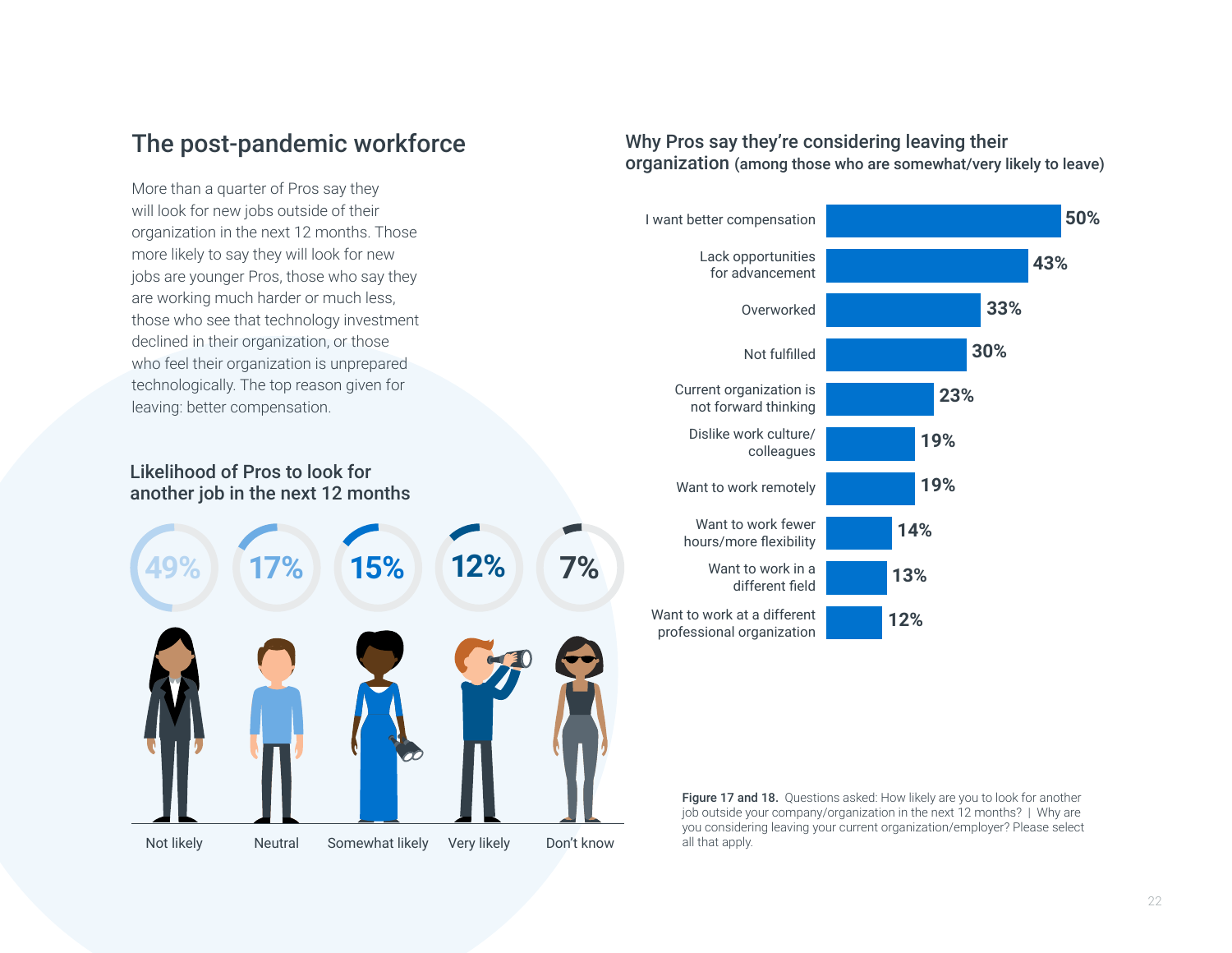## The post-pandemic workforce

More than a quarter of Pros say they will look for new jobs outside of their organization in the next 12 months. Those more likely to say they will look for new jobs are younger Pros, those who say they are working much harder or much less, those who see that technology investment declined in their organization, or those who feel their organization is unprepared technologically. The top reason given for leaving: better compensation.

### Likelihood of Pros to look for another job in the next 12 months

| Not likely | Neutral | Somewhat likely | Very likely | Don't know |
|---|---|---|---|---|
| 49% | 17% | 15% | 12% | 7% |

### Why Pros say they're considering leaving their organization (among those who are somewhat/very likely to leave)

| Reason | % |
|---|---|
| I want better compensation | 50% |
| Lack opportunities for advancement | 43% |
| Overworked | 33% |
| Not fulfilled | 30% |
| Current organization is not forward thinking | 23% |
| Dislike work culture/ colleagues | 19% |
| Want to work remotely | 19% |
| Want to work fewer hours/more flexibility | 14% |
| Want to work in a different field | 13% |
| Want to work at a different professional organization | 12% |

**Figure 17 and 18.** Questions asked: How likely are you to look for another job outside your company/organization in the next 12 months? | Why are you considering leaving your current organization/employer? Please select all that apply.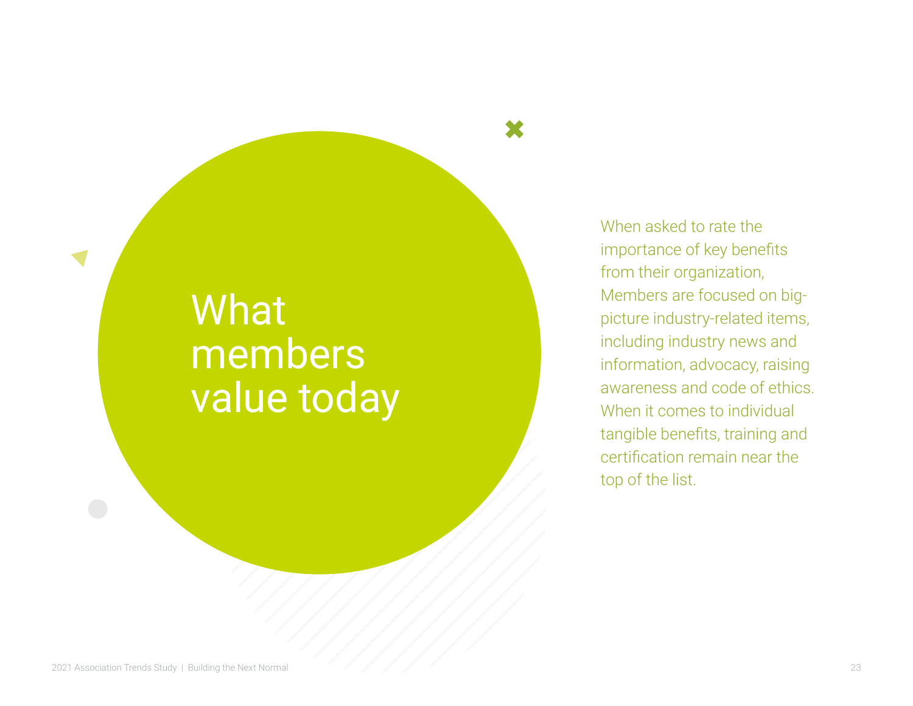# What members value today

When asked to rate the importance of key benefits from their organization, Members are focused on big-picture industry-related items, including industry news and information, advocacy, raising awareness and code of ethics. When it comes to individual tangible benefits, training and certification remain near the top of the list.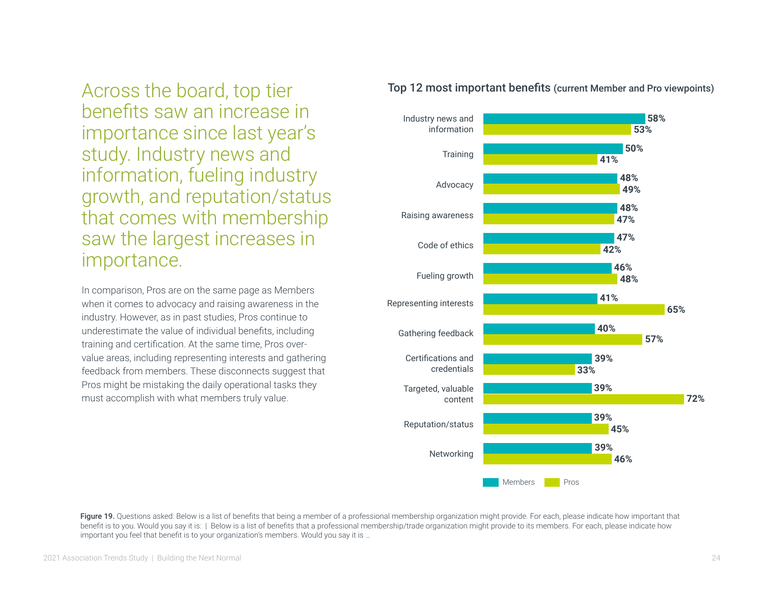## Across the board, top tier benefits saw an increase in importance since last year's study. Industry news and information, fueling industry growth, and reputation/status that comes with membership saw the largest increases in importance.

In comparison, Pros are on the same page as Members when it comes to advocacy and raising awareness in the industry. However, as in past studies, Pros continue to underestimate the value of individual benefits, including training and certification. At the same time, Pros over-value areas, including representing interests and gathering feedback from members. These disconnects suggest that Pros might be mistaking the daily operational tasks they must accomplish with what members truly value.

**Top 12 most important benefits** (current Member and Pro viewpoints)

| Benefit | Members | Pros |
|---|---|---|
| Industry news and information | 58% | 53% |
| Training | 50% | 41% |
| Advocacy | 48% | 49% |
| Raising awareness | 48% | 47% |
| Code of ethics | 47% | 42% |
| Fueling growth | 46% | 48% |
| Representing interests | 41% | 65% |
| Gathering feedback | 40% | 57% |
| Certifications and credentials | 39% | 33% |
| Targeted, valuable content | 39% | 72% |
| Reputation/status | 39% | 45% |
| Networking | 39% | 46% |

**Figure 19.** Questions asked: Below is a list of benefits that being a member of a professional membership organization might provide. For each, please indicate how important that benefit is to you. Would you say it is: | Below is a list of benefits that a professional membership/trade organization might provide to its members. For each, please indicate how important you feel that benefit is to your organization's members. Would you say it is …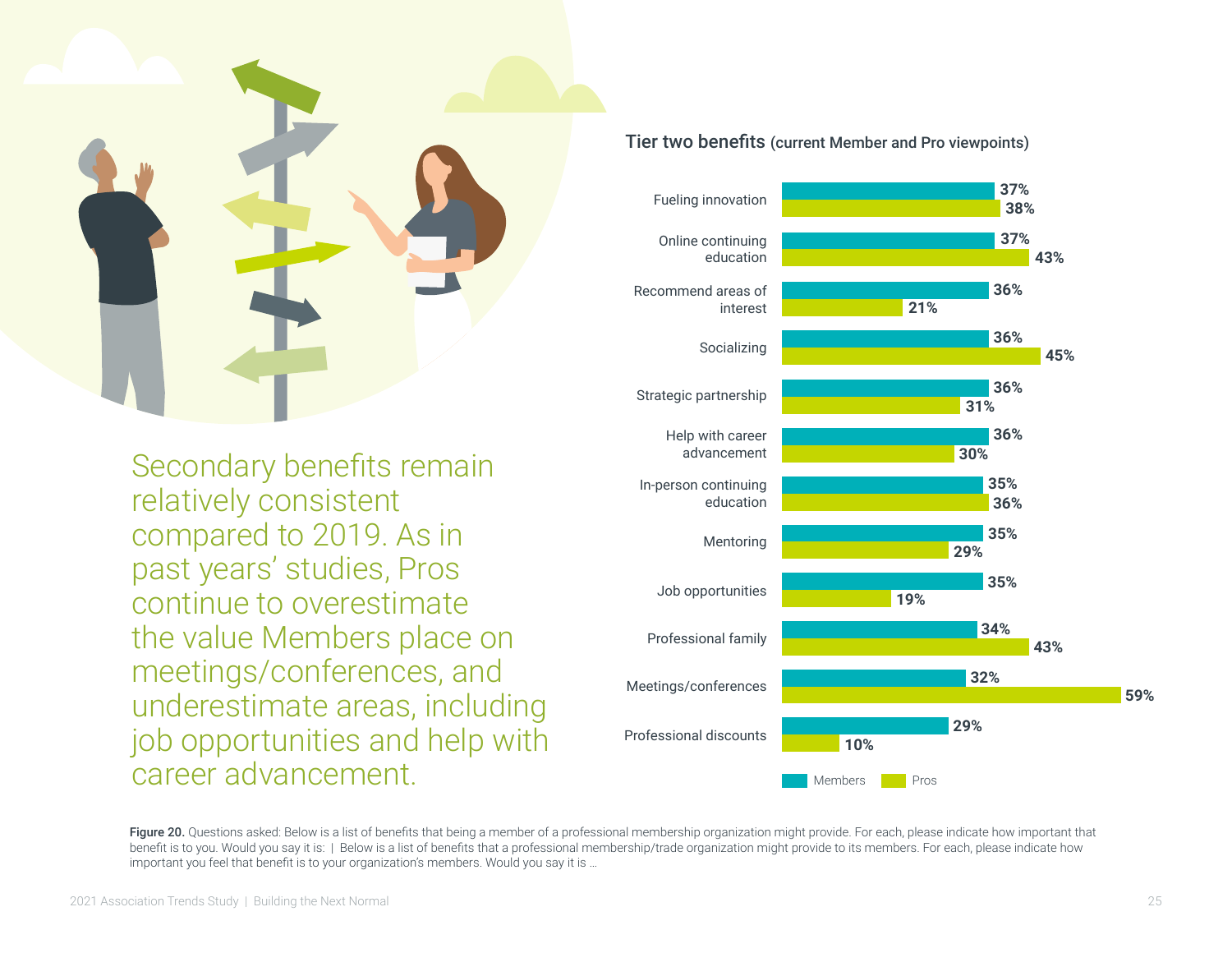Secondary benefits remain relatively consistent compared to 2019. As in past years' studies, Pros continue to overestimate the value Members place on meetings/conferences, and underestimate areas, including job opportunities and help with career advancement.

**Tier two benefits** (current Member and Pro viewpoints)

| Benefit | Members | Pros |
|---|---|---|
| Fueling innovation | 37% | 38% |
| Online continuing education | 37% | 43% |
| Recommend areas of interest | 36% | 21% |
| Socializing | 36% | 45% |
| Strategic partnership | 36% | 31% |
| Help with career advancement | 36% | 30% |
| In-person continuing education | 35% | 36% |
| Mentoring | 35% | 29% |
| Job opportunities | 35% | 19% |
| Professional family | 34% | 43% |
| Meetings/conferences | 32% | 59% |
| Professional discounts | 29% | 10% |

**Figure 20.** Questions asked: Below is a list of benefits that being a member of a professional membership organization might provide. For each, please indicate how important that benefit is to you. Would you say it is: | Below is a list of benefits that a professional membership/trade organization might provide to its members. For each, please indicate how important you feel that benefit is to your organization's members. Would you say it is ...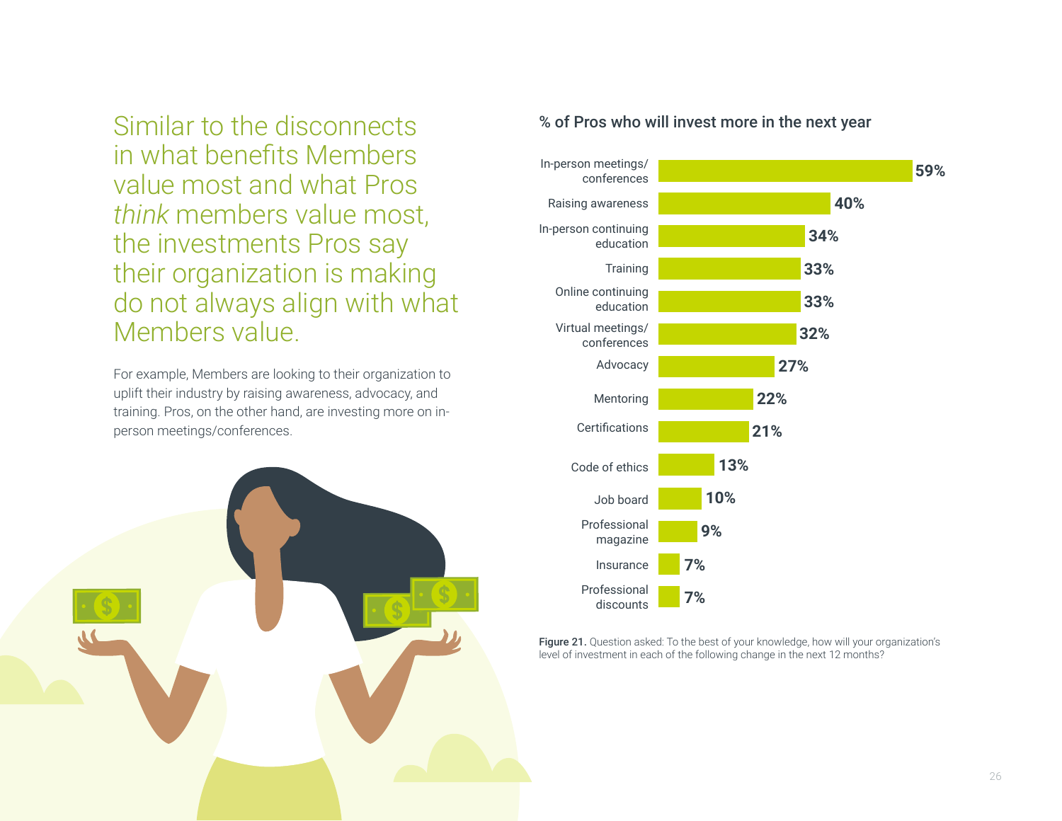Similar to the disconnects in what benefits Members value most and what Pros *think* members value most, the investments Pros say their organization is making do not always align with what Members value.

For example, Members are looking to their organization to uplift their industry by raising awareness, advocacy, and training. Pros, on the other hand, are investing more on in-person meetings/conferences.

**% of Pros who will invest more in the next year**

| Category | % |
|---|---|
| In-person meetings/ conferences | 59% |
| Raising awareness | 40% |
| In-person continuing education | 34% |
| Training | 33% |
| Online continuing education | 33% |
| Virtual meetings/ conferences | 32% |
| Advocacy | 27% |
| Mentoring | 22% |
| Certifications | 21% |
| Code of ethics | 13% |
| Job board | 10% |
| Professional magazine | 9% |
| Insurance | 7% |
| Professional discounts | 7% |

**Figure 21.** Question asked: To the best of your knowledge, how will your organization's level of investment in each of the following change in the next 12 months?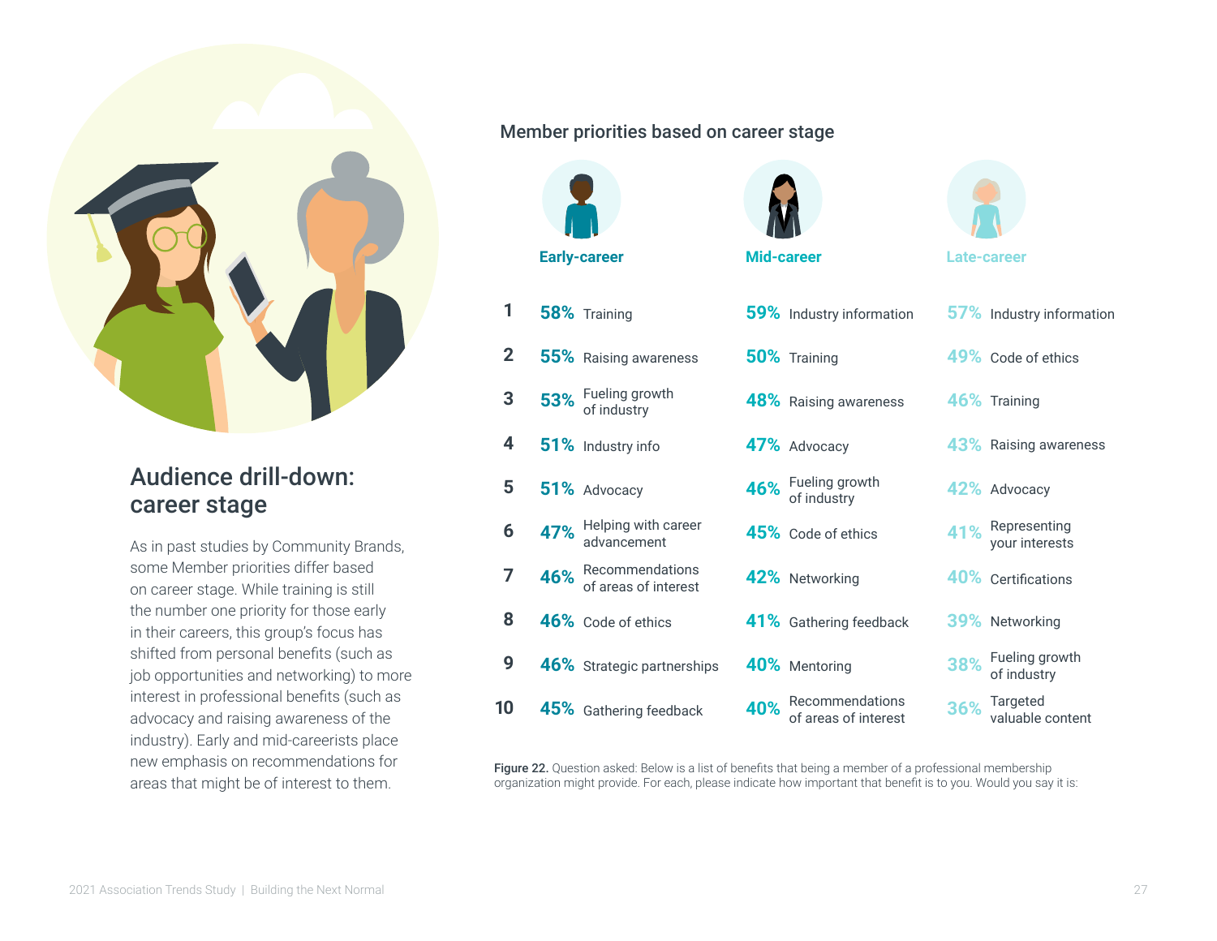## Audience drill-down: career stage

As in past studies by Community Brands, some Member priorities differ based on career stage. While training is still the number one priority for those early in their careers, this group's focus has shifted from personal benefits (such as job opportunities and networking) to more interest in professional benefits (such as advocacy and raising awareness of the industry). Early and mid-careerists place new emphasis on recommendations for areas that might be of interest to them.

### Member priorities based on career stage

| | Early-career | Mid-career | Late-career |
|---|---|---|---|
| 1 | 58% Training | 59% Industry information | 57% Industry information |
| 2 | 55% Raising awareness | 50% Training | 49% Code of ethics |
| 3 | 53% Fueling growth of industry | 48% Raising awareness | 46% Training |
| 4 | 51% Industry info | 47% Advocacy | 43% Raising awareness |
| 5 | 51% Advocacy | 46% Fueling growth of industry | 42% Advocacy |
| 6 | 47% Helping with career advancement | 45% Code of ethics | 41% Representing your interests |
| 7 | 46% Recommendations of areas of interest | 42% Networking | 40% Certifications |
| 8 | 46% Code of ethics | 41% Gathering feedback | 39% Networking |
| 9 | 46% Strategic partnerships | 40% Mentoring | 38% Fueling growth of industry |
| 10 | 45% Gathering feedback | 40% Recommendations of areas of interest | 36% Targeted valuable content |

**Figure 22.** Question asked: Below is a list of benefits that being a member of a professional membership organization might provide. For each, please indicate how important that benefit is to you. Would you say it is: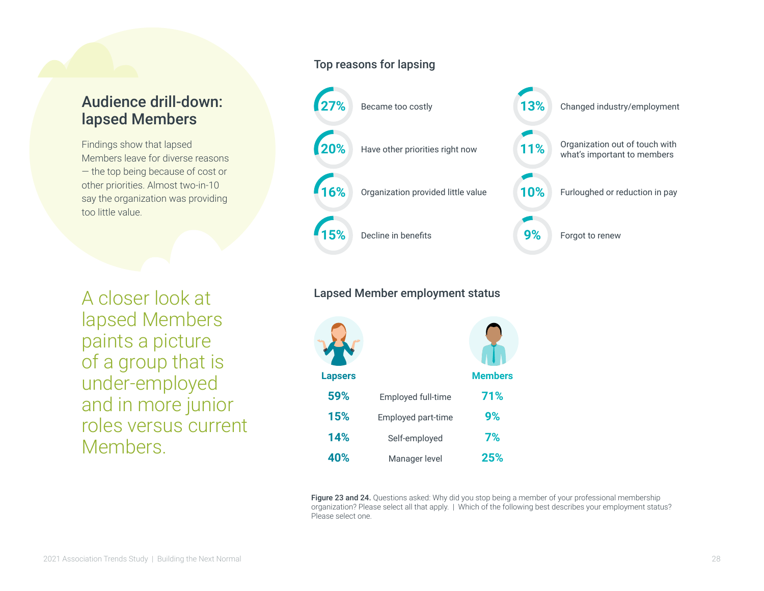## Audience drill-down: lapsed Members

Findings show that lapsed Members leave for diverse reasons — the top being because of cost or other priorities. Almost two-in-10 say the organization was providing too little value.

A closer look at lapsed Members paints a picture of a group that is under-employed and in more junior roles versus current Members.

### Top reasons for lapsing

| % | Reason |
|---|---|
| 27% | Became too costly |
| 20% | Have other priorities right now |
| 16% | Organization provided little value |
| 15% | Decline in benefits |
| 13% | Changed industry/employment |
| 11% | Organization out of touch with what's important to members |
| 10% | Furloughed or reduction in pay |
| 9% | Forgot to renew |

### Lapsed Member employment status

| Lapsers | | Members |
|---|---|---|
| 59% | Employed full-time | 71% |
| 15% | Employed part-time | 9% |
| 14% | Self-employed | 7% |
| 40% | Manager level | 25% |

**Figure 23 and 24.** Questions asked: Why did you stop being a member of your professional membership organization? Please select all that apply. | Which of the following best describes your employment status? Please select one.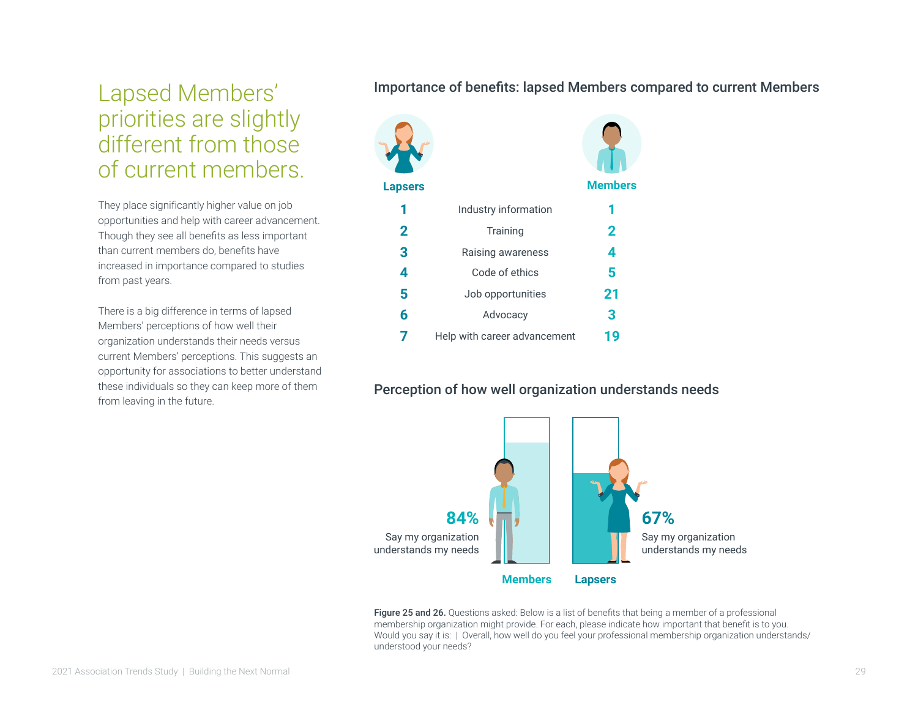# Lapsed Members' priorities are slightly different from those of current members.

They place significantly higher value on job opportunities and help with career advancement. Though they see all benefits as less important than current members do, benefits have increased in importance compared to studies from past years.

There is a big difference in terms of lapsed Members' perceptions of how well their organization understands their needs versus current Members' perceptions. This suggests an opportunity for associations to better understand these individuals so they can keep more of them from leaving in the future.

## Importance of benefits: lapsed Members compared to current Members

| Lapsers | | Members |
|---|---|---|
| 1 | Industry information | 1 |
| 2 | Training | 2 |
| 3 | Raising awareness | 4 |
| 4 | Code of ethics | 5 |
| 5 | Job opportunities | 21 |
| 6 | Advocacy | 3 |
| 7 | Help with career advancement | 19 |

## Perception of how well organization understands needs

**Members**: **84%** Say my organization understands my needs

**Lapsers**: **67%** Say my organization understands my needs

**Figure 25 and 26.** Questions asked: Below is a list of benefits that being a member of a professional membership organization might provide. For each, please indicate how important that benefit is to you. Would you say it is: | Overall, how well do you feel your professional membership organization understands/understood your needs?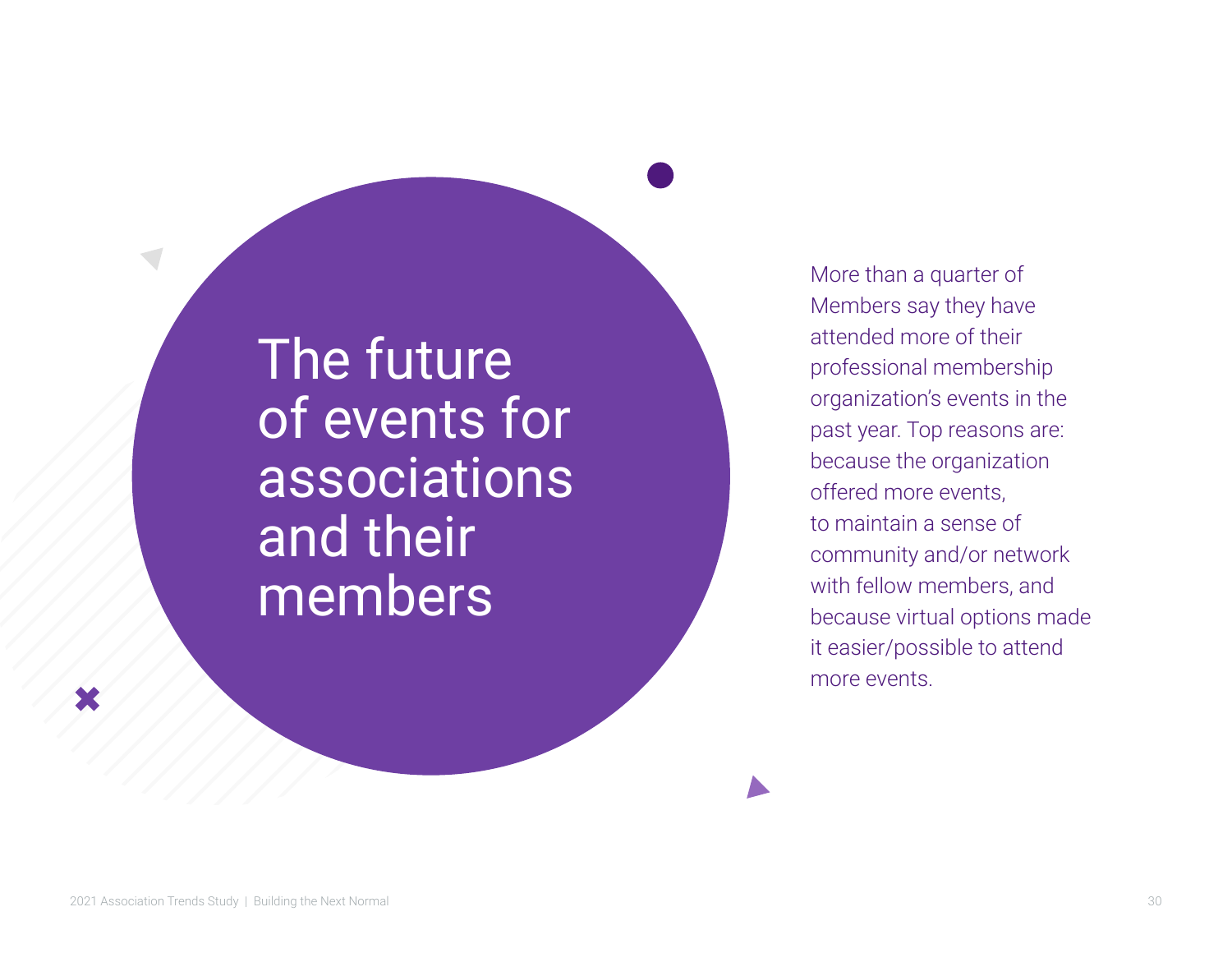# The future of events for associations and their members

More than a quarter of Members say they have attended more of their professional membership organization's events in the past year. Top reasons are: because the organization offered more events, to maintain a sense of community and/or network with fellow members, and because virtual options made it easier/possible to attend more events.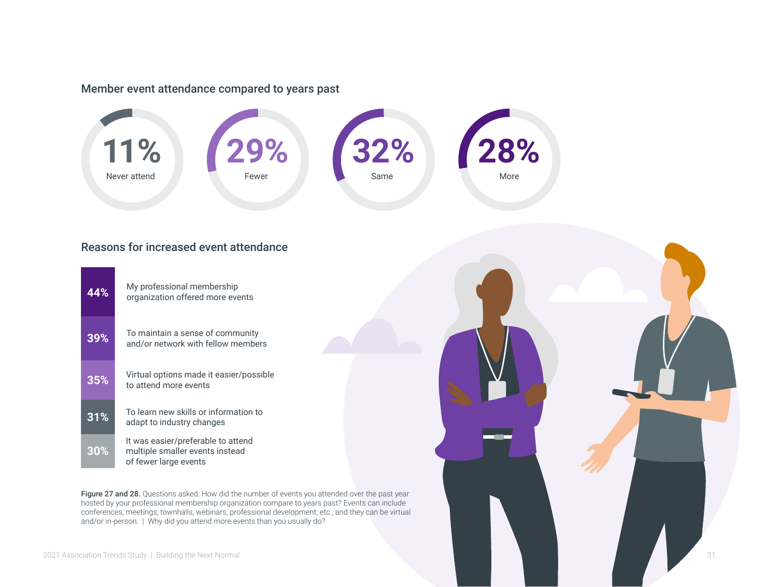## Member event attendance compared to years past

| 11% | 29% | 32% | 28% |
|---|---|---|---|
| Never attend | Fewer | Same | More |

## Reasons for increased event attendance

| | |
|---|---|
| 44% | My professional membership organization offered more events |
| 39% | To maintain a sense of community and/or network with fellow members |
| 35% | Virtual options made it easier/possible to attend more events |
| 31% | To learn new skills or information to adapt to industry changes |
| 30% | It was easier/preferable to attend multiple smaller events instead of fewer large events |

**Figure 27 and 28.** Questions asked: How did the number of events you attended over the past year hosted by your professional membership organization compare to years past? Events can include conferences, meetings, townhalls, webinars, professional development, etc., and they can be virtual and/or in-person. | Why did you attend more events than you usually do?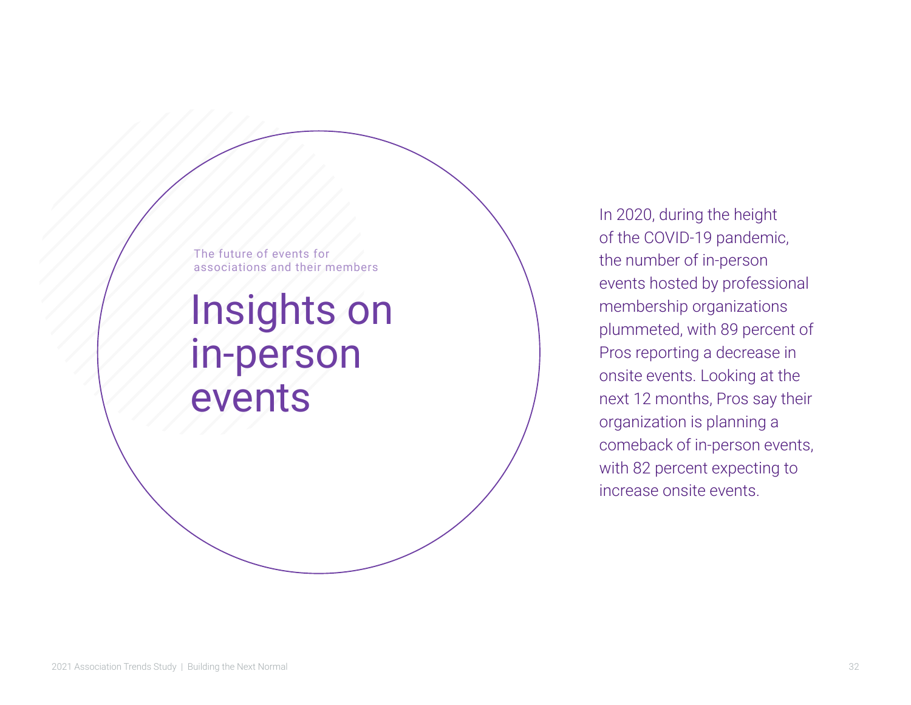The future of events for associations and their members

# Insights on in-person events

In 2020, during the height of the COVID-19 pandemic, the number of in-person events hosted by professional membership organizations plummeted, with 89 percent of Pros reporting a decrease in onsite events. Looking at the next 12 months, Pros say their organization is planning a comeback of in-person events, with 82 percent expecting to increase onsite events.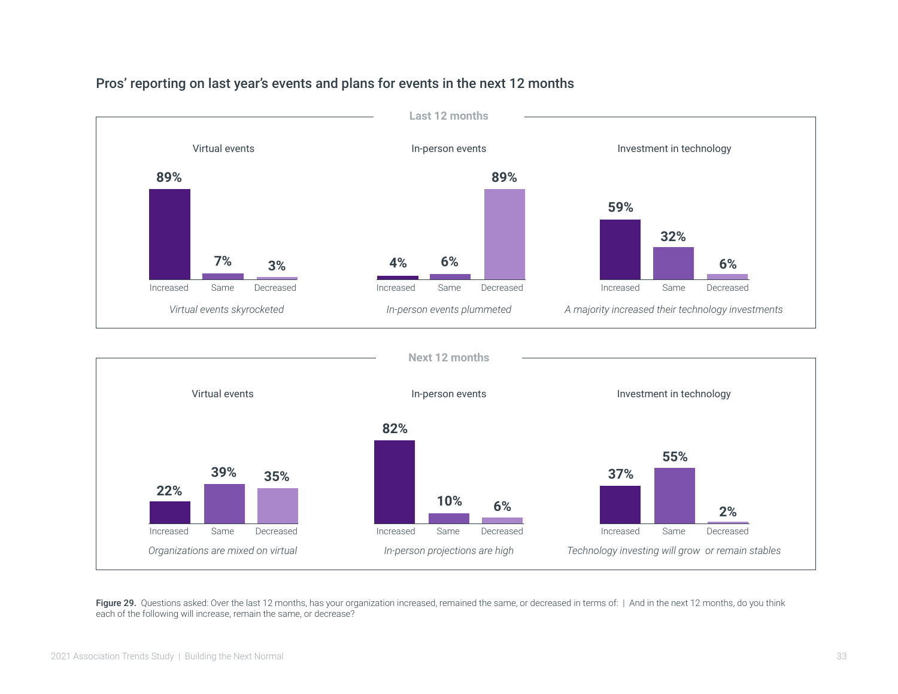## Pros' reporting on last year's events and plans for events in the next 12 months

### Last 12 months

**Virtual events**

| Increased | Same | Decreased |
|---|---|---|
| 89% | 7% | 3% |

*Virtual events skyrocketed*

**In-person events**

| Increased | Same | Decreased |
|---|---|---|
| 4% | 6% | 89% |

*In-person events plummeted*

**Investment in technology**

| Increased | Same | Decreased |
|---|---|---|
| 59% | 32% | 6% |

*A majority increased their technology investments*

### Next 12 months

**Virtual events**

| Increased | Same | Decreased |
|---|---|---|
| 22% | 39% | 35% |

*Organizations are mixed on virtual*

**In-person events**

| Increased | Same | Decreased |
|---|---|---|
| 82% | 10% | 6% |

*In-person projections are high*

**Investment in technology**

| Increased | Same | Decreased |
|---|---|---|
| 37% | 55% | 2% |

*Technology investing will grow or remain stables*

**Figure 29.** Questions asked: Over the last 12 months, has your organization increased, remained the same, or decreased in terms of: | And in the next 12 months, do you think each of the following will increase, remain the same, or decrease?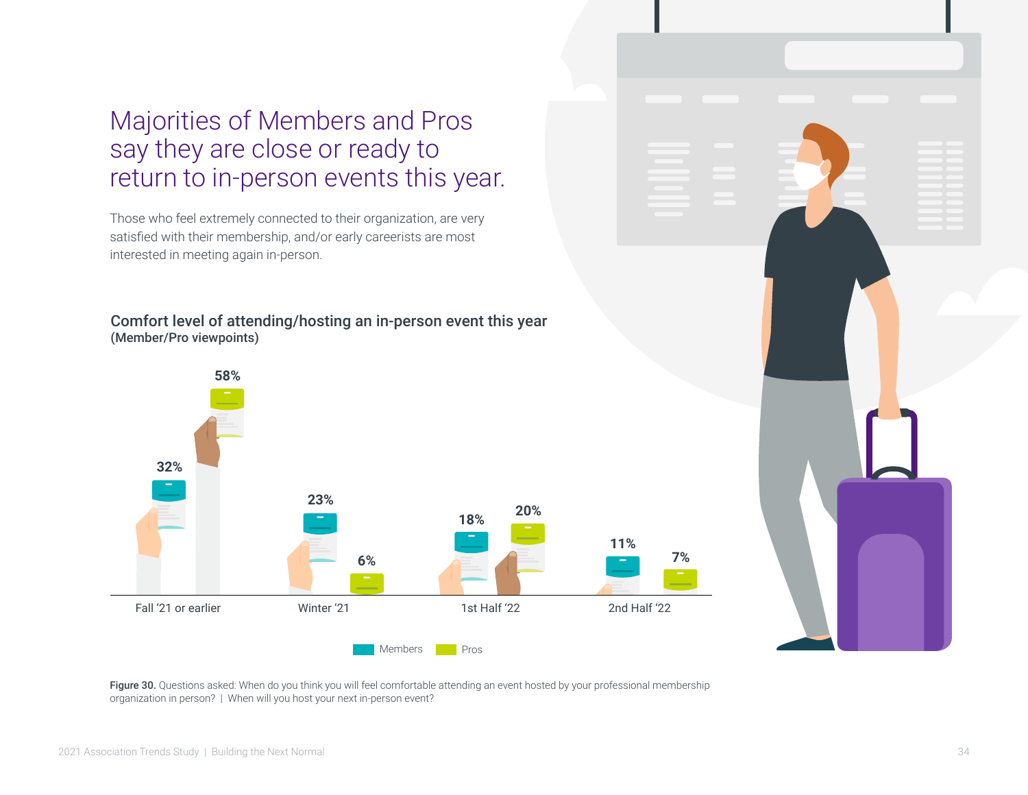# Majorities of Members and Pros say they are close or ready to return to in-person events this year.

Those who feel extremely connected to their organization, are very satisfied with their membership, and/or early careerists are most interested in meeting again in-person.

**Comfort level of attending/hosting an in-person event this year**
**(Member/Pro viewpoints)**

| | Members | Pros |
|---|---|---|
| Fall '21 or earlier | 32% | 58% |
| Winter '21 | 23% | 6% |
| 1st Half '22 | 18% | 20% |
| 2nd Half '22 | 11% | 7% |

**Figure 30.** Questions asked: When do you think you will feel comfortable attending an event hosted by your professional membership organization in person? | When will you host your next in-person event?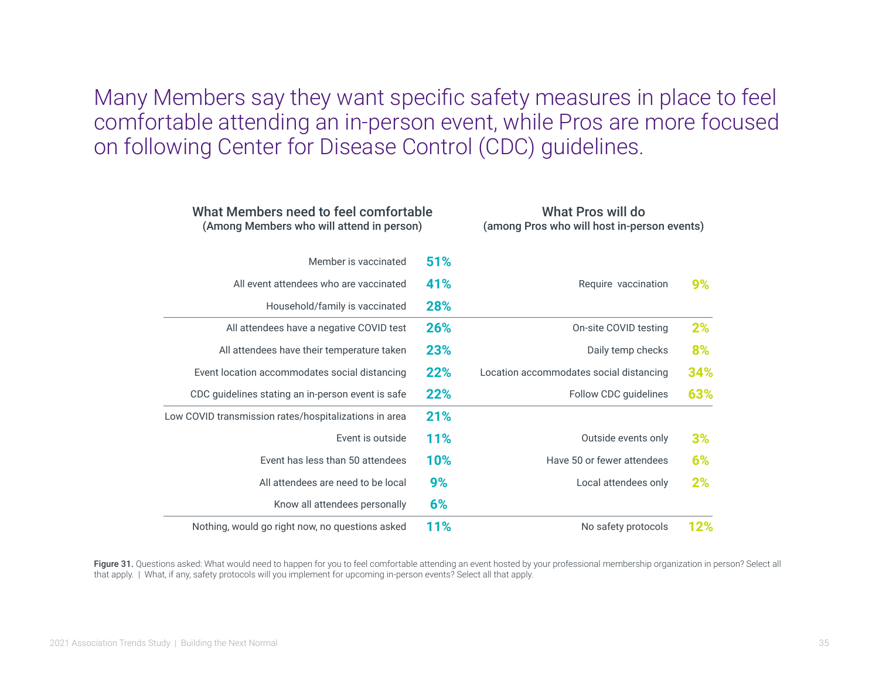# Many Members say they want specific safety measures in place to feel comfortable attending an in-person event, while Pros are more focused on following Center for Disease Control (CDC) guidelines.

| What Members need to feel comfortable (Among Members who will attend in person) | | What Pros will do (among Pros who will host in-person events) | |
|---|---|---|---|
| Member is vaccinated | 51% | | |
| All event attendees who are vaccinated | 41% | Require vaccination | 9% |
| Household/family is vaccinated | 28% | | |
| All attendees have a negative COVID test | 26% | On-site COVID testing | 2% |
| All attendees have their temperature taken | 23% | Daily temp checks | 8% |
| Event location accommodates social distancing | 22% | Location accommodates social distancing | 34% |
| CDC guidelines stating an in-person event is safe | 22% | Follow CDC guidelines | 63% |
| Low COVID transmission rates/hospitalizations in area | 21% | | |
| Event is outside | 11% | Outside events only | 3% |
| Event has less than 50 attendees | 10% | Have 50 or fewer attendees | 6% |
| All attendees are need to be local | 9% | Local attendees only | 2% |
| Know all attendees personally | 6% | | |
| Nothing, would go right now, no questions asked | 11% | No safety protocols | 12% |

**Figure 31.** Questions asked: What would need to happen for you to feel comfortable attending an event hosted by your professional membership organization in person? Select all that apply. | What, if any, safety protocols will you implement for upcoming in-person events? Select all that apply.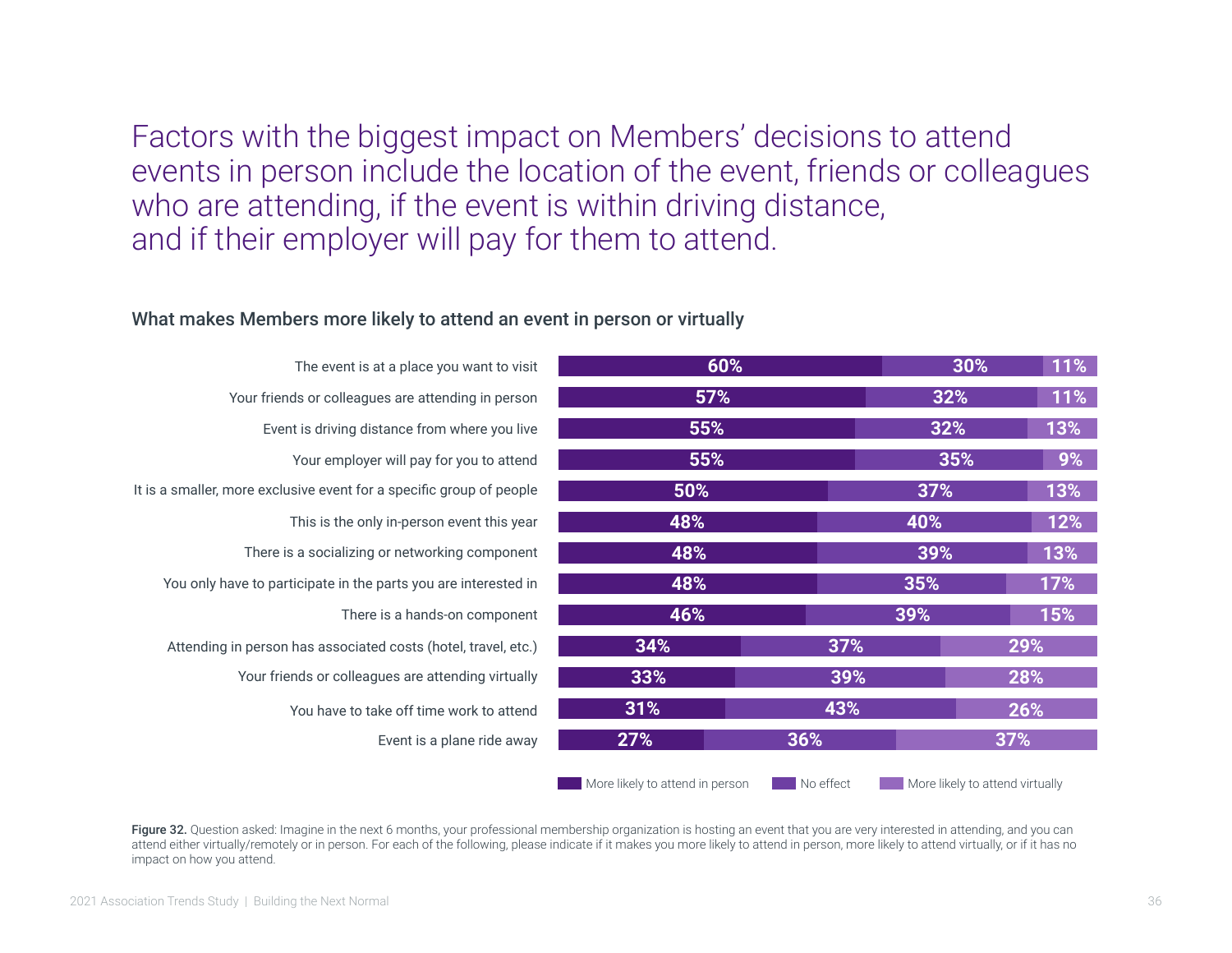# Factors with the biggest impact on Members' decisions to attend events in person include the location of the event, friends or colleagues who are attending, if the event is within driving distance, and if their employer will pay for them to attend.

### What makes Members more likely to attend an event in person or virtually

| Factor | More likely to attend in person | No effect | More likely to attend virtually |
|---|---|---|---|
| The event is at a place you want to visit | 60% | 30% | 11% |
| Your friends or colleagues are attending in person | 57% | 32% | 11% |
| Event is driving distance from where you live | 55% | 32% | 13% |
| Your employer will pay for you to attend | 55% | 35% | 9% |
| It is a smaller, more exclusive event for a specific group of people | 50% | 37% | 13% |
| This is the only in-person event this year | 48% | 40% | 12% |
| There is a socializing or networking component | 48% | 39% | 13% |
| You only have to participate in the parts you are interested in | 48% | 35% | 17% |
| There is a hands-on component | 46% | 39% | 15% |
| Attending in person has associated costs (hotel, travel, etc.) | 34% | 37% | 29% |
| Your friends or colleagues are attending virtually | 33% | 39% | 28% |
| You have to take off time work to attend | 31% | 43% | 26% |
| Event is a plane ride away | 27% | 36% | 37% |

**Figure 32.** Question asked: Imagine in the next 6 months, your professional membership organization is hosting an event that you are very interested in attending, and you can attend either virtually/remotely or in person. For each of the following, please indicate if it makes you more likely to attend in person, more likely to attend virtually, or if it has no impact on how you attend.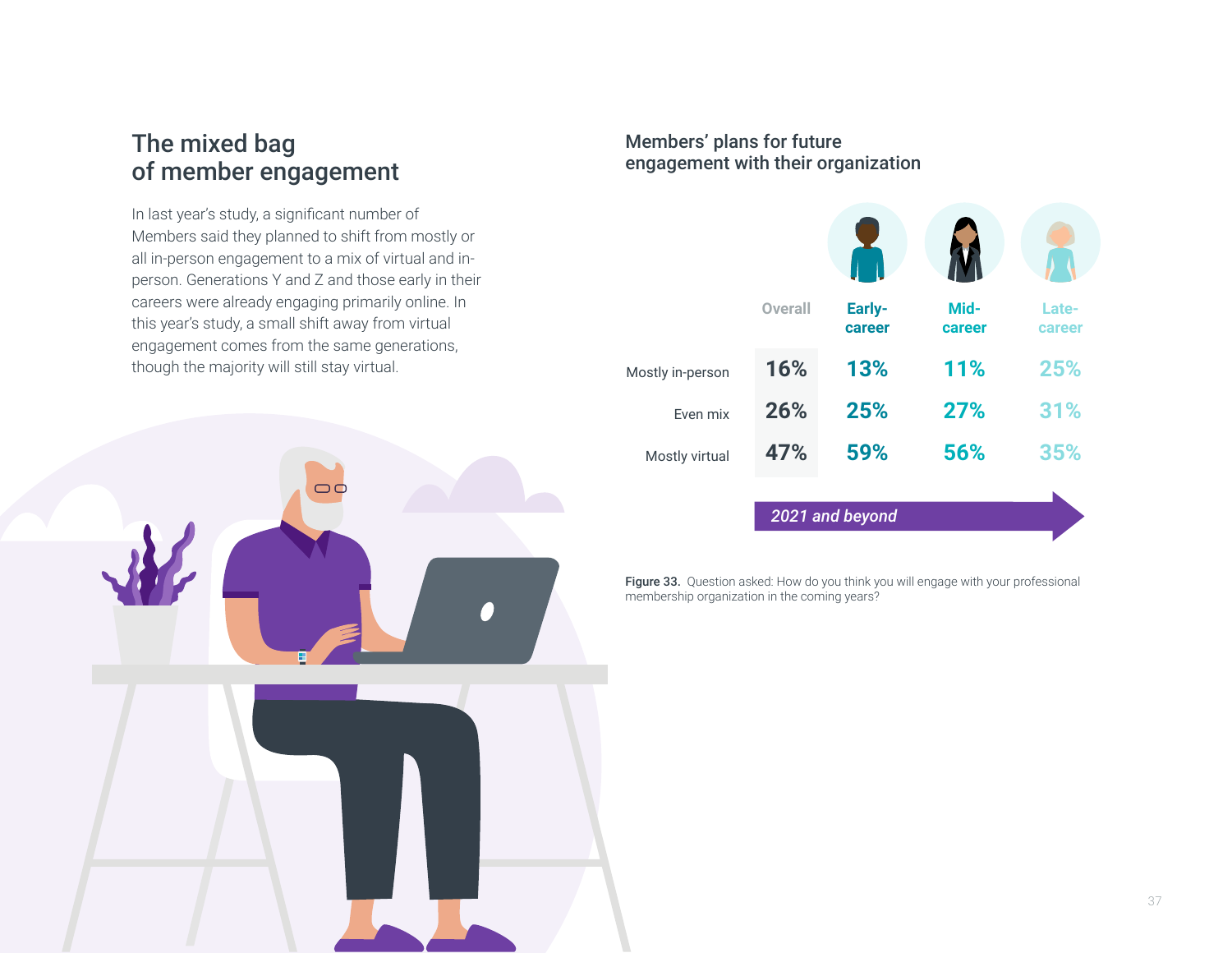## The mixed bag of member engagement

In last year's study, a significant number of Members said they planned to shift from mostly or all in-person engagement to a mix of virtual and in-person. Generations Y and Z and those early in their careers were already engaging primarily online. In this year's study, a small shift away from virtual engagement comes from the same generations, though the majority will still stay virtual.

### Members' plans for future engagement with their organization

| | Overall | Early-career | Mid-career | Late-career |
|---|---|---|---|---|
| Mostly in-person | 16% | 13% | 11% | 25% |
| Even mix | 26% | 25% | 27% | 31% |
| Mostly virtual | 47% | 59% | 56% | 35% |

*2021 and beyond*

**Figure 33.** Question asked: How do you think you will engage with your professional membership organization in the coming years?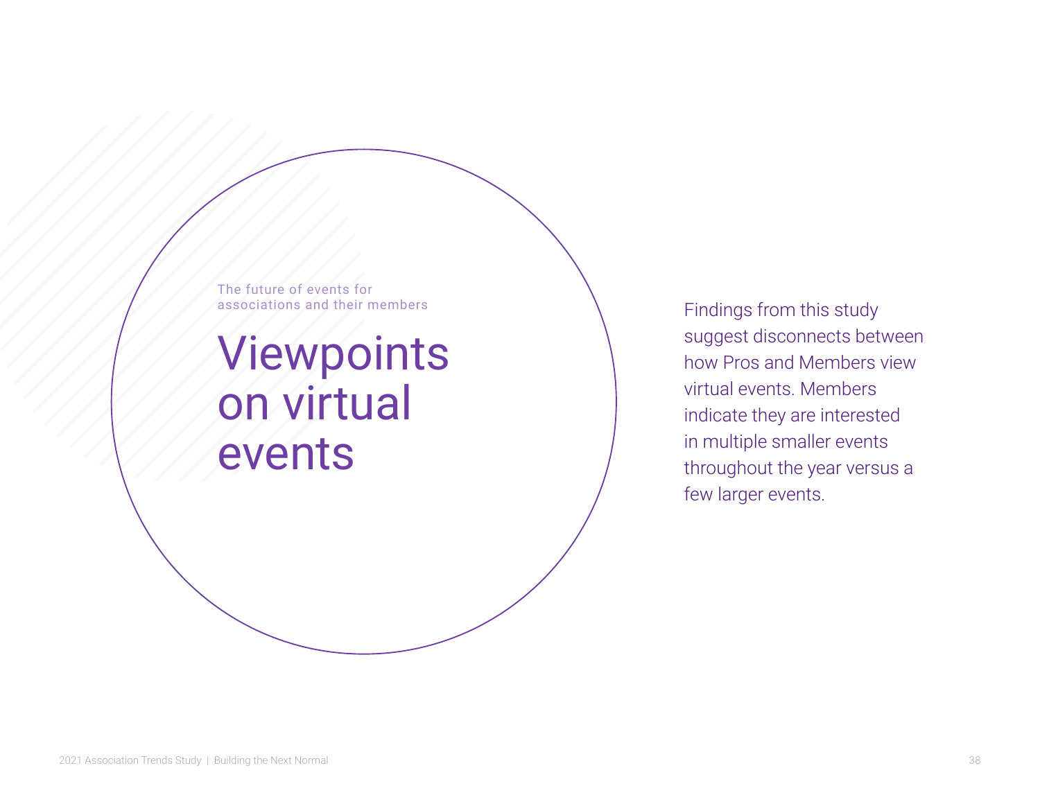The future of events for associations and their members

# Viewpoints on virtual events

Findings from this study suggest disconnects between how Pros and Members view virtual events. Members indicate they are interested in multiple smaller events throughout the year versus a few larger events.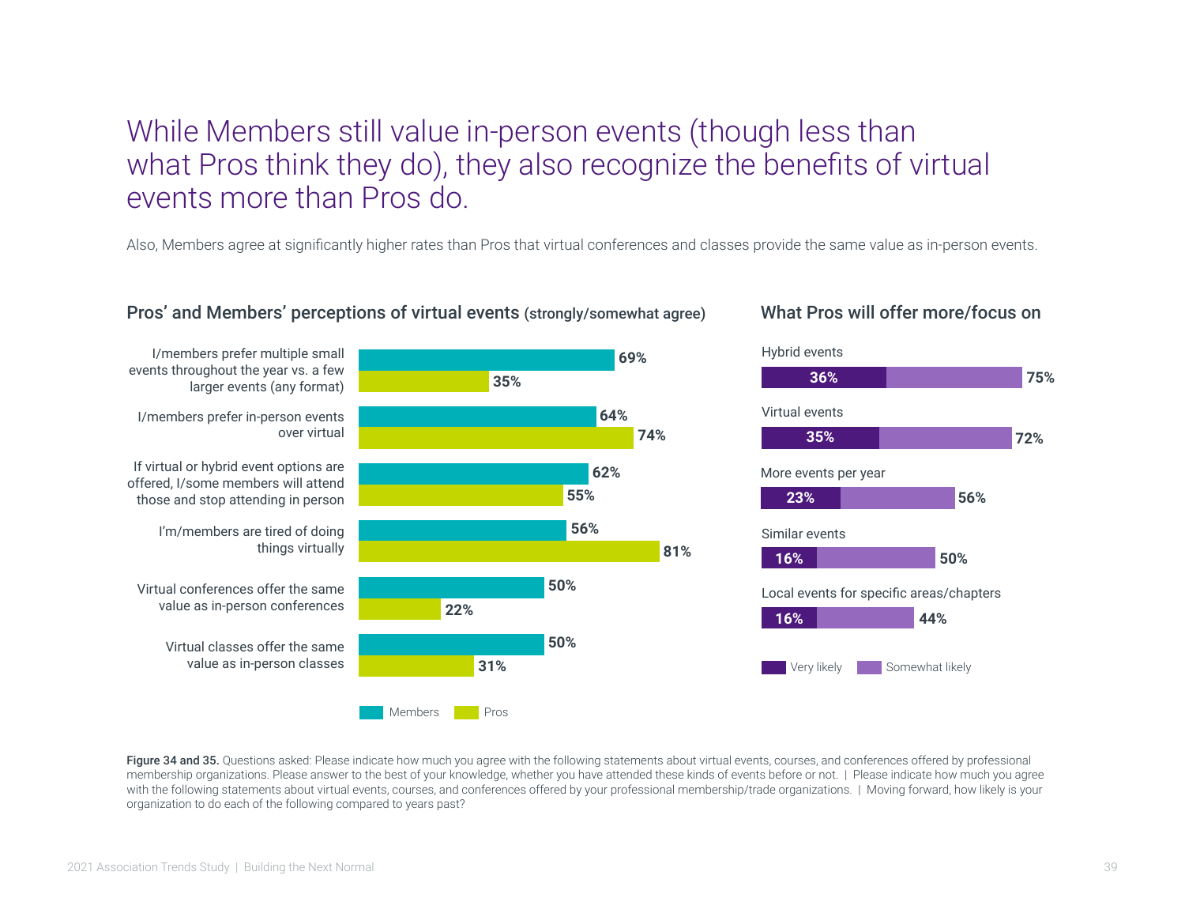# While Members still value in-person events (though less than what Pros think they do), they also recognize the benefits of virtual events more than Pros do.

Also, Members agree at significantly higher rates than Pros that virtual conferences and classes provide the same value as in-person events.

### Pros' and Members' perceptions of virtual events (strongly/somewhat agree)

| Statement | Members | Pros |
|---|---|---|
| I/members prefer multiple small events throughout the year vs. a few larger events (any format) | 69% | 35% |
| I/members prefer in-person events over virtual | 64% | 74% |
| If virtual or hybrid event options are offered, I/some members will attend those and stop attending in person | 62% | 55% |
| I'm/members are tired of doing things virtually | 56% | 81% |
| Virtual conferences offer the same value as in-person conferences | 50% | 22% |
| Virtual classes offer the same value as in-person classes | 50% | 31% |

### What Pros will offer more/focus on

| | Very likely | Total (Very + Somewhat likely) |
|---|---|---|
| Hybrid events | 36% | 75% |
| Virtual events | 35% | 72% |
| More events per year | 23% | 56% |
| Similar events | 16% | 50% |
| Local events for specific areas/chapters | 16% | 44% |

**Figure 34 and 35.** Questions asked: Please indicate how much you agree with the following statements about virtual events, courses, and conferences offered by professional membership organizations. Please answer to the best of your knowledge, whether you have attended these kinds of events before or not. | Please indicate how much you agree with the following statements about virtual events, courses, and conferences offered by your professional membership/trade organizations. | Moving forward, how likely is your organization to do each of the following compared to years past?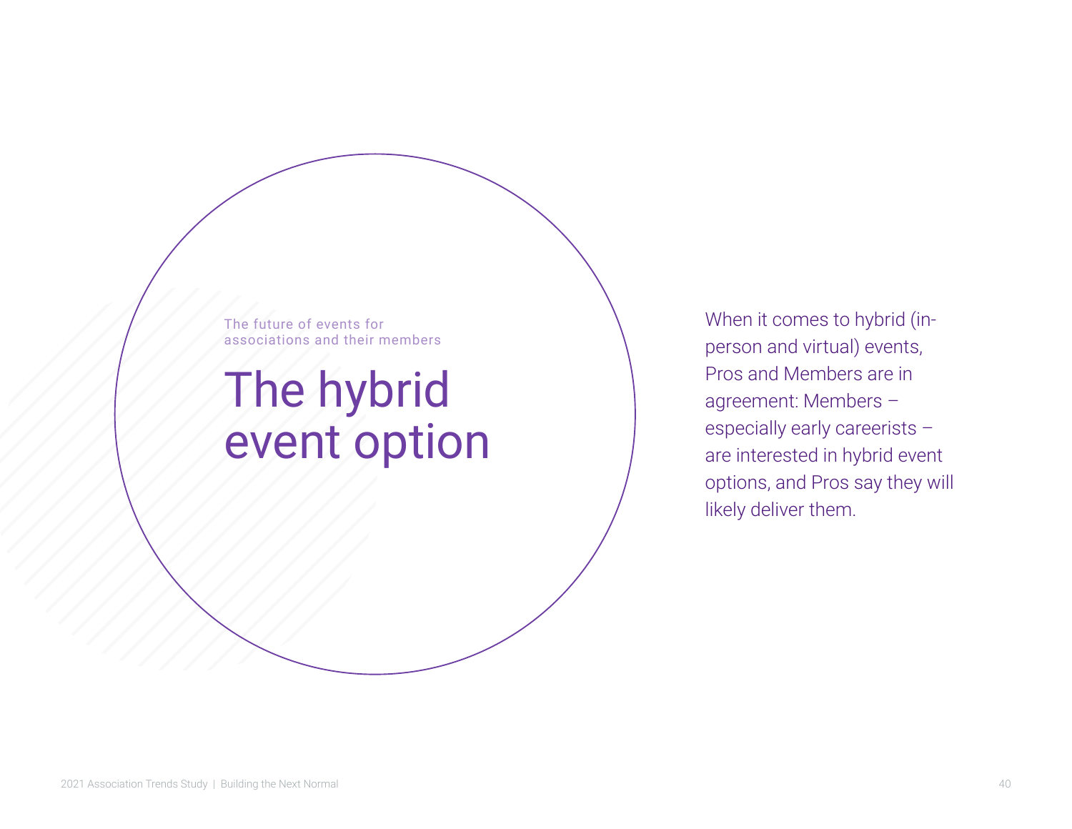The future of events for associations and their members

# The hybrid event option

When it comes to hybrid (in-person and virtual) events, Pros and Members are in agreement: Members – especially early careerists – are interested in hybrid event options, and Pros say they will likely deliver them.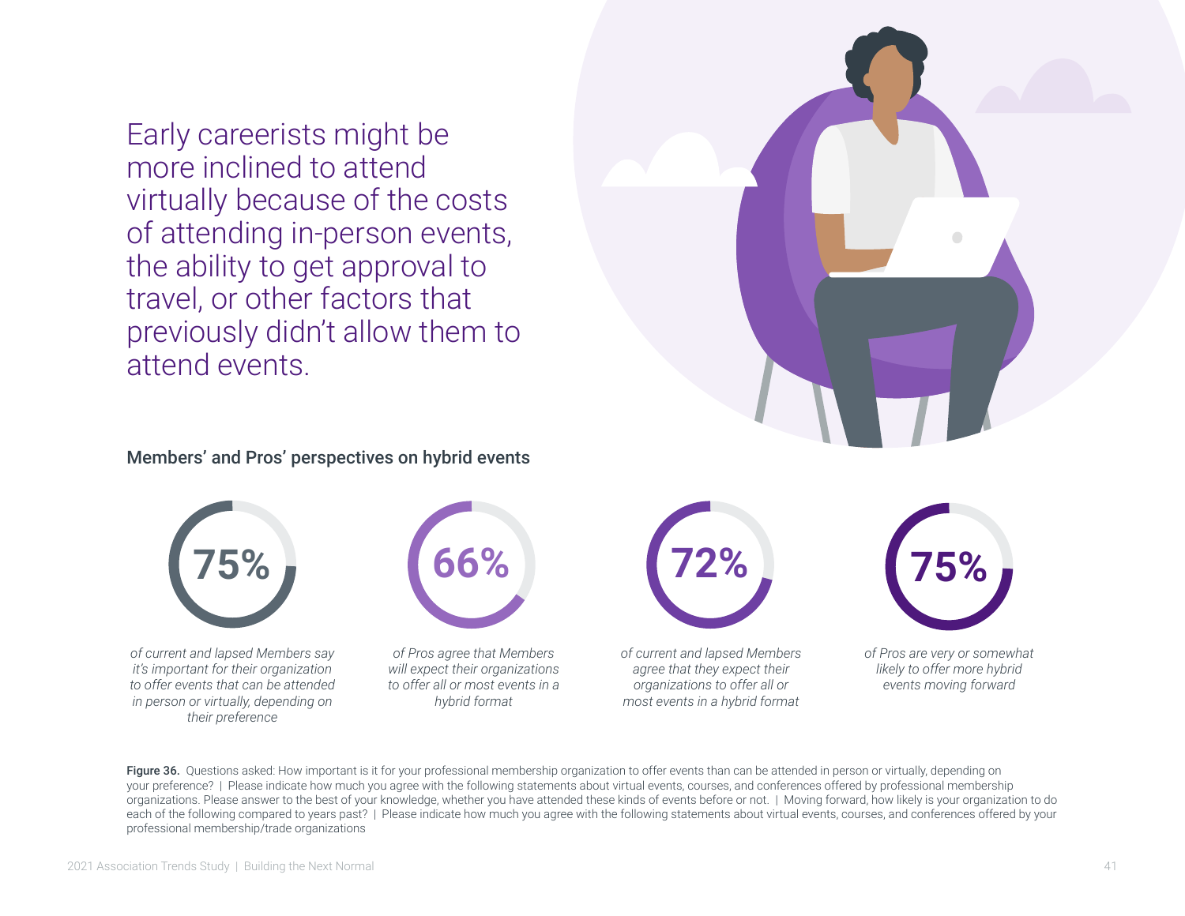Early careerists might be more inclined to attend virtually because of the costs of attending in-person events, the ability to get approval to travel, or other factors that previously didn't allow them to attend events.

## Members' and Pros' perspectives on hybrid events

**75%**

*of current and lapsed Members say it's important for their organization to offer events that can be attended in person or virtually, depending on their preference*

**66%**

*of Pros agree that Members will expect their organizations to offer all or most events in a hybrid format*

**72%**

*of current and lapsed Members agree that they expect their organizations to offer all or most events in a hybrid format*

**75%**

*of Pros are very or somewhat likely to offer more hybrid events moving forward*

**Figure 36.** Questions asked: How important is it for your professional membership organization to offer events than can be attended in person or virtually, depending on your preference? | Please indicate how much you agree with the following statements about virtual events, courses, and conferences offered by professional membership organizations. Please answer to the best of your knowledge, whether you have attended these kinds of events before or not. | Moving forward, how likely is your organization to do each of the following compared to years past? | Please indicate how much you agree with the following statements about virtual events, courses, and conferences offered by your professional membership/trade organizations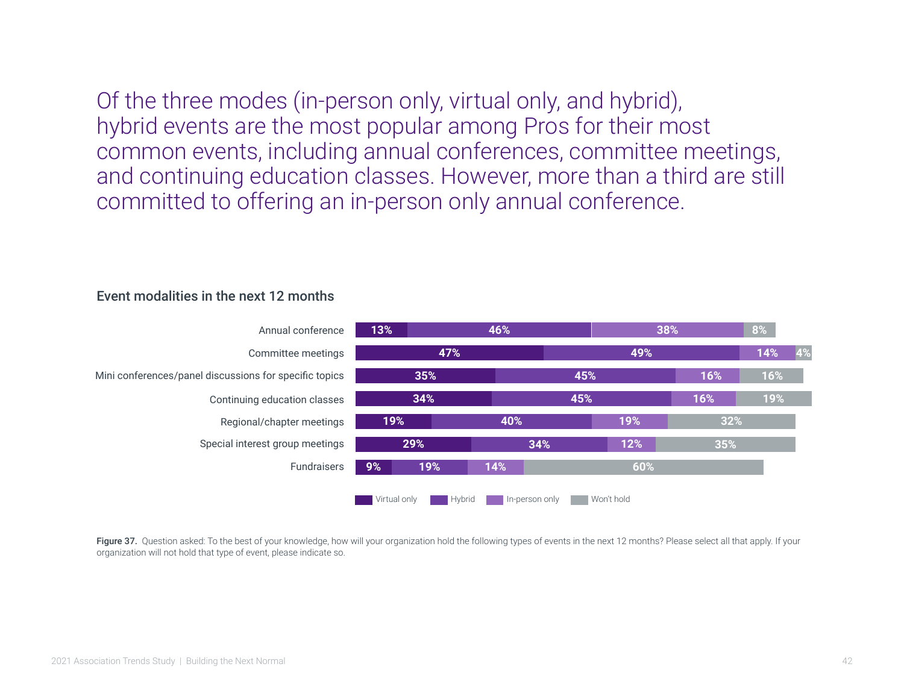# Of the three modes (in-person only, virtual only, and hybrid), hybrid events are the most popular among Pros for their most common events, including annual conferences, committee meetings, and continuing education classes. However, more than a third are still committed to offering an in-person only annual conference.

**Event modalities in the next 12 months**

| Event type | Virtual only | Hybrid | In-person only | Won't hold |
|---|---|---|---|---|
| Annual conference | 13% | 46% | 38% | 8% |
| Committee meetings | 47% | 49% | 14% | 4% |
| Mini conferences/panel discussions for specific topics | 35% | 45% | 16% | 16% |
| Continuing education classes | 34% | 45% | 16% | 19% |
| Regional/chapter meetings | 19% | 40% | 19% | 32% |
| Special interest group meetings | 29% | 34% | 12% | 35% |
| Fundraisers | 9% | 19% | 14% | 60% |

**Figure 37.** Question asked: To the best of your knowledge, how will your organization hold the following types of events in the next 12 months? Please select all that apply. If your organization will not hold that type of event, please indicate so.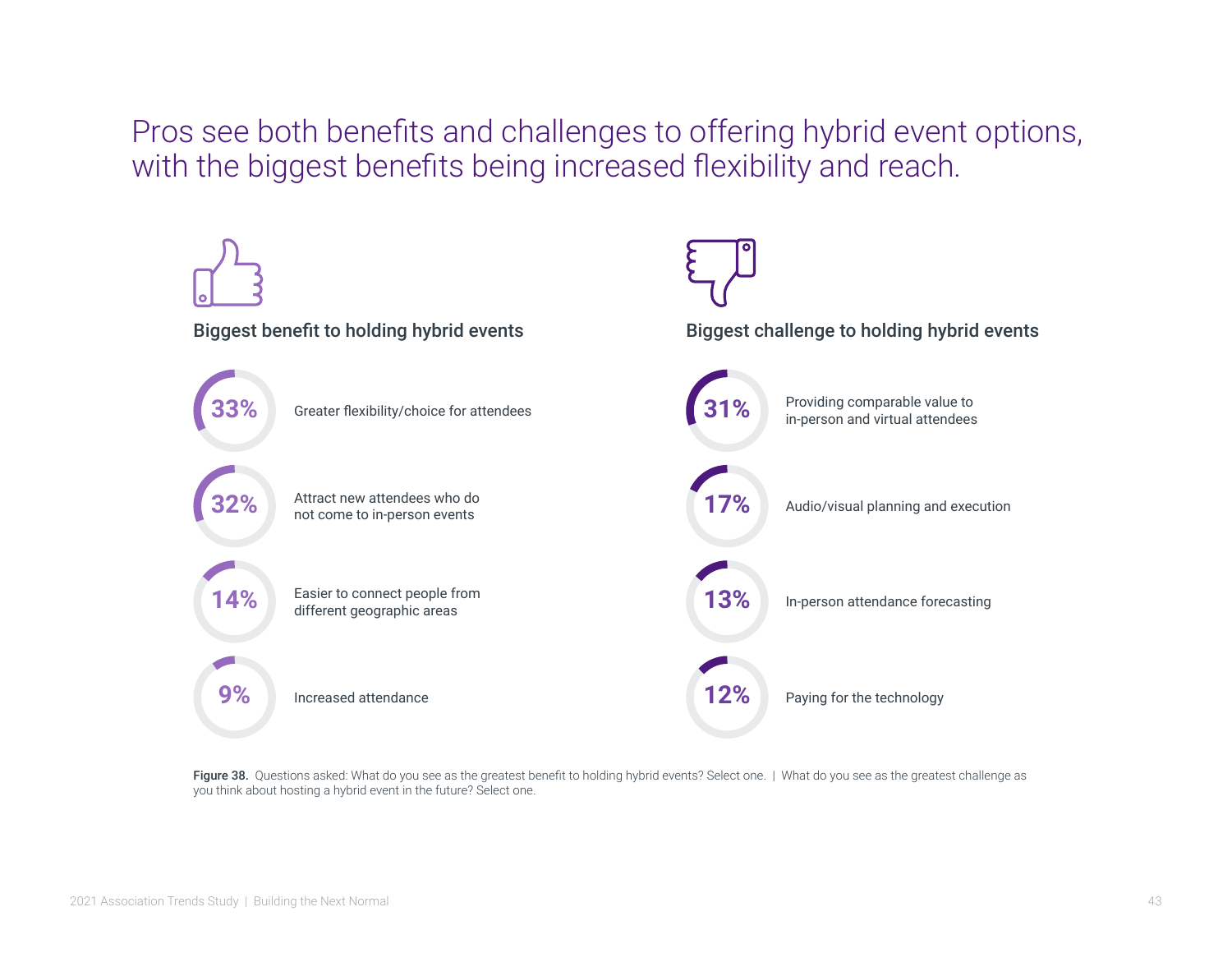# Pros see both benefits and challenges to offering hybrid event options, with the biggest benefits being increased flexibility and reach.

### Biggest benefit to holding hybrid events

| % | Benefit |
| --- | --- |
| 33% | Greater flexibility/choice for attendees |
| 32% | Attract new attendees who do not come to in-person events |
| 14% | Easier to connect people from different geographic areas |
| 9% | Increased attendance |

### Biggest challenge to holding hybrid events

| % | Challenge |
| --- | --- |
| 31% | Providing comparable value to in-person and virtual attendees |
| 17% | Audio/visual planning and execution |
| 13% | In-person attendance forecasting |
| 12% | Paying for the technology |

**Figure 38.** Questions asked: What do you see as the greatest benefit to holding hybrid events? Select one. | What do you see as the greatest challenge as you think about hosting a hybrid event in the future? Select one.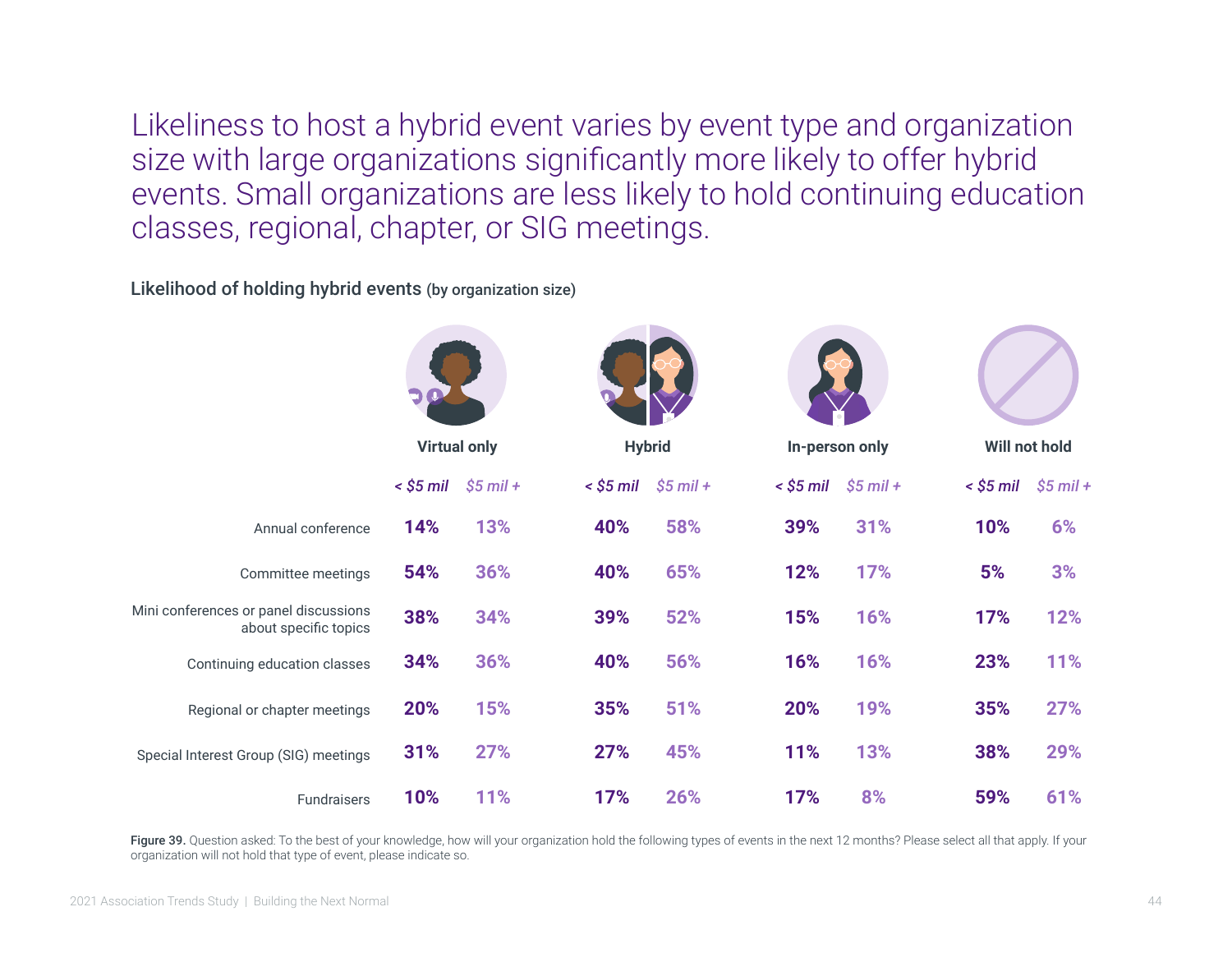# Likeliness to host a hybrid event varies by event type and organization size with large organizations significantly more likely to offer hybrid events. Small organizations are less likely to hold continuing education classes, regional, chapter, or SIG meetings.

**Likelihood of holding hybrid events** (by organization size)

| | Virtual only | | Hybrid | | In-person only | | Will not hold | |
|---|---|---|---|---|---|---|---|---|
| | *< $5 mil* | *$5 mil +* | *< $5 mil* | *$5 mil +* | *< $5 mil* | *$5 mil +* | *< $5 mil* | *$5 mil +* |
| Annual conference | **14%** | **13%** | **40%** | **58%** | **39%** | **31%** | **10%** | **6%** |
| Committee meetings | **54%** | **36%** | **40%** | **65%** | **12%** | **17%** | **5%** | **3%** |
| Mini conferences or panel discussions about specific topics | **38%** | **34%** | **39%** | **52%** | **15%** | **16%** | **17%** | **12%** |
| Continuing education classes | **34%** | **36%** | **40%** | **56%** | **16%** | **16%** | **23%** | **11%** |
| Regional or chapter meetings | **20%** | **15%** | **35%** | **51%** | **20%** | **19%** | **35%** | **27%** |
| Special Interest Group (SIG) meetings | **31%** | **27%** | **27%** | **45%** | **11%** | **13%** | **38%** | **29%** |
| Fundraisers | **10%** | **11%** | **17%** | **26%** | **17%** | **8%** | **59%** | **61%** |

**Figure 39.** Question asked: To the best of your knowledge, how will your organization hold the following types of events in the next 12 months? Please select all that apply. If your organization will not hold that type of event, please indicate so.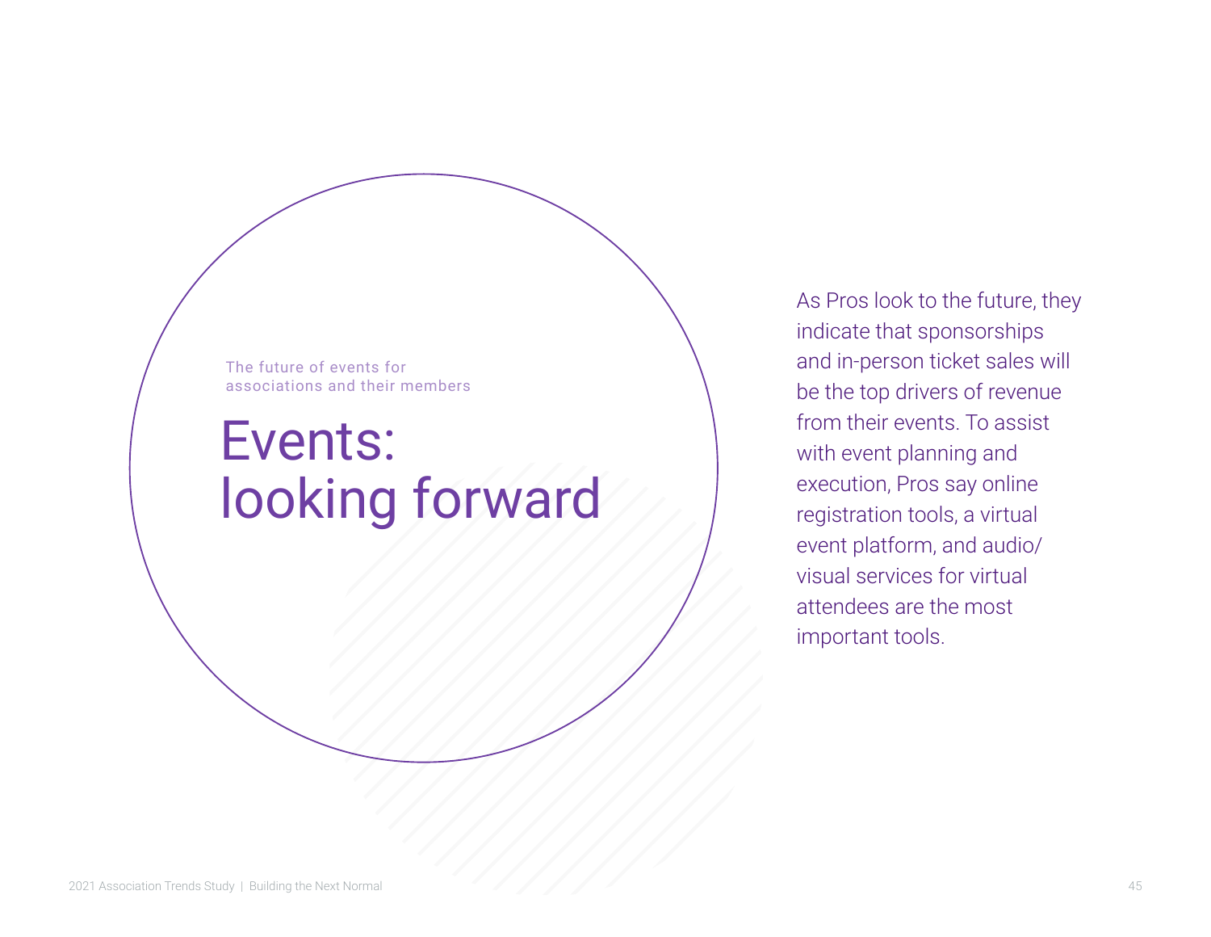The future of events for associations and their members

# Events: looking forward

As Pros look to the future, they indicate that sponsorships and in-person ticket sales will be the top drivers of revenue from their events. To assist with event planning and execution, Pros say online registration tools, a virtual event platform, and audio/visual services for virtual attendees are the most important tools.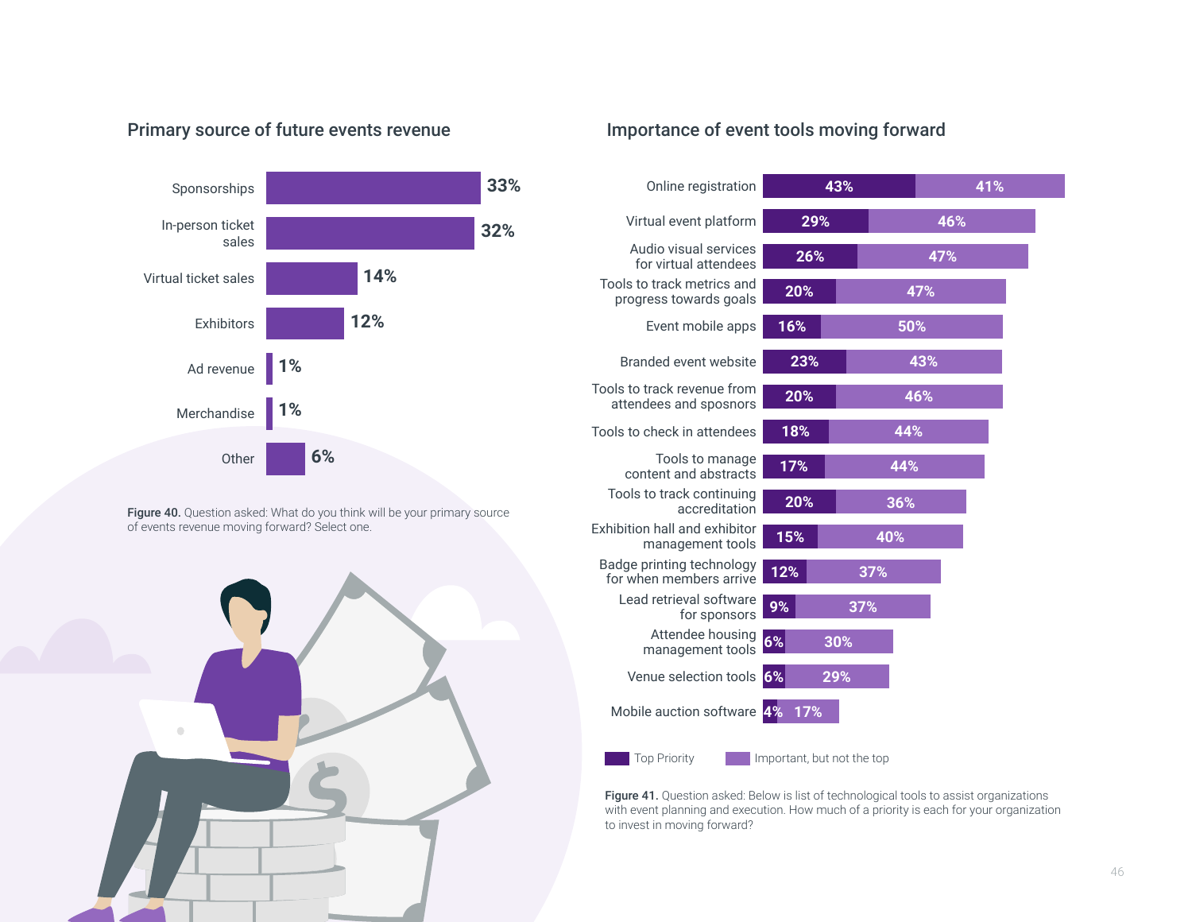## Primary source of future events revenue

| Source | Percentage |
|---|---|
| Sponsorships | 33% |
| In-person ticket sales | 32% |
| Virtual ticket sales | 14% |
| Exhibitors | 12% |
| Ad revenue | 1% |
| Merchandise | 1% |
| Other | 6% |

**Figure 40.** Question asked: What do you think will be your primary source of events revenue moving forward? Select one.

## Importance of event tools moving forward

| Tool | Top Priority | Important, but not the top |
|---|---|---|
| Online registration | 43% | 41% |
| Virtual event platform | 29% | 46% |
| Audio visual services for virtual attendees | 26% | 47% |
| Tools to track metrics and progress towards goals | 20% | 47% |
| Event mobile apps | 16% | 50% |
| Branded event website | 23% | 43% |
| Tools to track revenue from attendees and sposnors | 20% | 46% |
| Tools to check in attendees | 18% | 44% |
| Tools to manage content and abstracts | 17% | 44% |
| Tools to track continuing accreditation | 20% | 36% |
| Exhibition hall and exhibitor management tools | 15% | 40% |
| Badge printing technology for when members arrive | 12% | 37% |
| Lead retrieval software for sponsors | 9% | 37% |
| Attendee housing management tools | 6% | 30% |
| Venue selection tools | 6% | 29% |
| Mobile auction software | 4% | 17% |

**Figure 41.** Question asked: Below is list of technological tools to assist organizations with event planning and execution. How much of a priority is each for your organization to invest in moving forward?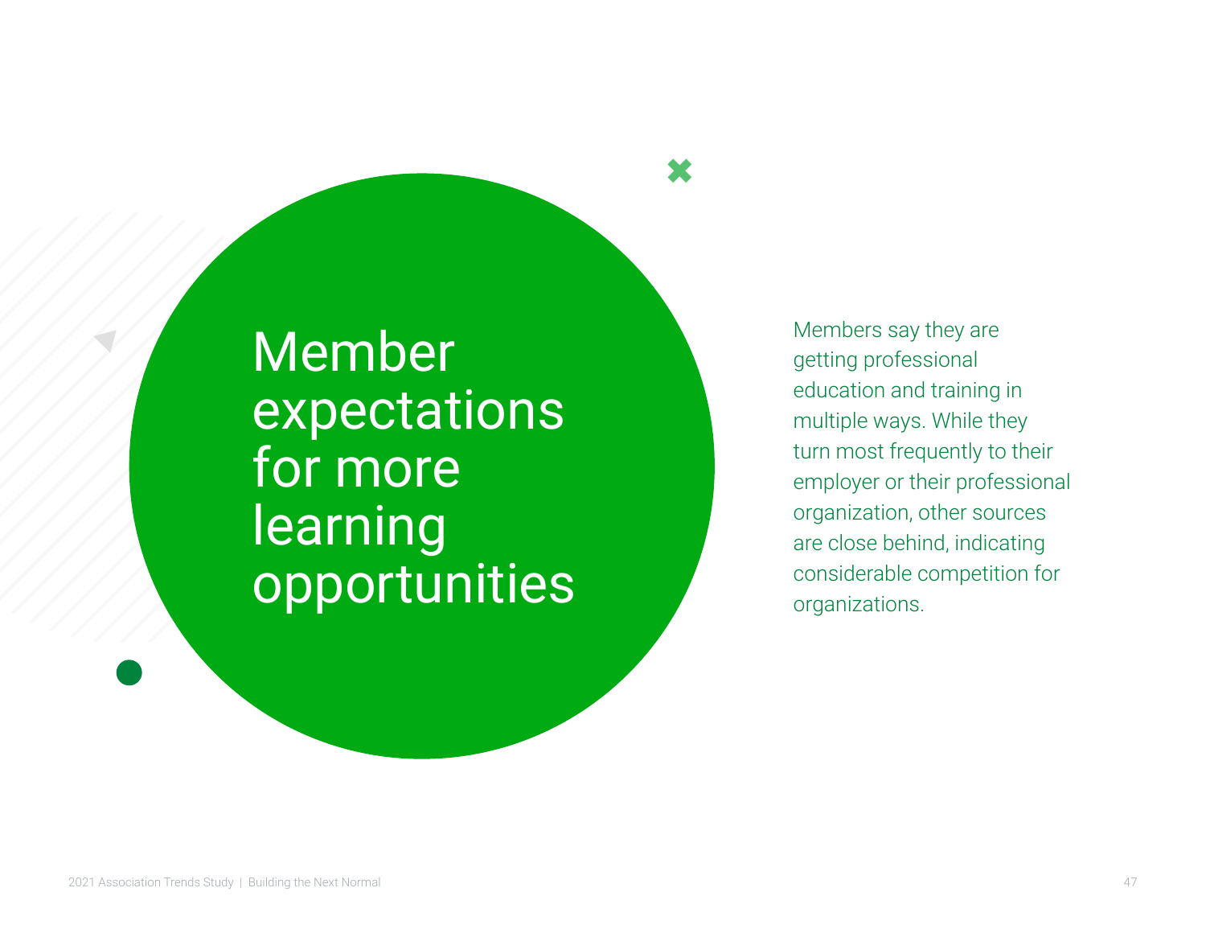# Member expectations for more learning opportunities

Members say they are getting professional education and training in multiple ways. While they turn most frequently to their employer or their professional organization, other sources are close behind, indicating considerable competition for organizations.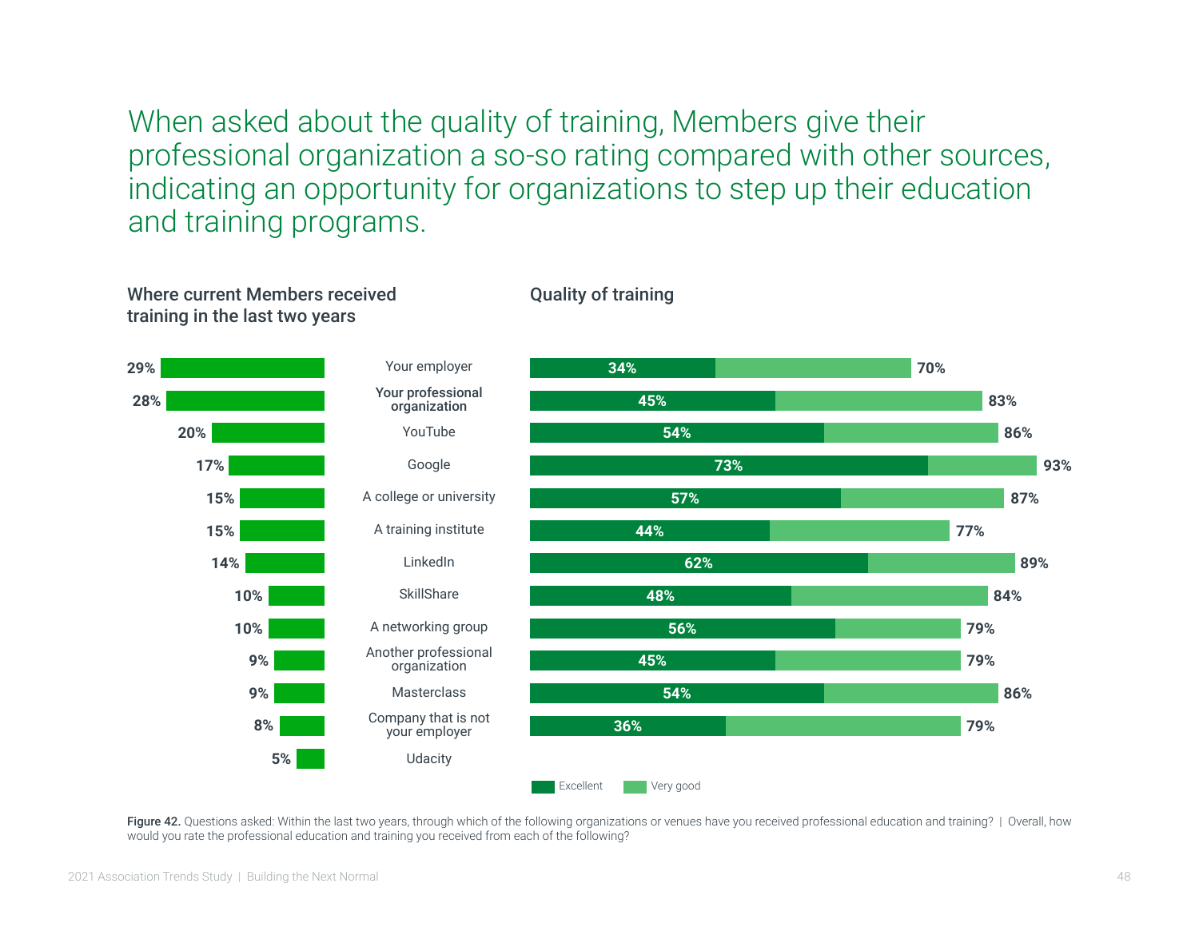# When asked about the quality of training, Members give their professional organization a so-so rating compared with other sources, indicating an opportunity for organizations to step up their education and training programs.

| Where current Members received training in the last two years | Source | Quality of training: Excellent | Quality of training: Excellent + Very good |
| --- | --- | --- | --- |
| 29% | Your employer | 34% | 70% |
| 28% | **Your professional organization** | 45% | 83% |
| 20% | YouTube | 54% | 86% |
| 17% | Google | 73% | 93% |
| 15% | A college or university | 57% | 87% |
| 15% | A training institute | 44% | 77% |
| 14% | LinkedIn | 62% | 89% |
| 10% | SkillShare | 48% | 84% |
| 10% | A networking group | 56% | 79% |
| 9% | Another professional organization | 45% | 79% |
| 9% | Masterclass | 54% | 86% |
| 8% | Company that is not your employer | 36% | 79% |
| 5% | Udacity | | |

**Figure 42.** Questions asked: Within the last two years, through which of the following organizations or venues have you received professional education and training? | Overall, how would you rate the professional education and training you received from each of the following?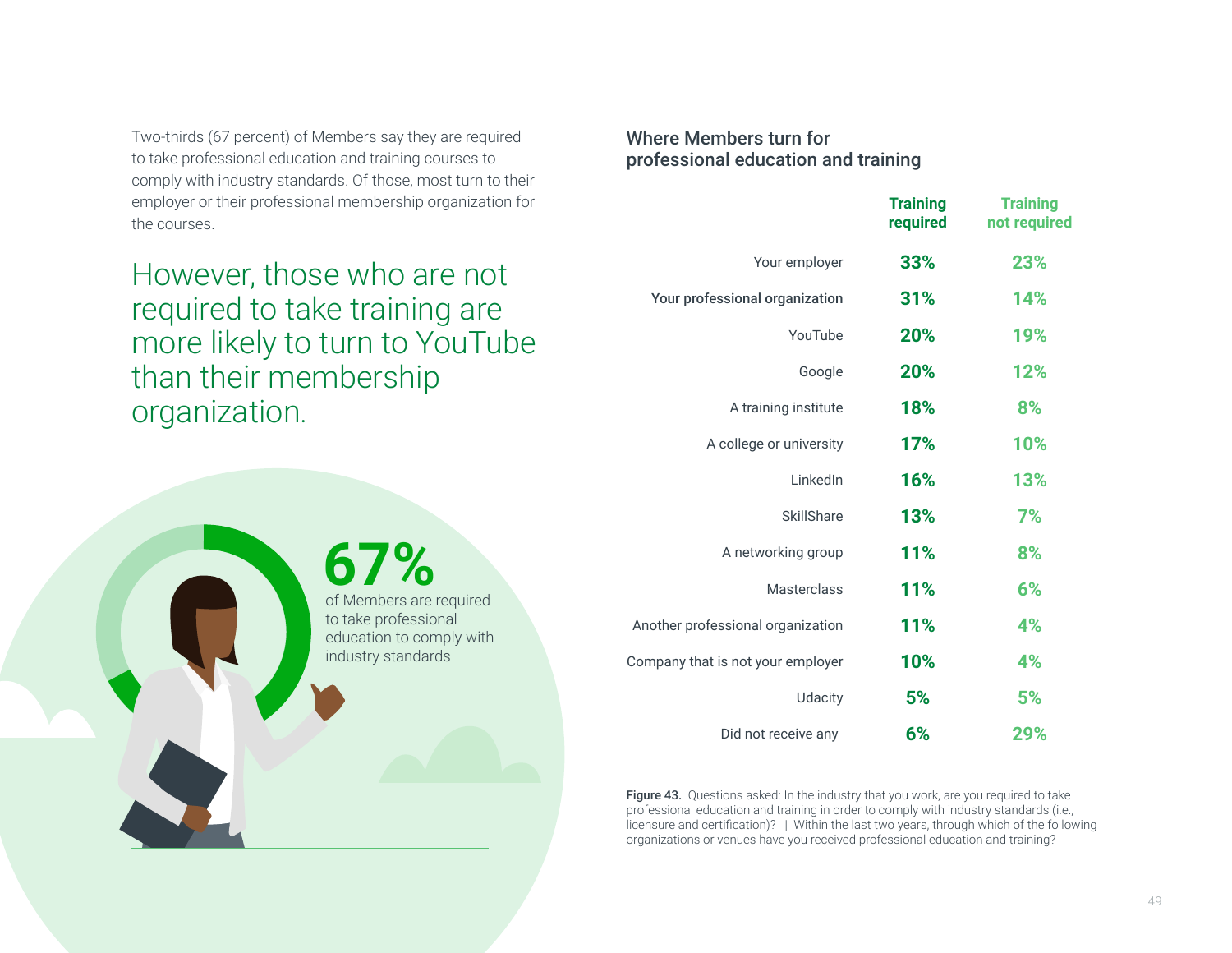Two-thirds (67 percent) of Members say they are required to take professional education and training courses to comply with industry standards. Of those, most turn to their employer or their professional membership organization for the courses.

## However, those who are not required to take training are more likely to turn to YouTube than their membership organization.

**67%** of Members are required to take professional education to comply with industry standards

### Where Members turn for professional education and training

| | Training required | Training not required |
|---|---|---|
| Your employer | 33% | 23% |
| Your professional organization | 31% | 14% |
| YouTube | 20% | 19% |
| Google | 20% | 12% |
| A training institute | 18% | 8% |
| A college or university | 17% | 10% |
| LinkedIn | 16% | 13% |
| SkillShare | 13% | 7% |
| A networking group | 11% | 8% |
| Masterclass | 11% | 6% |
| Another professional organization | 11% | 4% |
| Company that is not your employer | 10% | 4% |
| Udacity | 5% | 5% |
| Did not receive any | 6% | 29% |

**Figure 43.** Questions asked: In the industry that you work, are you required to take professional education and training in order to comply with industry standards (i.e., licensure and certification)? | Within the last two years, through which of the following organizations or venues have you received professional education and training?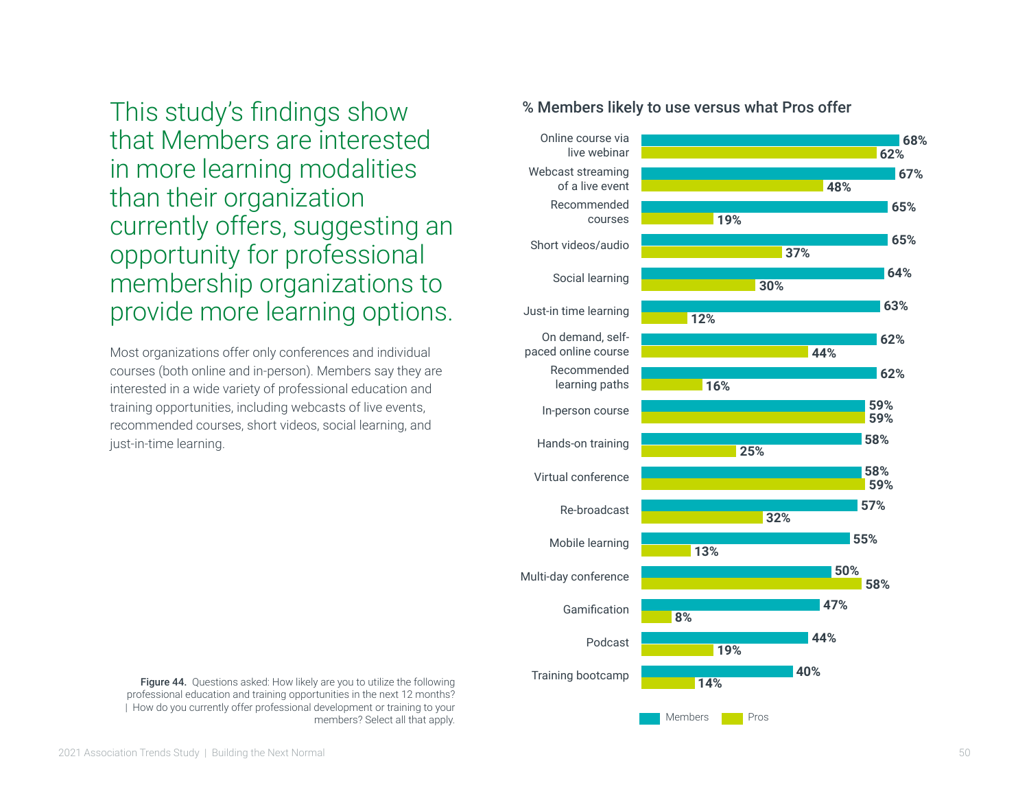# This study's findings show that Members are interested in more learning modalities than their organization currently offers, suggesting an opportunity for professional membership organizations to provide more learning options.

Most organizations offer only conferences and individual courses (both online and in-person). Members say they are interested in a wide variety of professional education and training opportunities, including webcasts of live events, recommended courses, short videos, social learning, and just-in-time learning.

### % Members likely to use versus what Pros offer

| | Members | Pros |
|---|---|---|
| Online course via live webinar | 68% | 62% |
| Webcast streaming of a live event | 67% | 48% |
| Recommended courses | 65% | 19% |
| Short videos/audio | 65% | 37% |
| Social learning | 64% | 30% |
| Just-in time learning | 63% | 12% |
| On demand, self-paced online course | 62% | 44% |
| Recommended learning paths | 62% | 16% |
| In-person course | 59% | 59% |
| Hands-on training | 58% | 25% |
| Virtual conference | 58% | 59% |
| Re-broadcast | 57% | 32% |
| Mobile learning | 55% | 13% |
| Multi-day conference | 50% | 58% |
| Gamification | 47% | 8% |
| Podcast | 44% | 19% |
| Training bootcamp | 40% | 14% |

**Figure 44.** Questions asked: How likely are you to utilize the following professional education and training opportunities in the next 12 months? | How do you currently offer professional development or training to your members? Select all that apply.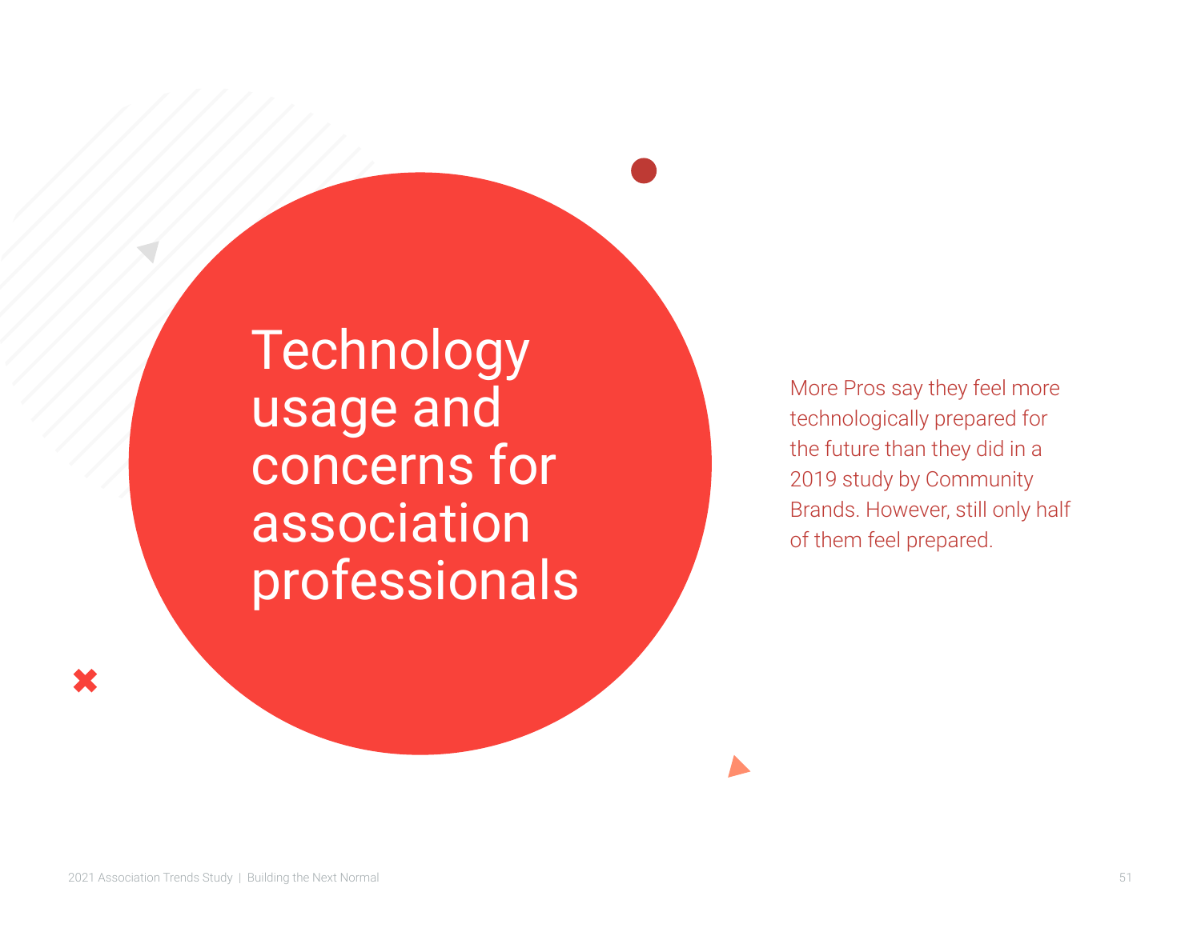# Technology usage and concerns for association professionals

More Pros say they feel more technologically prepared for the future than they did in a 2019 study by Community Brands. However, still only half of them feel prepared.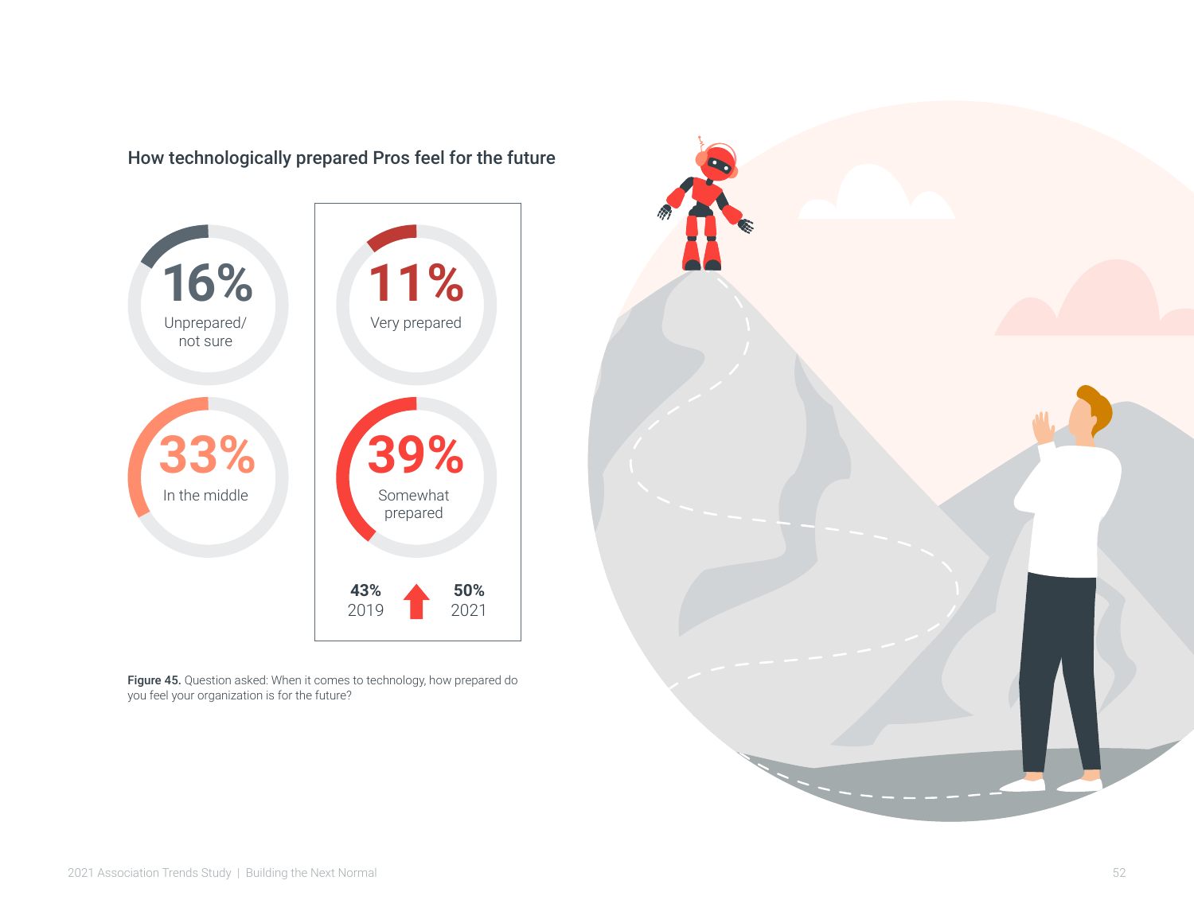### How technologically prepared Pros feel for the future

**16%** Unprepared/ not sure

**33%** In the middle

**11%** Very prepared

**39%** Somewhat prepared

**43%** 2019 ↑ **50%** 2021

**Figure 45.** Question asked: When it comes to technology, how prepared do you feel your organization is for the future?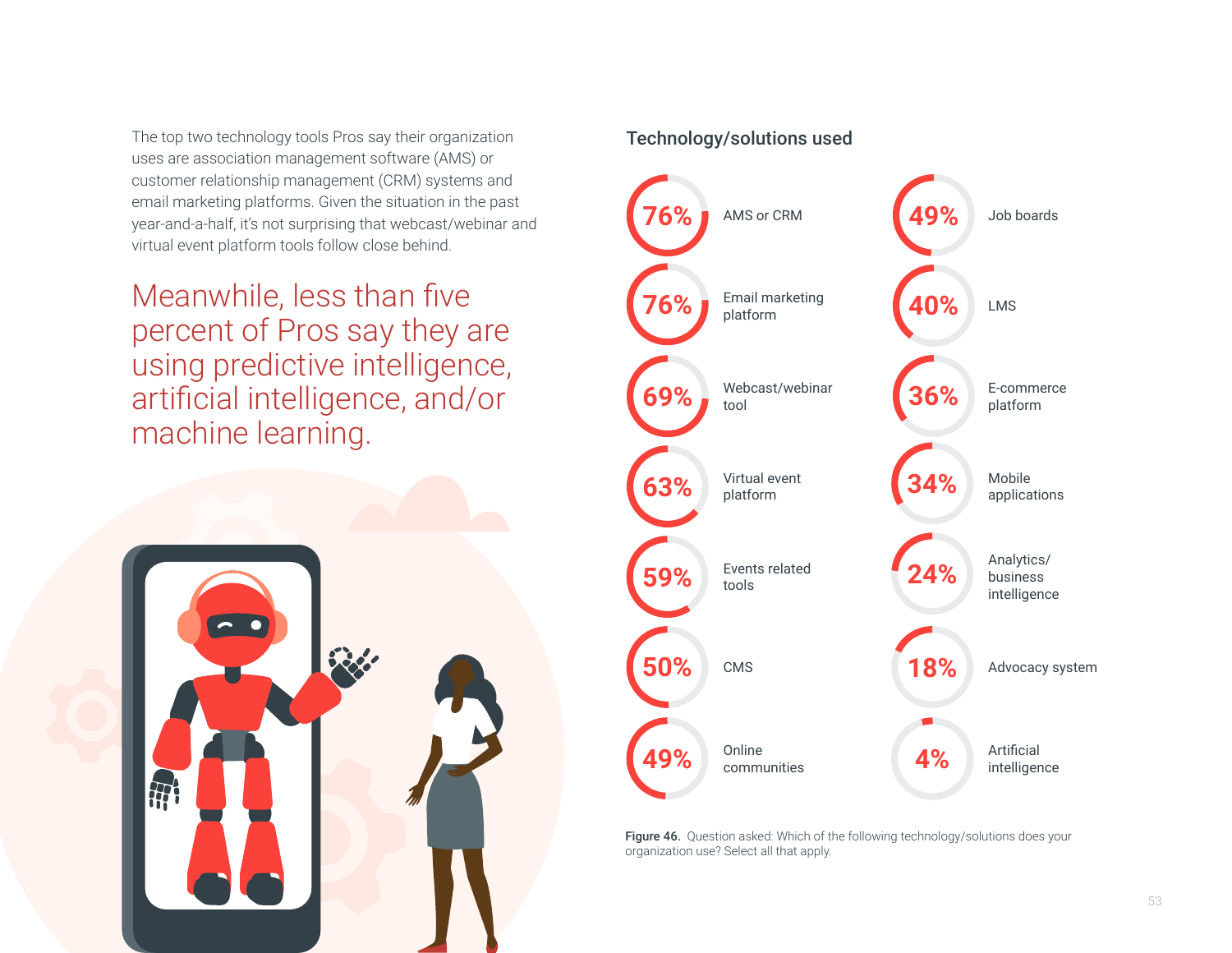The top two technology tools Pros say their organization uses are association management software (AMS) or customer relationship management (CRM) systems and email marketing platforms. Given the situation in the past year-and-a-half, it's not surprising that webcast/webinar and virtual event platform tools follow close behind.

Meanwhile, less than five percent of Pros say they are using predictive intelligence, artificial intelligence, and/or machine learning.

## Technology/solutions used

| Technology/solution | Percentage |
| --- | --- |
| AMS or CRM | 76% |
| Email marketing platform | 76% |
| Webcast/webinar tool | 69% |
| Virtual event platform | 63% |
| Events related tools | 59% |
| CMS | 50% |
| Online communities | 49% |
| Job boards | 49% |
| LMS | 40% |
| E-commerce platform | 36% |
| Mobile applications | 34% |
| Analytics/business intelligence | 24% |
| Advocacy system | 18% |
| Artificial intelligence | 4% |

**Figure 46.** Question asked: Which of the following technology/solutions does your organization use? Select all that apply.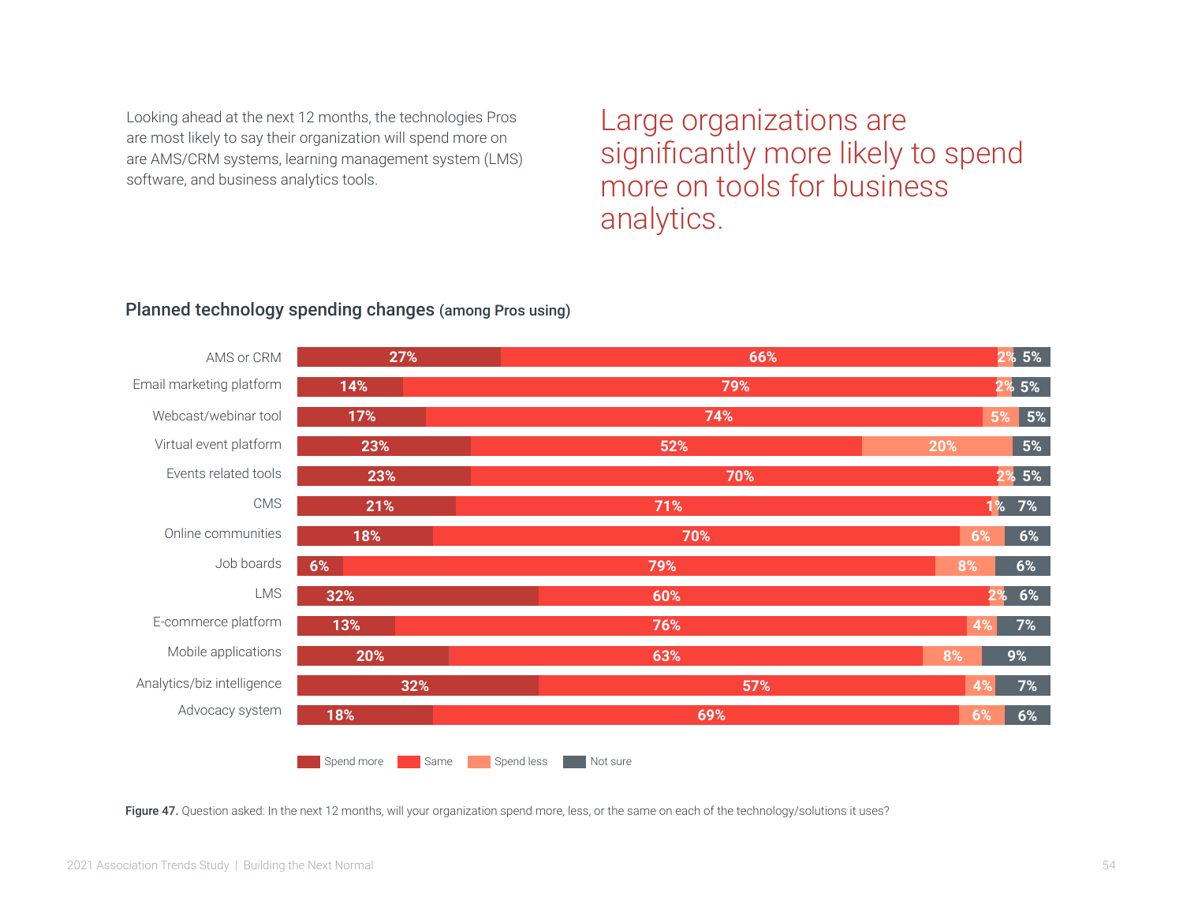Looking ahead at the next 12 months, the technologies Pros are most likely to say their organization will spend more on are AMS/CRM systems, learning management system (LMS) software, and business analytics tools.

## Large organizations are significantly more likely to spend more on tools for business analytics.

### Planned technology spending changes (among Pros using)

| | Spend more | Same | Spend less | Not sure |
|---|---|---|---|---|
| AMS or CRM | 27% | 66% | 2% | 5% |
| Email marketing platform | 14% | 79% | 2% | 5% |
| Webcast/webinar tool | 17% | 74% | 5% | 5% |
| Virtual event platform | 23% | 52% | 20% | 5% |
| Events related tools | 23% | 70% | 2% | 5% |
| CMS | 21% | 71% | 1% | 7% |
| Online communities | 18% | 70% | 6% | 6% |
| Job boards | 6% | 79% | 8% | 6% |
| LMS | 32% | 60% | 2% | 6% |
| E-commerce platform | 13% | 76% | 4% | 7% |
| Mobile applications | 20% | 63% | 8% | 9% |
| Analytics/biz intelligence | 32% | 57% | 4% | 7% |
| Advocacy system | 18% | 69% | 6% | 6% |

**Figure 47.** Question asked: In the next 12 months, will your organization spend more, less, or the same on each of the technology/solutions it uses?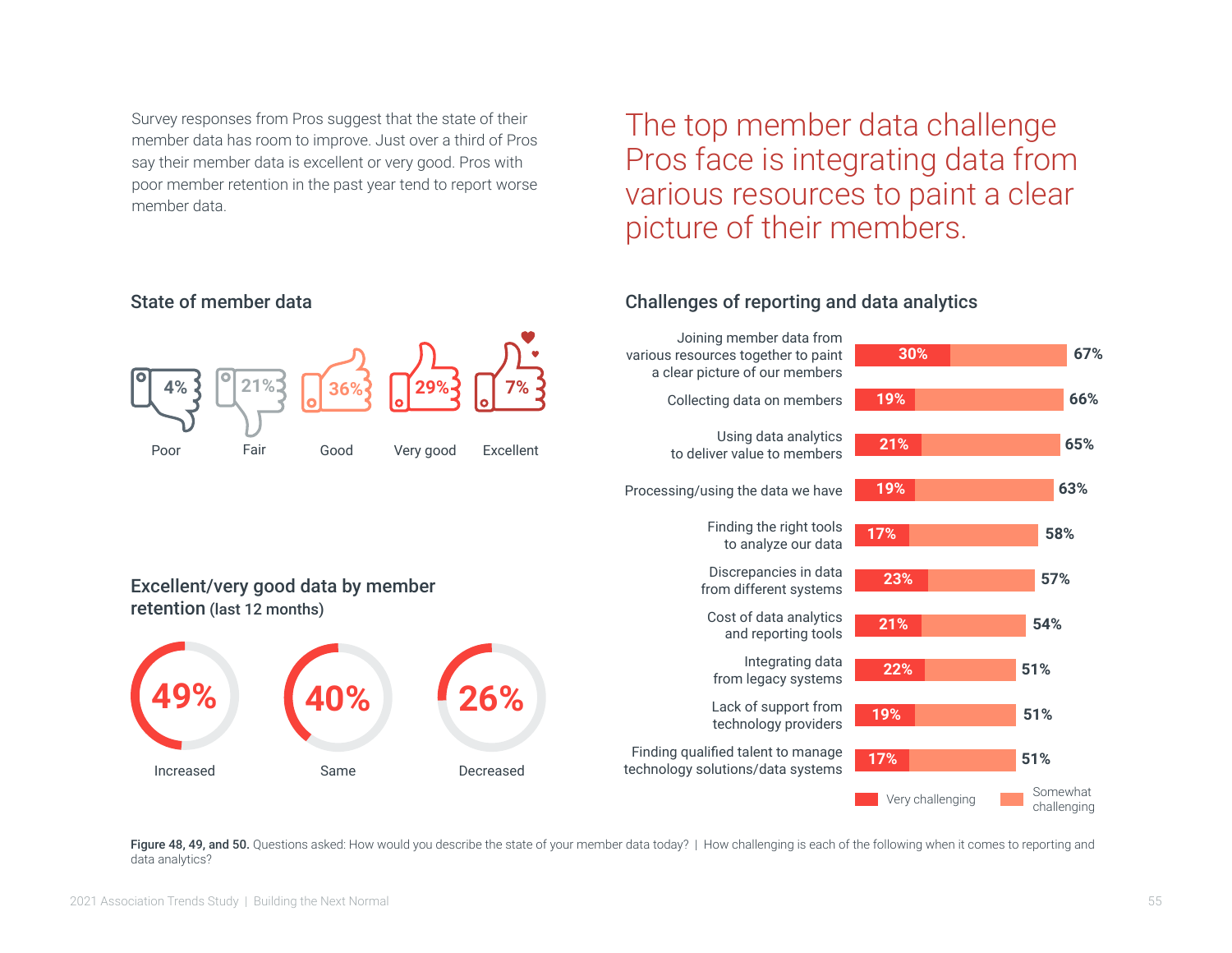Survey responses from Pros suggest that the state of their member data has room to improve. Just over a third of Pros say their member data is excellent or very good. Pros with poor member retention in the past year tend to report worse member data.

## The top member data challenge Pros face is integrating data from various resources to paint a clear picture of their members.

### State of member data

| Poor | Fair | Good | Very good | Excellent |
|---|---|---|---|---|
| 4% | 21% | 36% | 29% | 7% |

### Excellent/very good data by member retention (last 12 months)

| Increased | Same | Decreased |
|---|---|---|
| 49% | 40% | 26% |

### Challenges of reporting and data analytics

| Challenge | Very challenging | Total (Very + Somewhat challenging) |
|---|---|---|
| Joining member data from various resources together to paint a clear picture of our members | 30% | 67% |
| Collecting data on members | 19% | 66% |
| Using data analytics to deliver value to members | 21% | 65% |
| Processing/using the data we have | 19% | 63% |
| Finding the right tools to analyze our data | 17% | 58% |
| Discrepancies in data from different systems | 23% | 57% |
| Cost of data analytics and reporting tools | 21% | 54% |
| Integrating data from legacy systems | 22% | 51% |
| Lack of support from technology providers | 19% | 51% |
| Finding qualified talent to manage technology solutions/data systems | 17% | 51% |

**Figure 48, 49, and 50.** Questions asked: How would you describe the state of your member data today? | How challenging is each of the following when it comes to reporting and data analytics?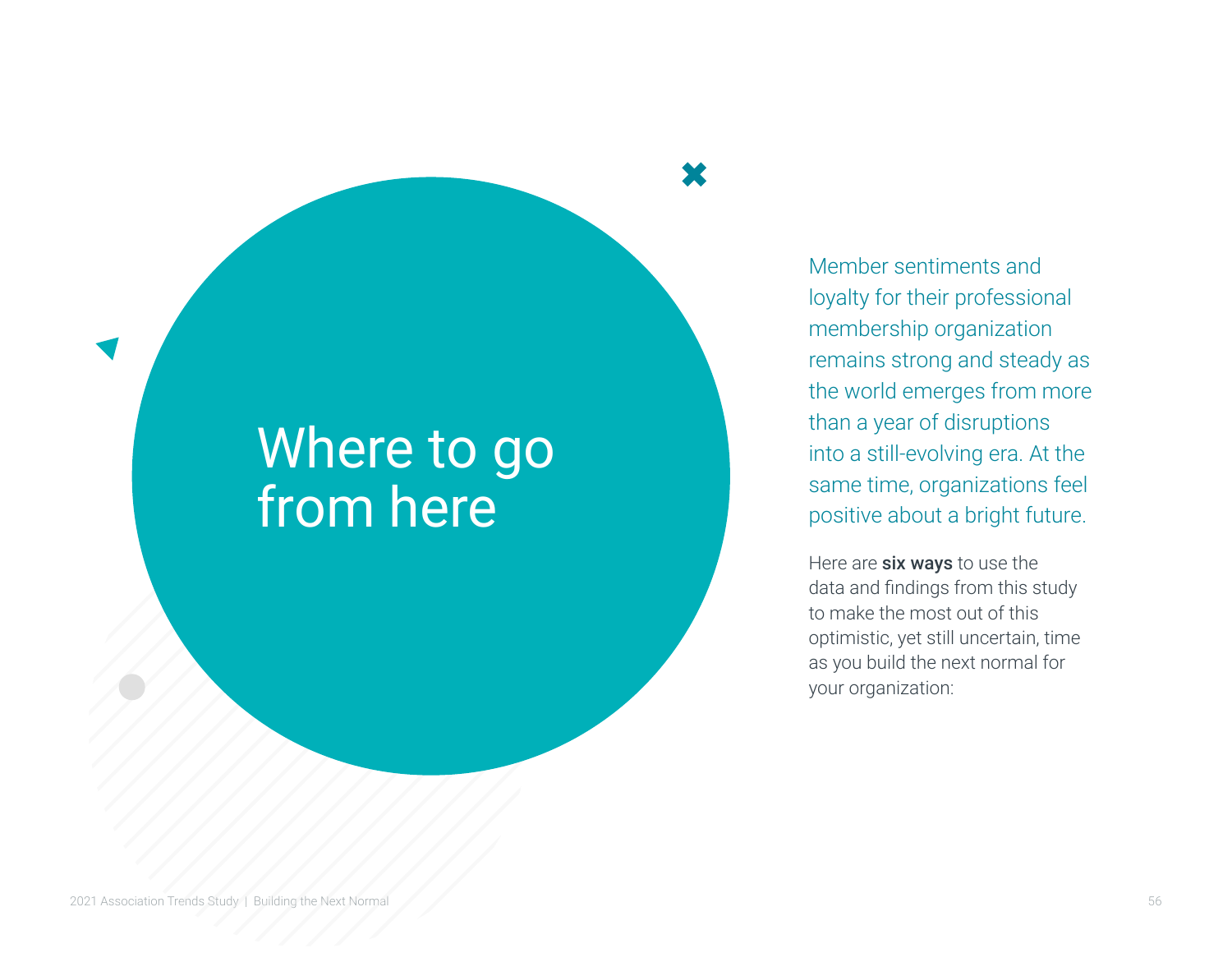# Where to go from here

Member sentiments and loyalty for their professional membership organization remains strong and steady as the world emerges from more than a year of disruptions into a still-evolving era. At the same time, organizations feel positive about a bright future.

Here are **six ways** to use the data and findings from this study to make the most out of this optimistic, yet still uncertain, time as you build the next normal for your organization: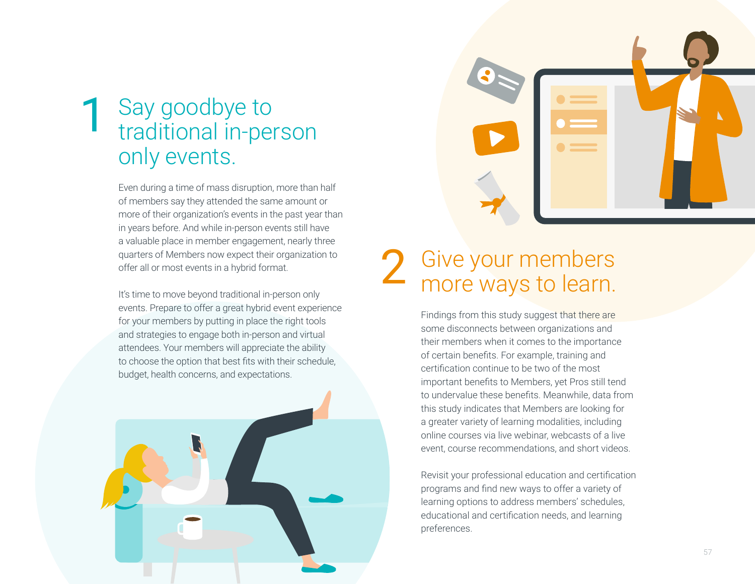## 1 Say goodbye to traditional in-person only events.

Even during a time of mass disruption, more than half of members say they attended the same amount or more of their organization's events in the past year than in years before. And while in-person events still have a valuable place in member engagement, nearly three quarters of Members now expect their organization to offer all or most events in a hybrid format.

It's time to move beyond traditional in-person only events. Prepare to offer a great hybrid event experience for your members by putting in place the right tools and strategies to engage both in-person and virtual attendees. Your members will appreciate the ability to choose the option that best fits with their schedule, budget, health concerns, and expectations.

## 2 Give your members more ways to learn.

Findings from this study suggest that there are some disconnects between organizations and their members when it comes to the importance of certain benefits. For example, training and certification continue to be two of the most important benefits to Members, yet Pros still tend to undervalue these benefits. Meanwhile, data from this study indicates that Members are looking for a greater variety of learning modalities, including online courses via live webinar, webcasts of a live event, course recommendations, and short videos.

Revisit your professional education and certification programs and find new ways to offer a variety of learning options to address members' schedules, educational and certification needs, and learning preferences.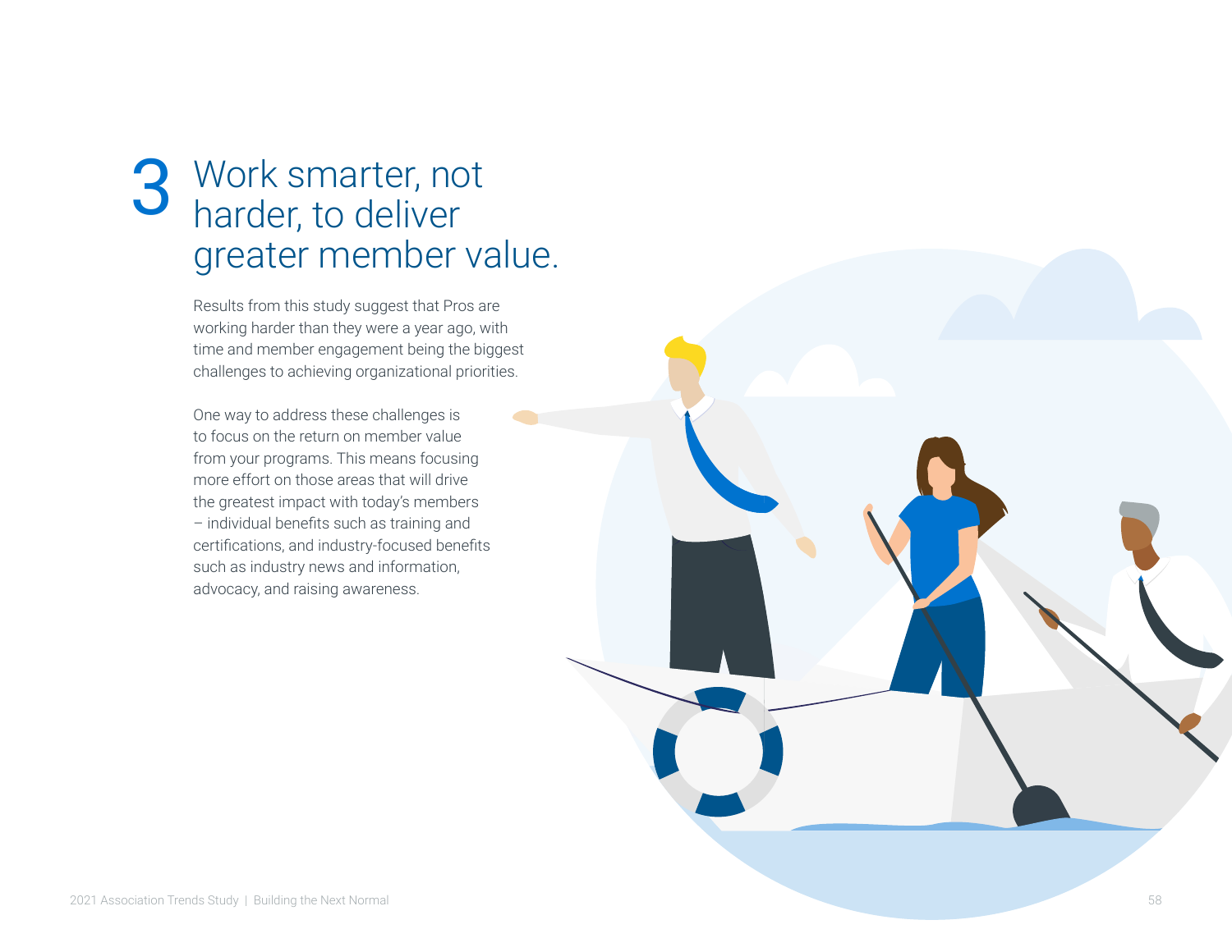# 3 Work smarter, not harder, to deliver greater member value.

Results from this study suggest that Pros are working harder than they were a year ago, with time and member engagement being the biggest challenges to achieving organizational priorities.

One way to address these challenges is to focus on the return on member value from your programs. This means focusing more effort on those areas that will drive the greatest impact with today's members – individual benefits such as training and certifications, and industry-focused benefits such as industry news and information, advocacy, and raising awareness.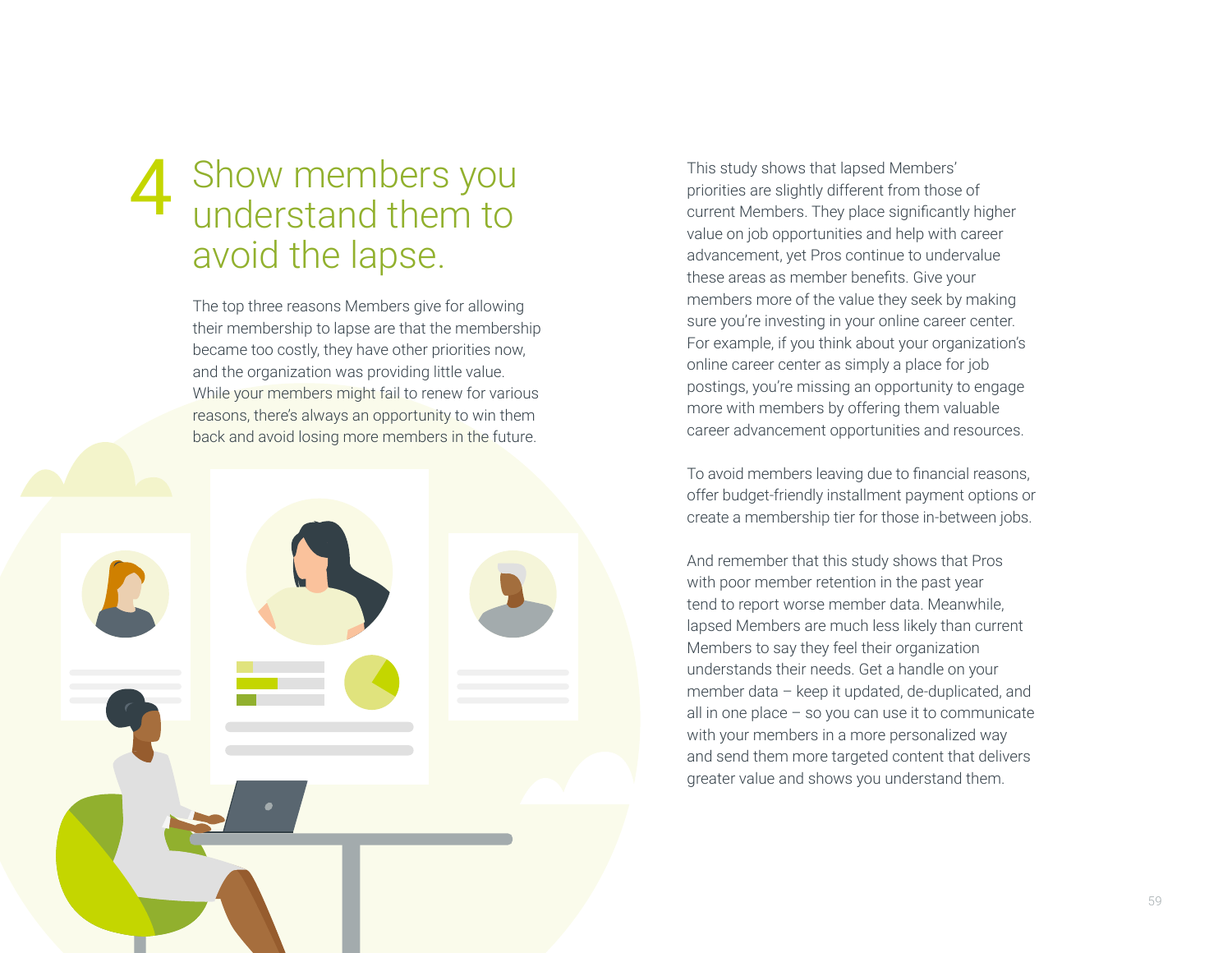# 4 Show members you understand them to avoid the lapse.

The top three reasons Members give for allowing their membership to lapse are that the membership became too costly, they have other priorities now, and the organization was providing little value. While your members might fail to renew for various reasons, there's always an opportunity to win them back and avoid losing more members in the future.

This study shows that lapsed Members' priorities are slightly different from those of current Members. They place significantly higher value on job opportunities and help with career advancement, yet Pros continue to undervalue these areas as member benefits. Give your members more of the value they seek by making sure you're investing in your online career center. For example, if you think about your organization's online career center as simply a place for job postings, you're missing an opportunity to engage more with members by offering them valuable career advancement opportunities and resources.

To avoid members leaving due to financial reasons, offer budget-friendly installment payment options or create a membership tier for those in-between jobs.

And remember that this study shows that Pros with poor member retention in the past year tend to report worse member data. Meanwhile, lapsed Members are much less likely than current Members to say they feel their organization understands their needs. Get a handle on your member data – keep it updated, de-duplicated, and all in one place – so you can use it to communicate with your members in a more personalized way and send them more targeted content that delivers greater value and shows you understand them.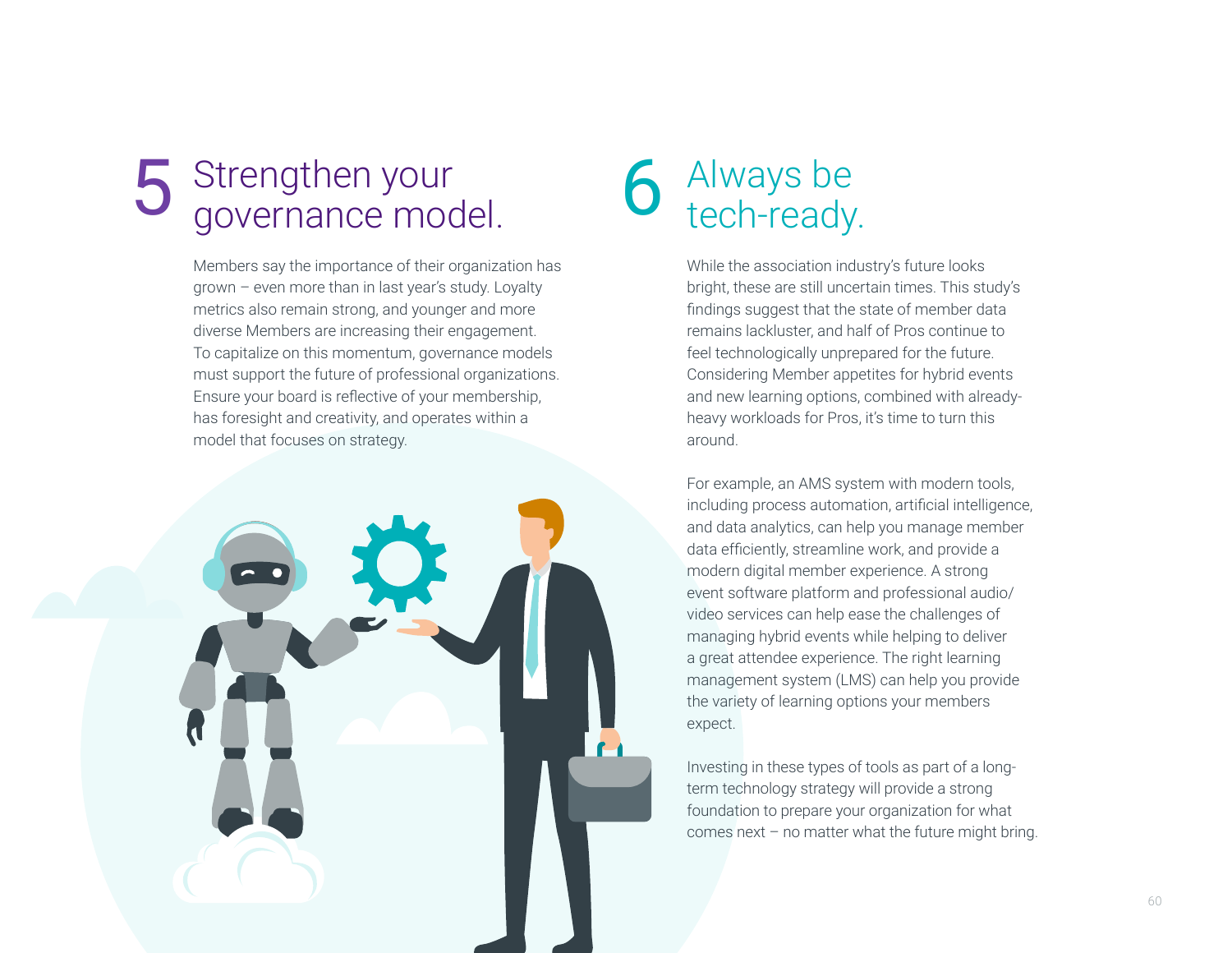## 5 Strengthen your governance model.

Members say the importance of their organization has grown – even more than in last year's study. Loyalty metrics also remain strong, and younger and more diverse Members are increasing their engagement. To capitalize on this momentum, governance models must support the future of professional organizations. Ensure your board is reflective of your membership, has foresight and creativity, and operates within a model that focuses on strategy.

## 6 Always be tech-ready.

While the association industry's future looks bright, these are still uncertain times. This study's findings suggest that the state of member data remains lackluster, and half of Pros continue to feel technologically unprepared for the future. Considering Member appetites for hybrid events and new learning options, combined with already-heavy workloads for Pros, it's time to turn this around.

For example, an AMS system with modern tools, including process automation, artificial intelligence, and data analytics, can help you manage member data efficiently, streamline work, and provide a modern digital member experience. A strong event software platform and professional audio/video services can help ease the challenges of managing hybrid events while helping to deliver a great attendee experience. The right learning management system (LMS) can help you provide the variety of learning options your members expect.

Investing in these types of tools as part of a long-term technology strategy will provide a strong foundation to prepare your organization for what comes next – no matter what the future might bring.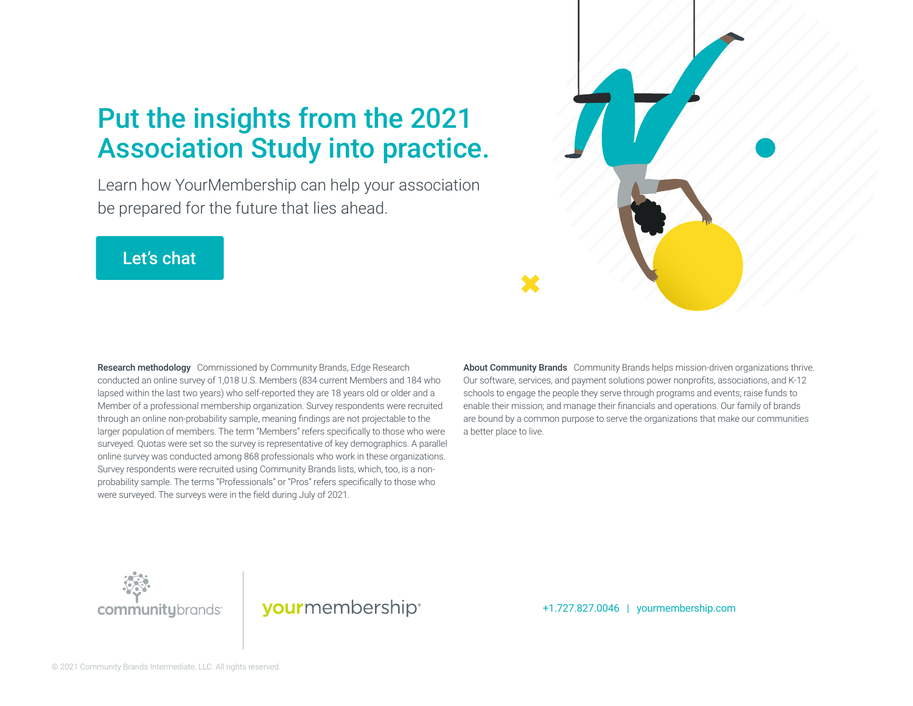# Put the insights from the 2021 Association Study into practice.

Learn how YourMembership can help your association be prepared for the future that lies ahead.

Let's chat

**Research methodology** Commissioned by Community Brands, Edge Research conducted an online survey of 1,018 U.S. Members (834 current Members and 184 who lapsed within the last two years) who self-reported they are 18 years old or older and a Member of a professional membership organization. Survey respondents were recruited through an online non-probability sample, meaning findings are not projectable to the larger population of members. The term "Members" refers specifically to those who were surveyed. Quotas were set so the survey is representative of key demographics. A parallel online survey was conducted among 868 professionals who work in these organizations. Survey respondents were recruited using Community Brands lists, which, too, is a non-probability sample. The terms "Professionals" or "Pros" refers specifically to those who were surveyed. The surveys were in the field during July of 2021.

**About Community Brands** Community Brands helps mission-driven organizations thrive. Our software, services, and payment solutions power nonprofits, associations, and K-12 schools to engage the people they serve through programs and events; raise funds to enable their mission; and manage their financials and operations. Our family of brands are bound by a common purpose to serve the organizations that make our communities a better place to live.

communitybrands | yourmembership

+1.727.827.0046 | yourmembership.com

© 2021 Community Brands Intermediate, LLC. All rights reserved.